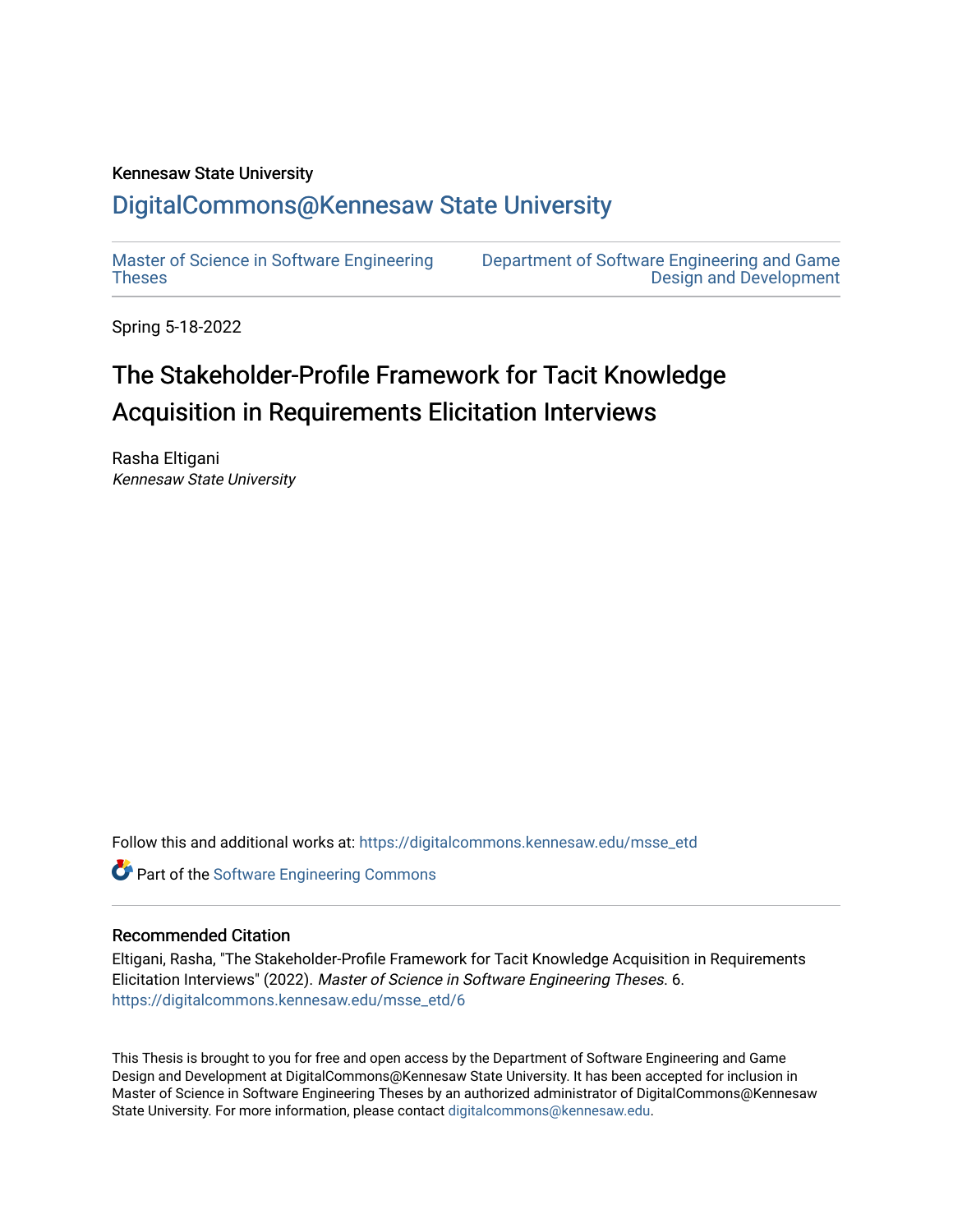Kennesaw State University

# DigitalCommons@Kennesaw State University

Master of Science in Software Engineering Theses

Department of Software Engineering and Game Design and Development

Spring 5-18-2022

# The Stakeholder-Profile Framework for Tacit Knowledge Acquisition in Requirements Elicitation Interviews

Rasha Eltigani
*Kennesaw State University*

Follow this and additional works at: https://digitalcommons.kennesaw.edu/msse_etd

Part of the Software Engineering Commons

## Recommended Citation

Eltigani, Rasha, "The Stakeholder-Profile Framework for Tacit Knowledge Acquisition in Requirements Elicitation Interviews" (2022). *Master of Science in Software Engineering Theses*. 6.
https://digitalcommons.kennesaw.edu/msse_etd/6

This Thesis is brought to you for free and open access by the Department of Software Engineering and Game Design and Development at DigitalCommons@Kennesaw State University. It has been accepted for inclusion in Master of Science in Software Engineering Theses by an authorized administrator of DigitalCommons@Kennesaw State University. For more information, please contact digitalcommons@kennesaw.edu.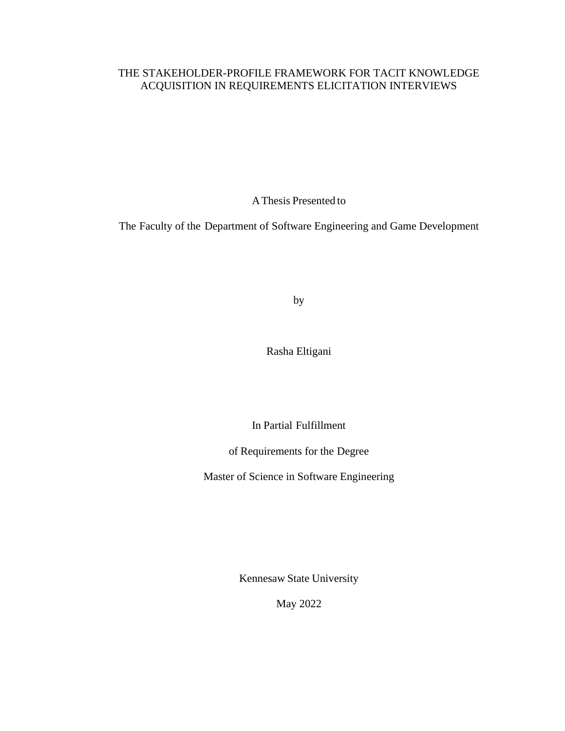# THE STAKEHOLDER-PROFILE FRAMEWORK FOR TACIT KNOWLEDGE ACQUISITION IN REQUIREMENTS ELICITATION INTERVIEWS

A Thesis Presented to

The Faculty of the Department of Software Engineering and Game Development

by

Rasha Eltigani

In Partial Fulfillment

of Requirements for the Degree

Master of Science in Software Engineering

Kennesaw State University

May 2022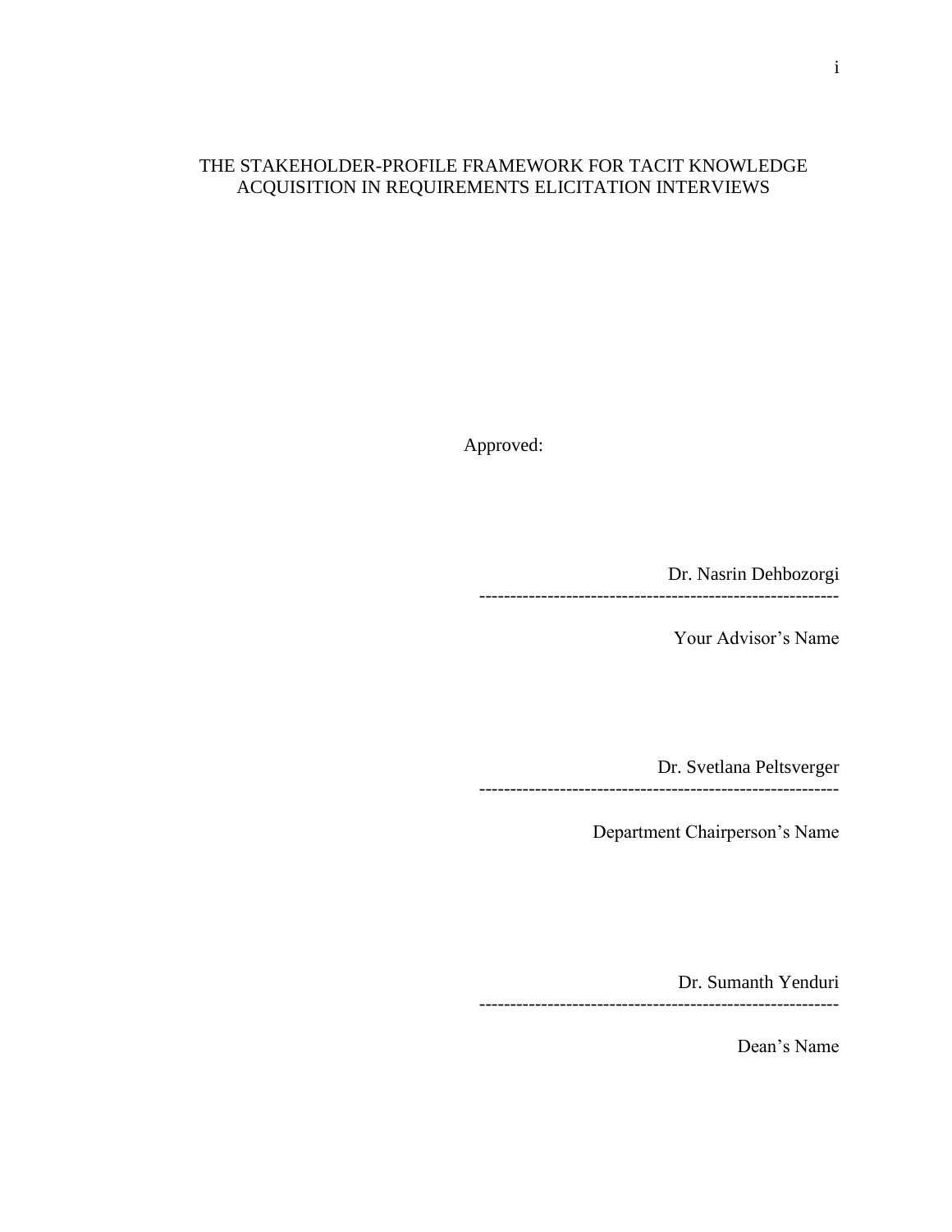THE STAKEHOLDER-PROFILE FRAMEWORK FOR TACIT KNOWLEDGE ACQUISITION IN REQUIREMENTS ELICITATION INTERVIEWS

Approved:

Dr. Nasrin Dehbozorgi

----------------------------------------------------------

Your Advisor's Name

Dr. Svetlana Peltsverger

----------------------------------------------------------

Department Chairperson's Name

Dr. Sumanth Yenduri

----------------------------------------------------------

Dean's Name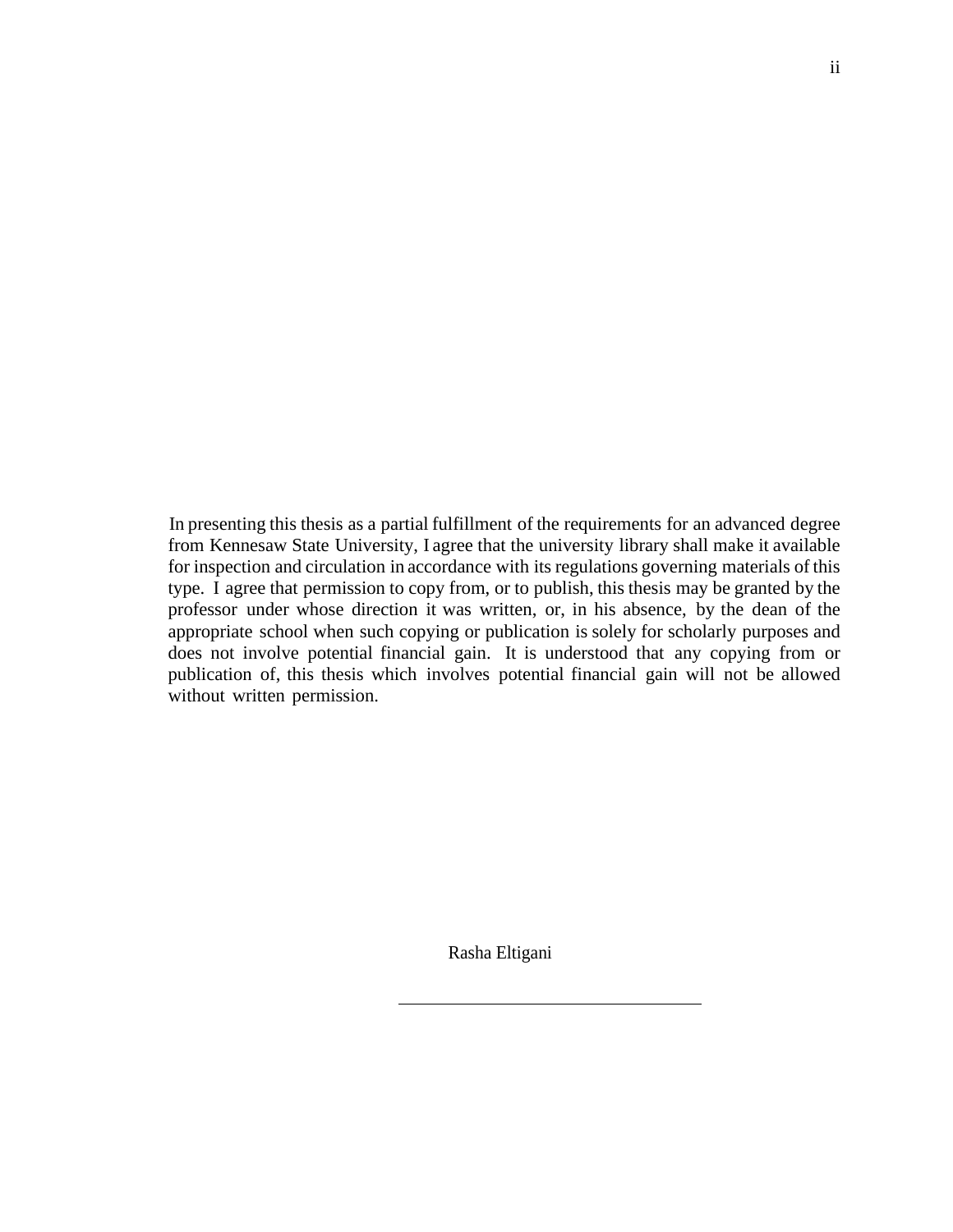In presenting this thesis as a partial fulfillment of the requirements for an advanced degree from Kennesaw State University, I agree that the university library shall make it available for inspection and circulation in accordance with its regulations governing materials of this type. I agree that permission to copy from, or to publish, this thesis may be granted by the professor under whose direction it was written, or, in his absence, by the dean of the appropriate school when such copying or publication is solely for scholarly purposes and does not involve potential financial gain. It is understood that any copying from or publication of, this thesis which involves potential financial gain will not be allowed without written permission.

Rasha Eltigani

\_\_\_\_\_\_\_\_\_\_\_\_\_\_\_\_\_\_\_\_\_\_\_\_\_\_\_\_\_\_\_\_\_\_\_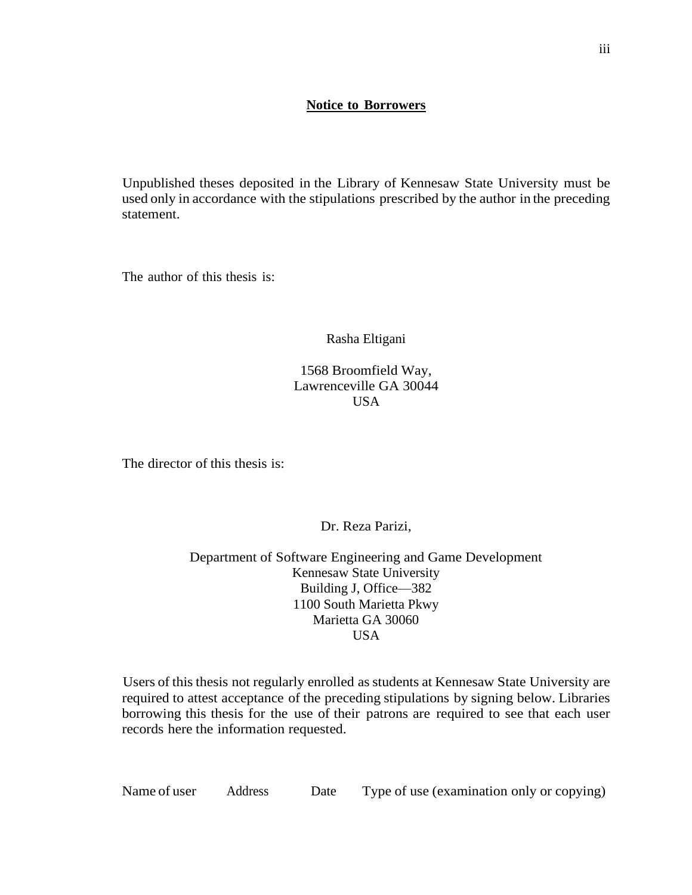## **Notice to Borrowers**

Unpublished theses deposited in the Library of Kennesaw State University must be used only in accordance with the stipulations prescribed by the author in the preceding statement.

The author of this thesis is:

Rasha Eltigani

1568 Broomfield Way,
Lawrenceville GA 30044
USA

The director of this thesis is:

Dr. Reza Parizi,

Department of Software Engineering and Game Development
Kennesaw State University
Building J, Office—382
1100 South Marietta Pkwy
Marietta GA 30060
USA

Users of this thesis not regularly enrolled as students at Kennesaw State University are required to attest acceptance of the preceding stipulations by signing below. Libraries borrowing this thesis for the use of their patrons are required to see that each user records here the information requested.

| Name of user | Address | Date | Type of use (examination only or copying) |
|---|---|---|---|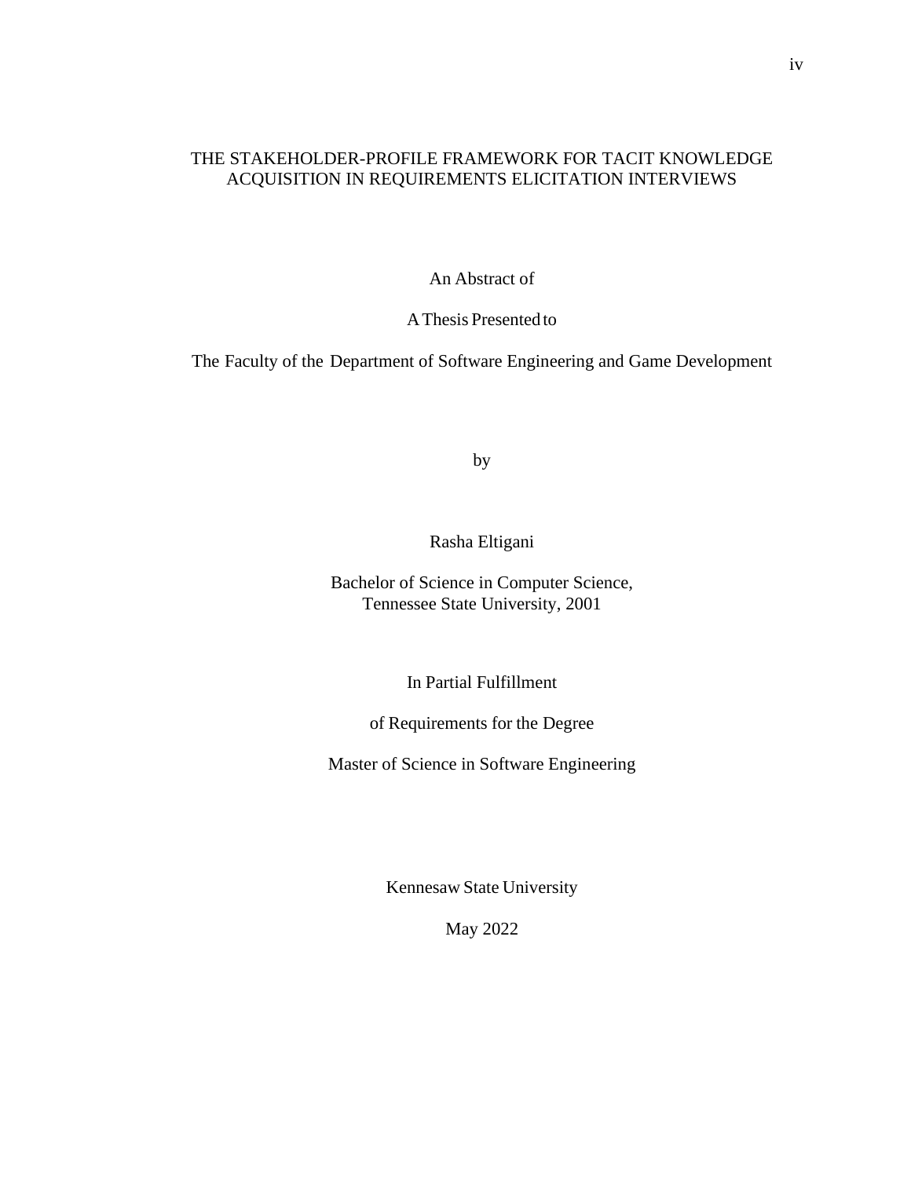# THE STAKEHOLDER-PROFILE FRAMEWORK FOR TACIT KNOWLEDGE ACQUISITION IN REQUIREMENTS ELICITATION INTERVIEWS

An Abstract of

A Thesis Presented to

The Faculty of the Department of Software Engineering and Game Development

by

Rasha Eltigani

Bachelor of Science in Computer Science,
Tennessee State University, 2001

In Partial Fulfillment

of Requirements for the Degree

Master of Science in Software Engineering

Kennesaw State University

May 2022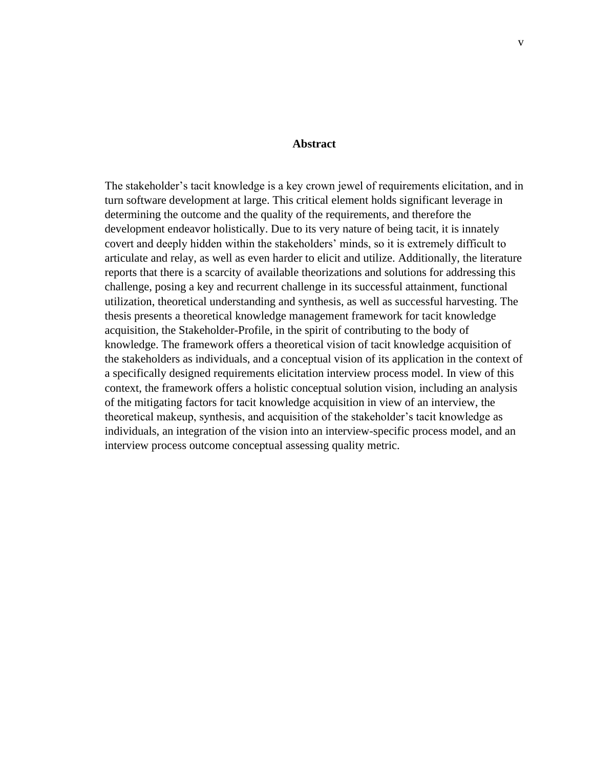# Abstract

The stakeholder's tacit knowledge is a key crown jewel of requirements elicitation, and in turn software development at large. This critical element holds significant leverage in determining the outcome and the quality of the requirements, and therefore the development endeavor holistically. Due to its very nature of being tacit, it is innately covert and deeply hidden within the stakeholders' minds, so it is extremely difficult to articulate and relay, as well as even harder to elicit and utilize. Additionally, the literature reports that there is a scarcity of available theorizations and solutions for addressing this challenge, posing a key and recurrent challenge in its successful attainment, functional utilization, theoretical understanding and synthesis, as well as successful harvesting. The thesis presents a theoretical knowledge management framework for tacit knowledge acquisition, the Stakeholder-Profile, in the spirit of contributing to the body of knowledge. The framework offers a theoretical vision of tacit knowledge acquisition of the stakeholders as individuals, and a conceptual vision of its application in the context of a specifically designed requirements elicitation interview process model. In view of this context, the framework offers a holistic conceptual solution vision, including an analysis of the mitigating factors for tacit knowledge acquisition in view of an interview, the theoretical makeup, synthesis, and acquisition of the stakeholder's tacit knowledge as individuals, an integration of the vision into an interview-specific process model, and an interview process outcome conceptual assessing quality metric.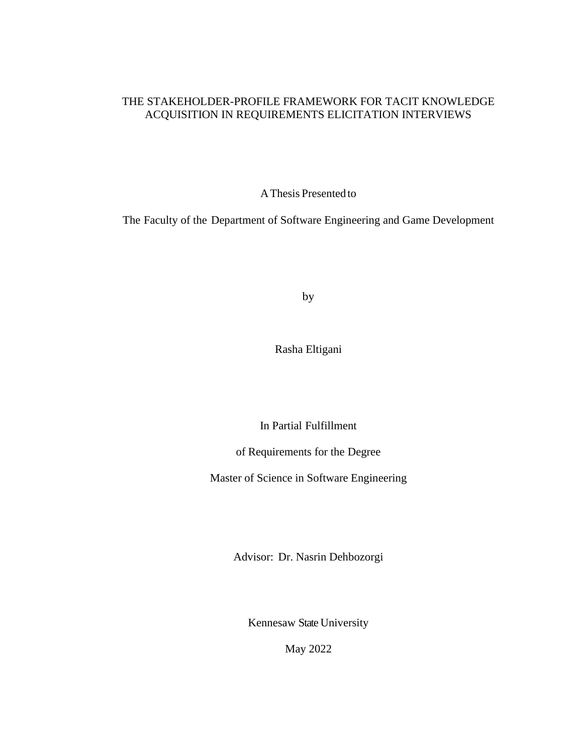THE STAKEHOLDER-PROFILE FRAMEWORK FOR TACIT KNOWLEDGE ACQUISITION IN REQUIREMENTS ELICITATION INTERVIEWS

A Thesis Presented to

The Faculty of the Department of Software Engineering and Game Development

by

Rasha Eltigani

In Partial Fulfillment

of Requirements for the Degree

Master of Science in Software Engineering

Advisor: Dr. Nasrin Dehbozorgi

Kennesaw State University

May 2022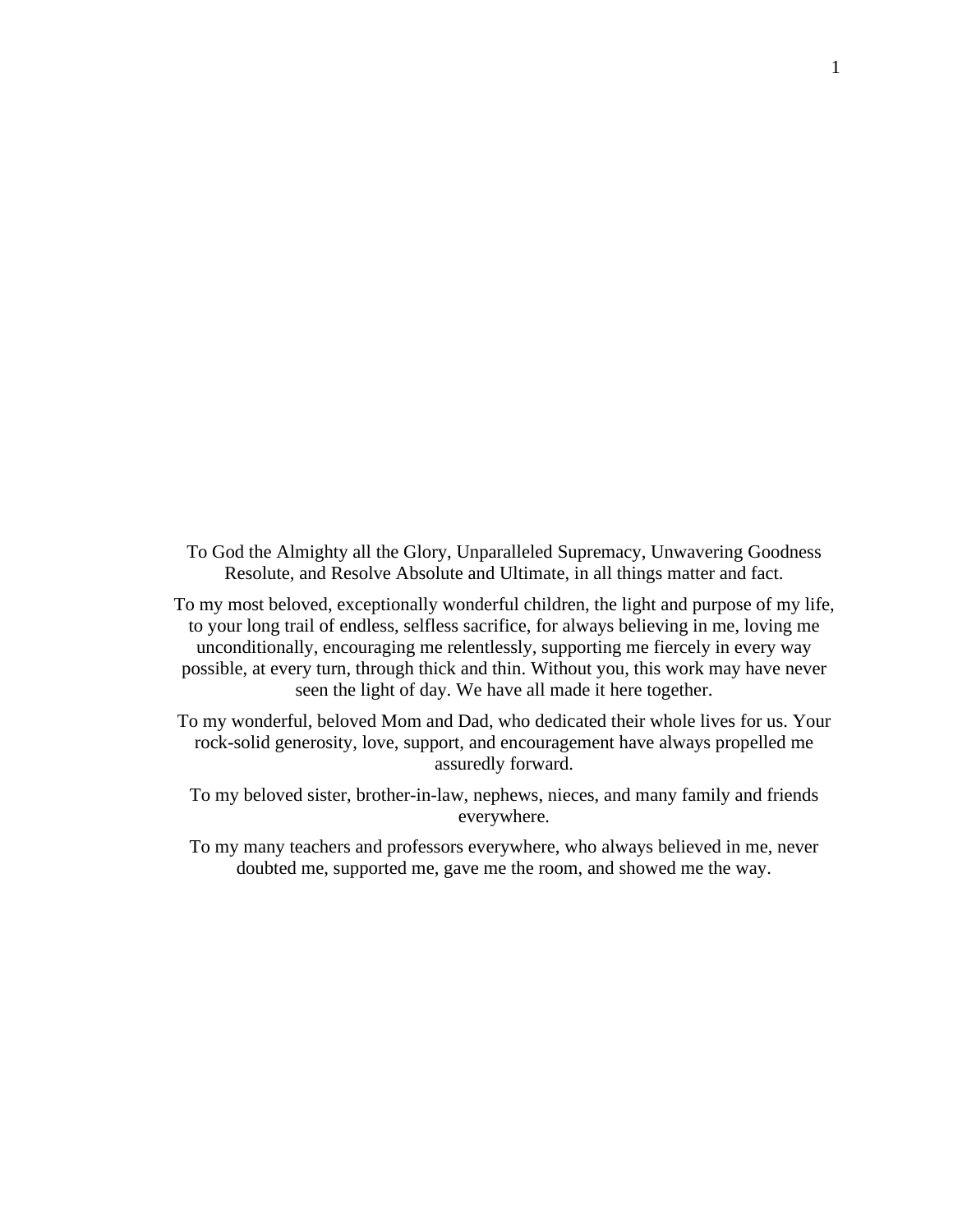To God the Almighty all the Glory, Unparalleled Supremacy, Unwavering Goodness Resolute, and Resolve Absolute and Ultimate, in all things matter and fact.

To my most beloved, exceptionally wonderful children, the light and purpose of my life, to your long trail of endless, selfless sacrifice, for always believing in me, loving me unconditionally, encouraging me relentlessly, supporting me fiercely in every way possible, at every turn, through thick and thin. Without you, this work may have never seen the light of day. We have all made it here together.

To my wonderful, beloved Mom and Dad, who dedicated their whole lives for us. Your rock-solid generosity, love, support, and encouragement have always propelled me assuredly forward.

To my beloved sister, brother-in-law, nephews, nieces, and many family and friends everywhere.

To my many teachers and professors everywhere, who always believed in me, never doubted me, supported me, gave me the room, and showed me the way.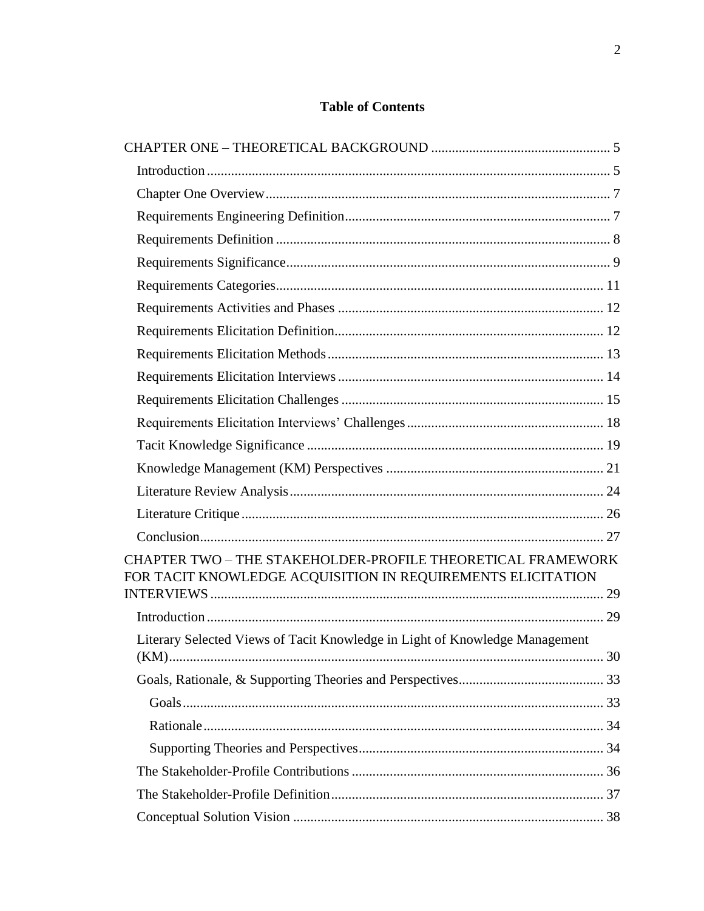# Table of Contents

- CHAPTER ONE – THEORETICAL BACKGROUND .................... 5
  - Introduction .................... 5
  - Chapter One Overview .................... 7
  - Requirements Engineering Definition .................... 7
  - Requirements Definition .................... 8
  - Requirements Significance .................... 9
  - Requirements Categories .................... 11
  - Requirements Activities and Phases .................... 12
  - Requirements Elicitation Definition .................... 12
  - Requirements Elicitation Methods .................... 13
  - Requirements Elicitation Interviews .................... 14
  - Requirements Elicitation Challenges .................... 15
  - Requirements Elicitation Interviews' Challenges .................... 18
  - Tacit Knowledge Significance .................... 19
  - Knowledge Management (KM) Perspectives .................... 21
  - Literature Review Analysis .................... 24
  - Literature Critique .................... 26
  - Conclusion .................... 27
- CHAPTER TWO – THE STAKEHOLDER-PROFILE THEORETICAL FRAMEWORK FOR TACIT KNOWLEDGE ACQUISITION IN REQUIREMENTS ELICITATION INTERVIEWS .................... 29
  - Introduction .................... 29
  - Literary Selected Views of Tacit Knowledge in Light of Knowledge Management (KM) .................... 30
  - Goals, Rationale, & Supporting Theories and Perspectives .................... 33
    - Goals .................... 33
    - Rationale .................... 34
    - Supporting Theories and Perspectives .................... 34
  - The Stakeholder-Profile Contributions .................... 36
  - The Stakeholder-Profile Definition .................... 37
  - Conceptual Solution Vision .................... 38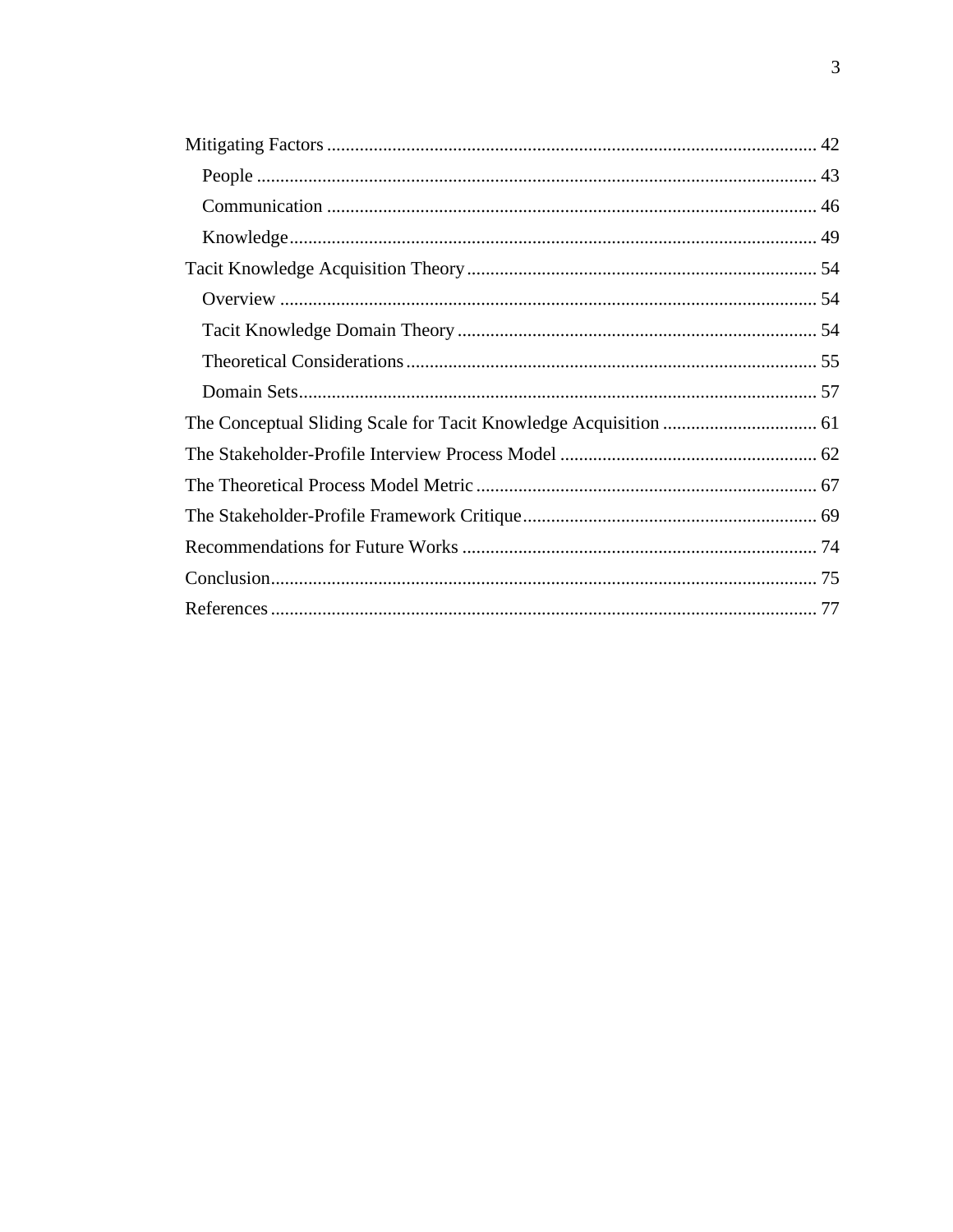Mitigating Factors ........................................................................................................ 42

People ....................................................................................................................... 43

Communication ........................................................................................................ 46

Knowledge................................................................................................................ 49

Tacit Knowledge Acquisition Theory.......................................................................... 54

Overview .................................................................................................................. 54

Tacit Knowledge Domain Theory ............................................................................ 54

Theoretical Considerations....................................................................................... 55

Domain Sets.............................................................................................................. 57

The Conceptual Sliding Scale for Tacit Knowledge Acquisition ................................. 61

The Stakeholder-Profile Interview Process Model ....................................................... 62

The Theoretical Process Model Metric ......................................................................... 67

The Stakeholder-Profile Framework Critique.............................................................. 69

Recommendations for Future Works ............................................................................ 74

Conclusion.................................................................................................................... 75

References.................................................................................................................... 77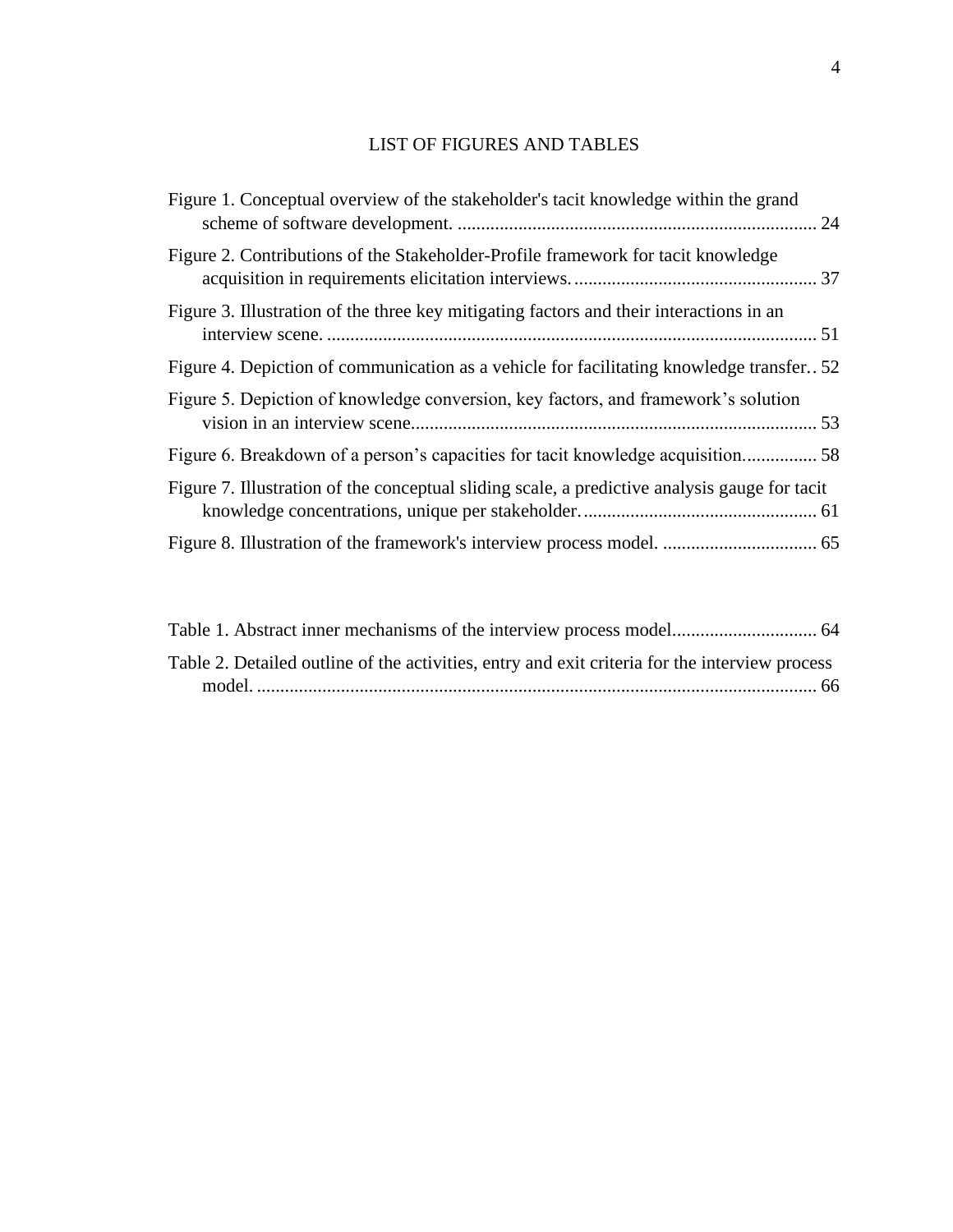# LIST OF FIGURES AND TABLES

Figure 1. Conceptual overview of the stakeholder's tacit knowledge within the grand scheme of software development. ............................................................................ 24

Figure 2. Contributions of the Stakeholder-Profile framework for tacit knowledge acquisition in requirements elicitation interviews. .................................................... 37

Figure 3. Illustration of the three key mitigating factors and their interactions in an interview scene. ........................................................................................................ 51

Figure 4. Depiction of communication as a vehicle for facilitating knowledge transfer.. 52

Figure 5. Depiction of knowledge conversion, key factors, and framework's solution vision in an interview scene...................................................................................... 53

Figure 6. Breakdown of a person's capacities for tacit knowledge acquisition................ 58

Figure 7. Illustration of the conceptual sliding scale, a predictive analysis gauge for tacit knowledge concentrations, unique per stakeholder. .................................................. 61

Figure 8. Illustration of the framework's interview process model. ................................. 65

Table 1. Abstract inner mechanisms of the interview process model............................... 64

Table 2. Detailed outline of the activities, entry and exit criteria for the interview process model. ....................................................................................................................... 66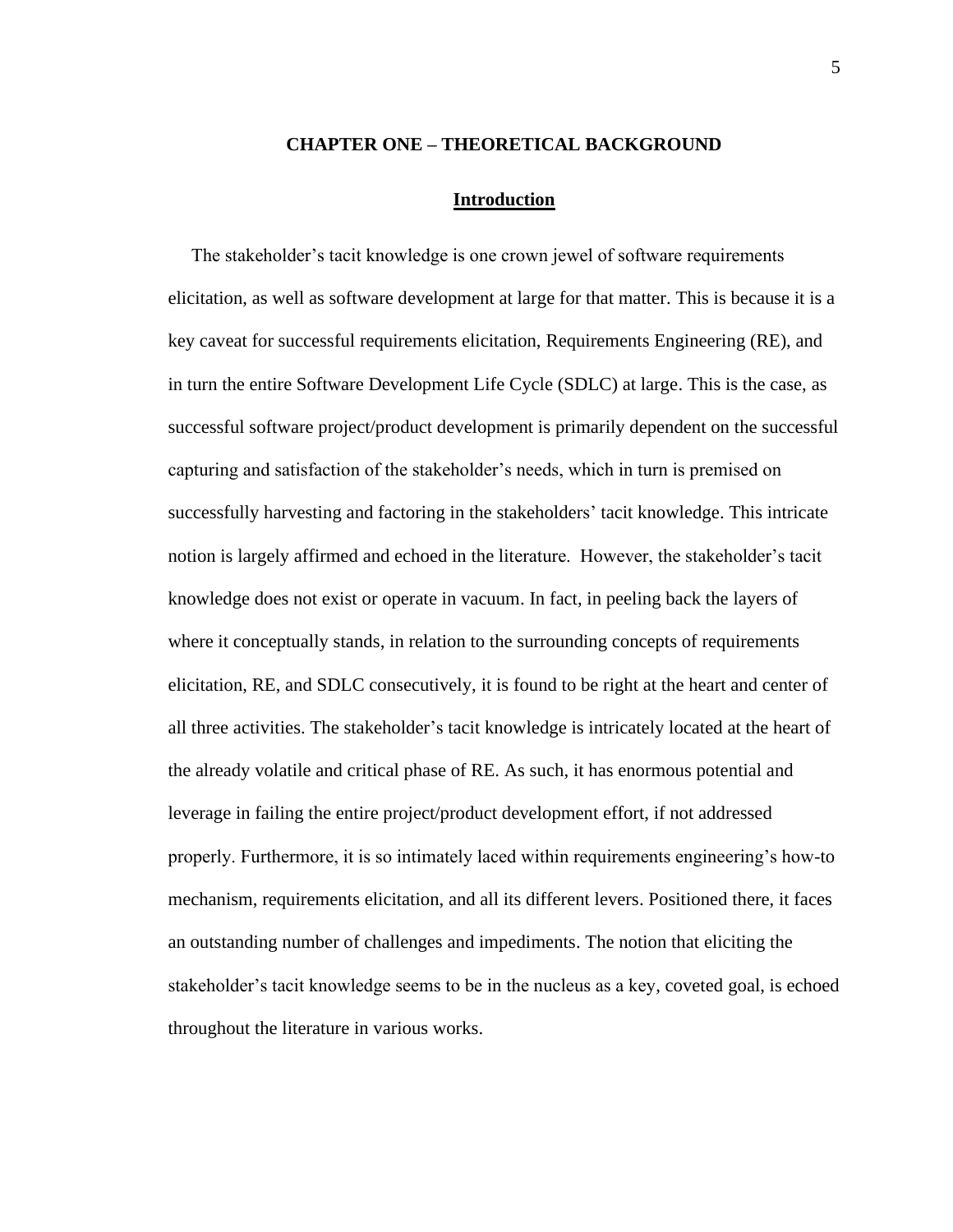# CHAPTER ONE – THEORETICAL BACKGROUND

## Introduction

The stakeholder's tacit knowledge is one crown jewel of software requirements elicitation, as well as software development at large for that matter. This is because it is a key caveat for successful requirements elicitation, Requirements Engineering (RE), and in turn the entire Software Development Life Cycle (SDLC) at large. This is the case, as successful software project/product development is primarily dependent on the successful capturing and satisfaction of the stakeholder's needs, which in turn is premised on successfully harvesting and factoring in the stakeholders' tacit knowledge. This intricate notion is largely affirmed and echoed in the literature. However, the stakeholder's tacit knowledge does not exist or operate in vacuum. In fact, in peeling back the layers of where it conceptually stands, in relation to the surrounding concepts of requirements elicitation, RE, and SDLC consecutively, it is found to be right at the heart and center of all three activities. The stakeholder's tacit knowledge is intricately located at the heart of the already volatile and critical phase of RE. As such, it has enormous potential and leverage in failing the entire project/product development effort, if not addressed properly. Furthermore, it is so intimately laced within requirements engineering's how-to mechanism, requirements elicitation, and all its different levers. Positioned there, it faces an outstanding number of challenges and impediments. The notion that eliciting the stakeholder's tacit knowledge seems to be in the nucleus as a key, coveted goal, is echoed throughout the literature in various works.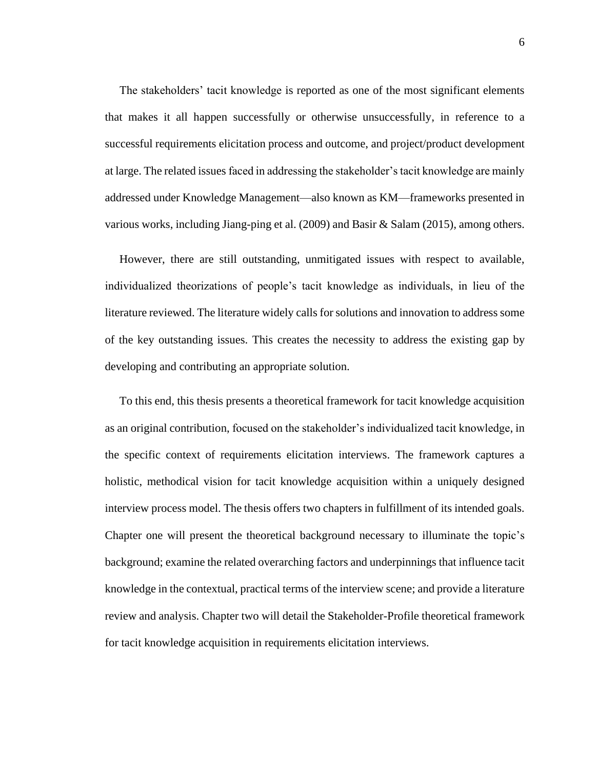The stakeholders' tacit knowledge is reported as one of the most significant elements that makes it all happen successfully or otherwise unsuccessfully, in reference to a successful requirements elicitation process and outcome, and project/product development at large. The related issues faced in addressing the stakeholder's tacit knowledge are mainly addressed under Knowledge Management—also known as KM—frameworks presented in various works, including Jiang-ping et al. (2009) and Basir & Salam (2015), among others.

However, there are still outstanding, unmitigated issues with respect to available, individualized theorizations of people's tacit knowledge as individuals, in lieu of the literature reviewed. The literature widely calls for solutions and innovation to address some of the key outstanding issues. This creates the necessity to address the existing gap by developing and contributing an appropriate solution.

To this end, this thesis presents a theoretical framework for tacit knowledge acquisition as an original contribution, focused on the stakeholder's individualized tacit knowledge, in the specific context of requirements elicitation interviews. The framework captures a holistic, methodical vision for tacit knowledge acquisition within a uniquely designed interview process model. The thesis offers two chapters in fulfillment of its intended goals. Chapter one will present the theoretical background necessary to illuminate the topic's background; examine the related overarching factors and underpinnings that influence tacit knowledge in the contextual, practical terms of the interview scene; and provide a literature review and analysis. Chapter two will detail the Stakeholder-Profile theoretical framework for tacit knowledge acquisition in requirements elicitation interviews.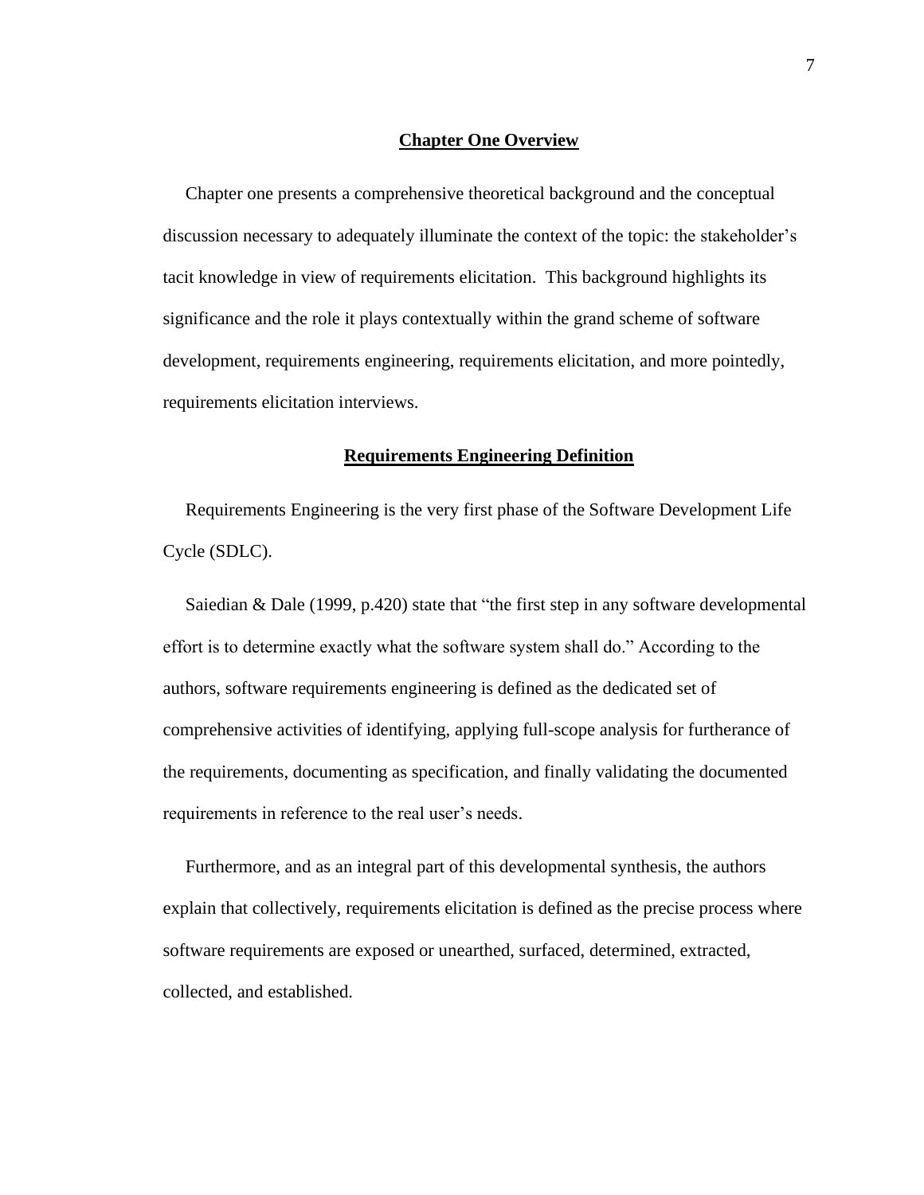## Chapter One Overview

Chapter one presents a comprehensive theoretical background and the conceptual discussion necessary to adequately illuminate the context of the topic: the stakeholder's tacit knowledge in view of requirements elicitation.  This background highlights its significance and the role it plays contextually within the grand scheme of software development, requirements engineering, requirements elicitation, and more pointedly, requirements elicitation interviews.

## Requirements Engineering Definition

Requirements Engineering is the very first phase of the Software Development Life Cycle (SDLC).

Saiedian & Dale (1999, p.420) state that "the first step in any software developmental effort is to determine exactly what the software system shall do." According to the authors, software requirements engineering is defined as the dedicated set of comprehensive activities of identifying, applying full-scope analysis for furtherance of the requirements, documenting as specification, and finally validating the documented requirements in reference to the real user's needs.

Furthermore, and as an integral part of this developmental synthesis, the authors explain that collectively, requirements elicitation is defined as the precise process where software requirements are exposed or unearthed, surfaced, determined, extracted, collected, and established.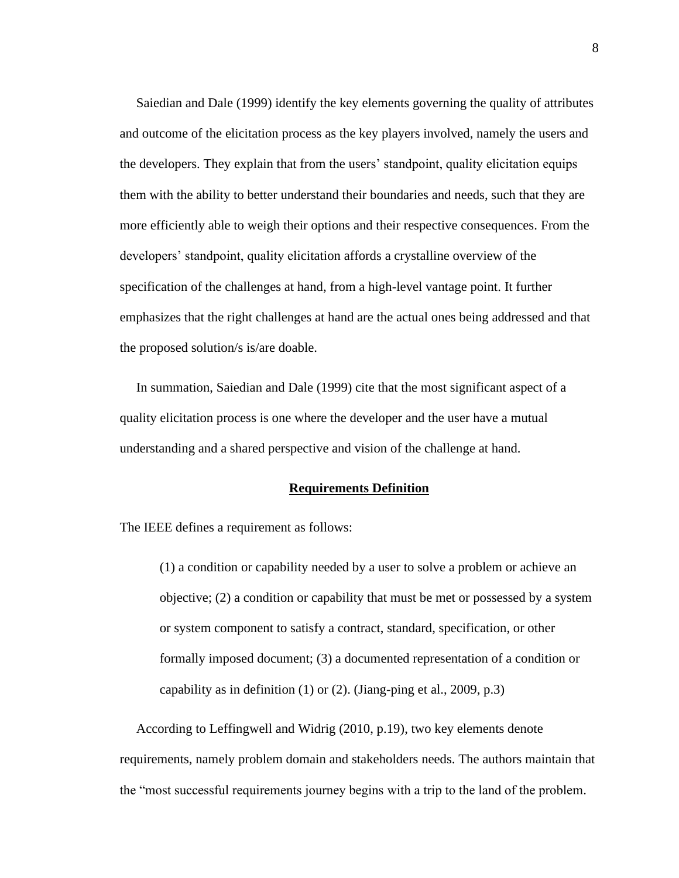Saiedian and Dale (1999) identify the key elements governing the quality of attributes and outcome of the elicitation process as the key players involved, namely the users and the developers. They explain that from the users' standpoint, quality elicitation equips them with the ability to better understand their boundaries and needs, such that they are more efficiently able to weigh their options and their respective consequences. From the developers' standpoint, quality elicitation affords a crystalline overview of the specification of the challenges at hand, from a high-level vantage point. It further emphasizes that the right challenges at hand are the actual ones being addressed and that the proposed solution/s is/are doable.

In summation, Saiedian and Dale (1999) cite that the most significant aspect of a quality elicitation process is one where the developer and the user have a mutual understanding and a shared perspective and vision of the challenge at hand.

## Requirements Definition

The IEEE defines a requirement as follows:

> (1) a condition or capability needed by a user to solve a problem or achieve an objective; (2) a condition or capability that must be met or possessed by a system or system component to satisfy a contract, standard, specification, or other formally imposed document; (3) a documented representation of a condition or capability as in definition (1) or (2). (Jiang-ping et al., 2009, p.3)

According to Leffingwell and Widrig (2010, p.19), two key elements denote requirements, namely problem domain and stakeholders needs. The authors maintain that the "most successful requirements journey begins with a trip to the land of the problem.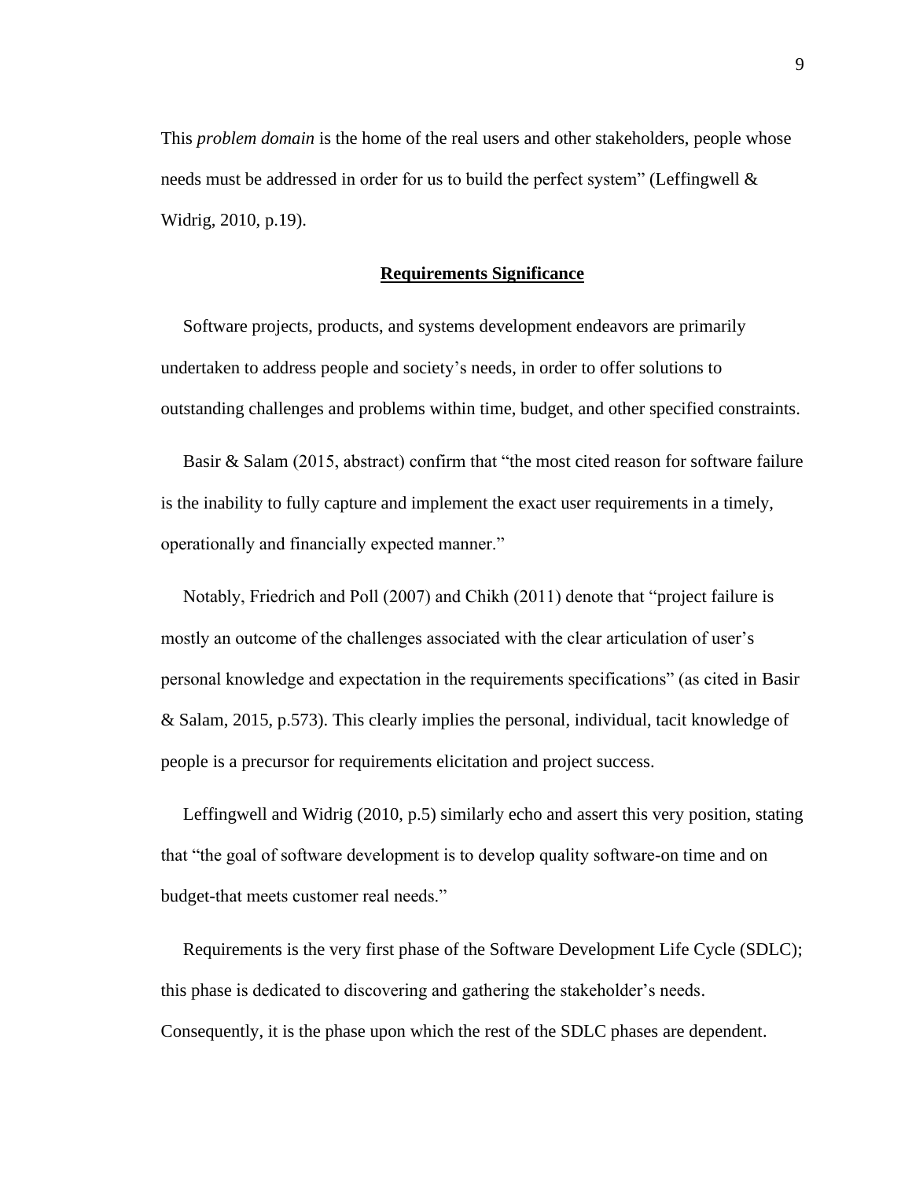This *problem domain* is the home of the real users and other stakeholders, people whose needs must be addressed in order for us to build the perfect system" (Leffingwell & Widrig, 2010, p.19).

## **Requirements Significance**

Software projects, products, and systems development endeavors are primarily undertaken to address people and society's needs, in order to offer solutions to outstanding challenges and problems within time, budget, and other specified constraints.

Basir & Salam (2015, abstract) confirm that "the most cited reason for software failure is the inability to fully capture and implement the exact user requirements in a timely, operationally and financially expected manner."

Notably, Friedrich and Poll (2007) and Chikh (2011) denote that "project failure is mostly an outcome of the challenges associated with the clear articulation of user's personal knowledge and expectation in the requirements specifications" (as cited in Basir & Salam, 2015, p.573). This clearly implies the personal, individual, tacit knowledge of people is a precursor for requirements elicitation and project success.

Leffingwell and Widrig (2010, p.5) similarly echo and assert this very position, stating that "the goal of software development is to develop quality software-on time and on budget-that meets customer real needs."

Requirements is the very first phase of the Software Development Life Cycle (SDLC); this phase is dedicated to discovering and gathering the stakeholder's needs. Consequently, it is the phase upon which the rest of the SDLC phases are dependent.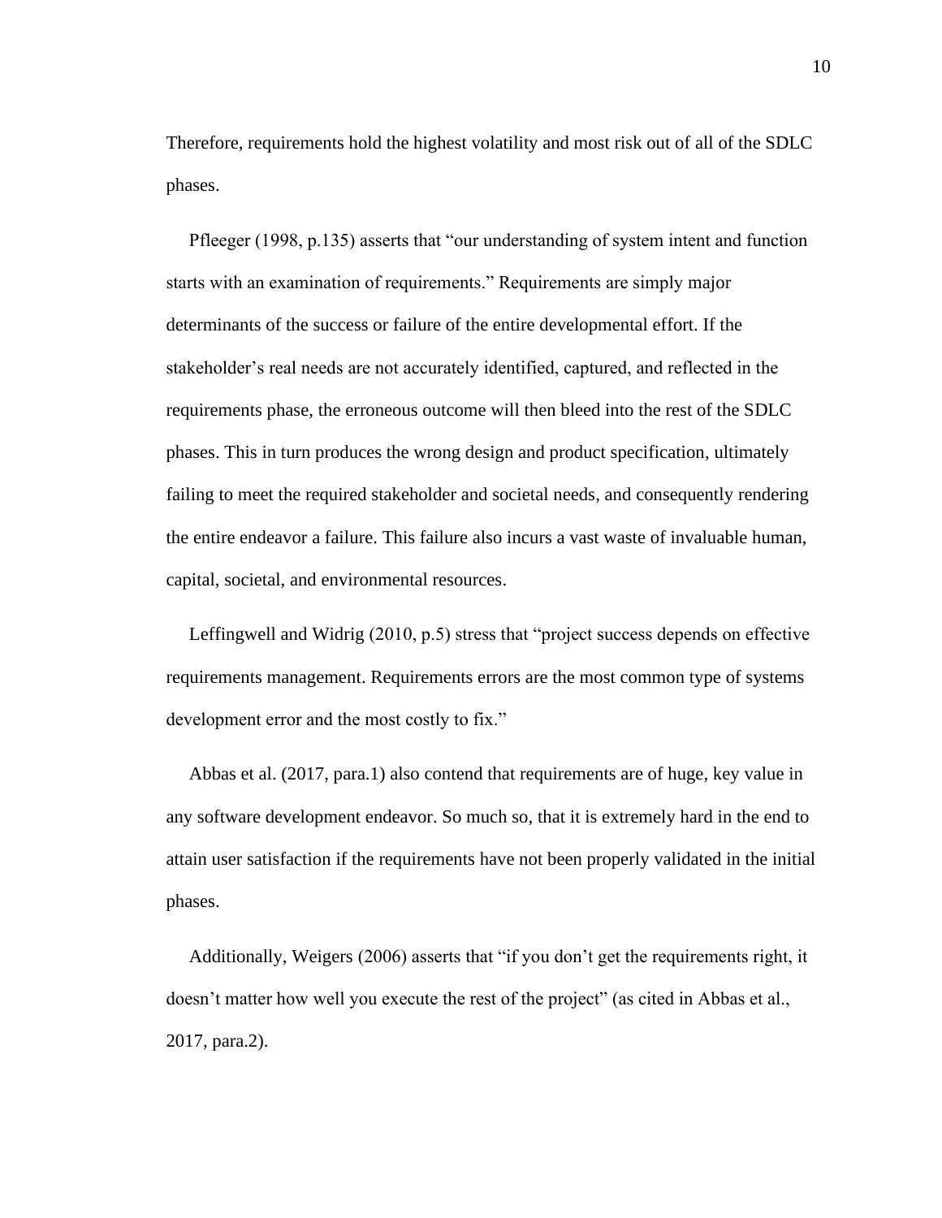Therefore, requirements hold the highest volatility and most risk out of all of the SDLC phases.

Pfleeger (1998, p.135) asserts that “our understanding of system intent and function starts with an examination of requirements.” Requirements are simply major determinants of the success or failure of the entire developmental effort. If the stakeholder’s real needs are not accurately identified, captured, and reflected in the requirements phase, the erroneous outcome will then bleed into the rest of the SDLC phases. This in turn produces the wrong design and product specification, ultimately failing to meet the required stakeholder and societal needs, and consequently rendering the entire endeavor a failure. This failure also incurs a vast waste of invaluable human, capital, societal, and environmental resources.

Leffingwell and Widrig (2010, p.5) stress that “project success depends on effective requirements management. Requirements errors are the most common type of systems development error and the most costly to fix.”

Abbas et al. (2017, para.1) also contend that requirements are of huge, key value in any software development endeavor. So much so, that it is extremely hard in the end to attain user satisfaction if the requirements have not been properly validated in the initial phases.

Additionally, Weigers (2006) asserts that “if you don’t get the requirements right, it doesn’t matter how well you execute the rest of the project” (as cited in Abbas et al., 2017, para.2).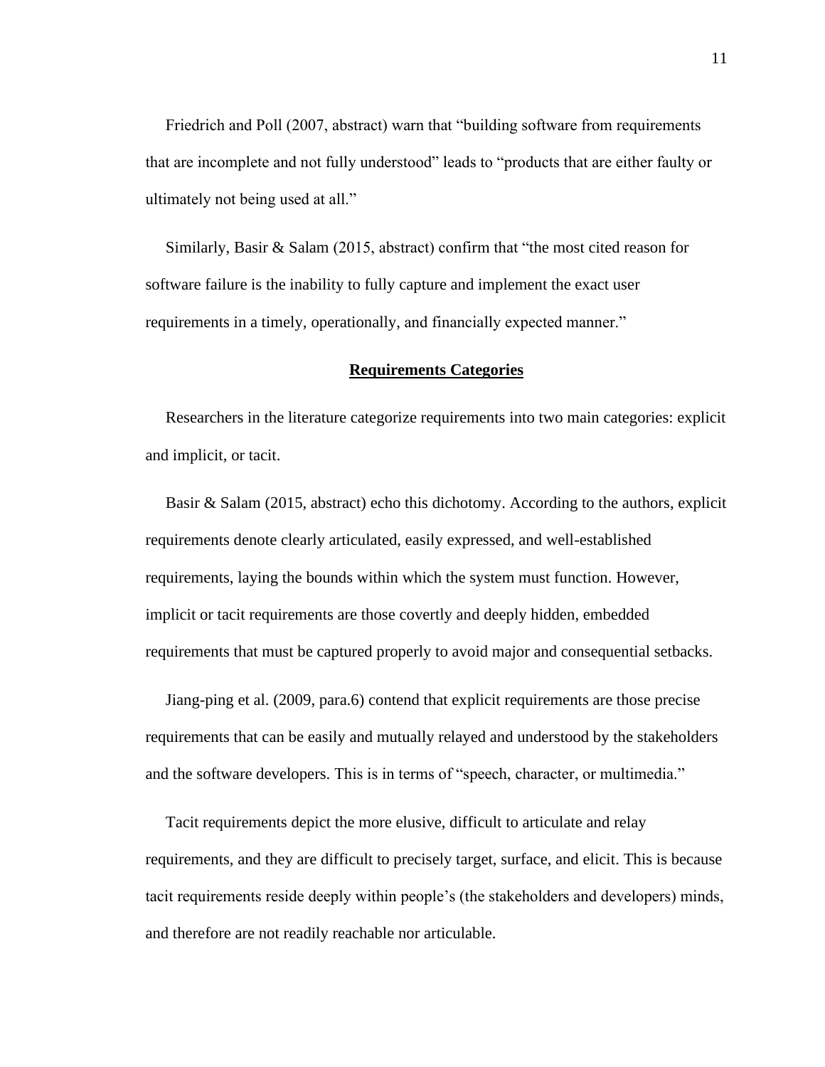Friedrich and Poll (2007, abstract) warn that "building software from requirements that are incomplete and not fully understood" leads to "products that are either faulty or ultimately not being used at all."

Similarly, Basir & Salam (2015, abstract) confirm that "the most cited reason for software failure is the inability to fully capture and implement the exact user requirements in a timely, operationally, and financially expected manner."

## **Requirements Categories**

Researchers in the literature categorize requirements into two main categories: explicit and implicit, or tacit.

Basir & Salam (2015, abstract) echo this dichotomy. According to the authors, explicit requirements denote clearly articulated, easily expressed, and well-established requirements, laying the bounds within which the system must function. However, implicit or tacit requirements are those covertly and deeply hidden, embedded requirements that must be captured properly to avoid major and consequential setbacks.

Jiang-ping et al. (2009, para.6) contend that explicit requirements are those precise requirements that can be easily and mutually relayed and understood by the stakeholders and the software developers. This is in terms of "speech, character, or multimedia."

Tacit requirements depict the more elusive, difficult to articulate and relay requirements, and they are difficult to precisely target, surface, and elicit. This is because tacit requirements reside deeply within people's (the stakeholders and developers) minds, and therefore are not readily reachable nor articulable.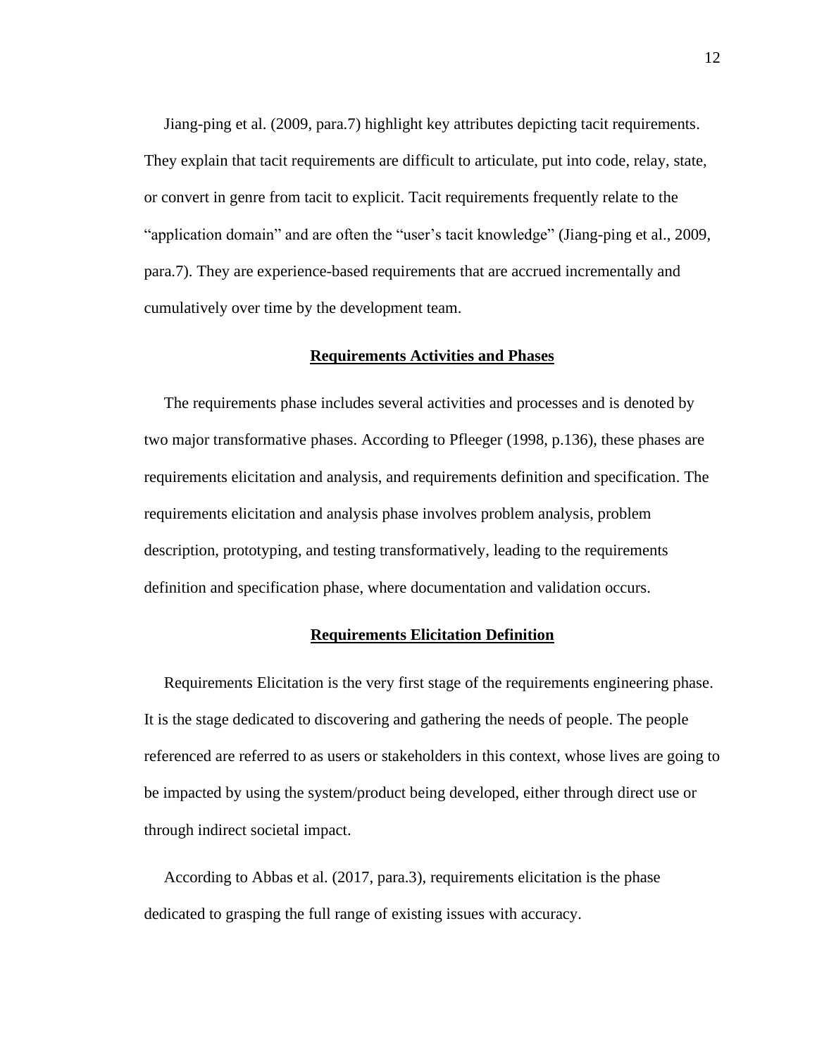Jiang-ping et al. (2009, para.7) highlight key attributes depicting tacit requirements. They explain that tacit requirements are difficult to articulate, put into code, relay, state, or convert in genre from tacit to explicit. Tacit requirements frequently relate to the "application domain" and are often the "user's tacit knowledge" (Jiang-ping et al., 2009, para.7). They are experience-based requirements that are accrued incrementally and cumulatively over time by the development team.

## Requirements Activities and Phases

The requirements phase includes several activities and processes and is denoted by two major transformative phases. According to Pfleeger (1998, p.136), these phases are requirements elicitation and analysis, and requirements definition and specification. The requirements elicitation and analysis phase involves problem analysis, problem description, prototyping, and testing transformatively, leading to the requirements definition and specification phase, where documentation and validation occurs.

## Requirements Elicitation Definition

Requirements Elicitation is the very first stage of the requirements engineering phase. It is the stage dedicated to discovering and gathering the needs of people. The people referenced are referred to as users or stakeholders in this context, whose lives are going to be impacted by using the system/product being developed, either through direct use or through indirect societal impact.

According to Abbas et al. (2017, para.3), requirements elicitation is the phase dedicated to grasping the full range of existing issues with accuracy.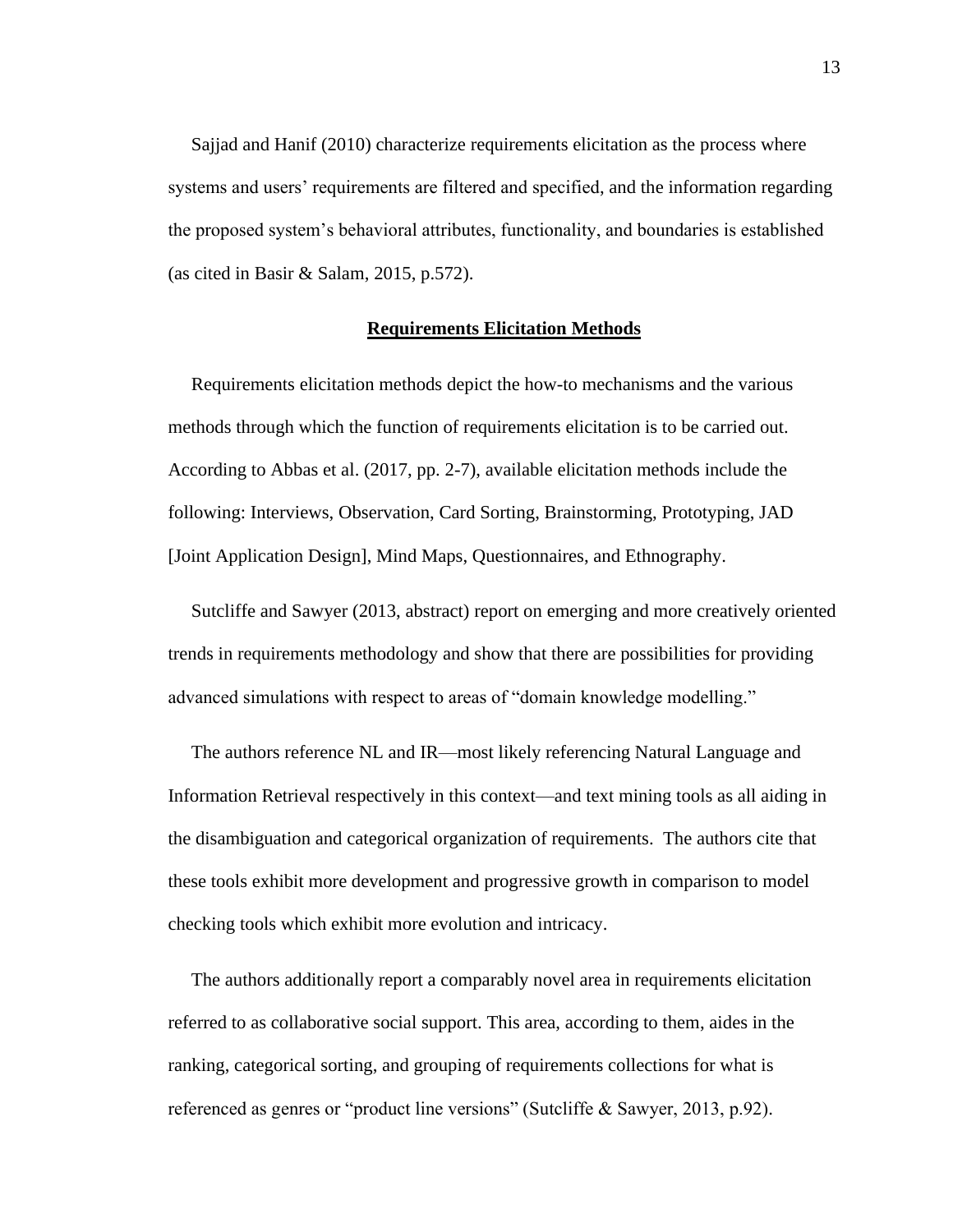Sajjad and Hanif (2010) characterize requirements elicitation as the process where systems and users' requirements are filtered and specified, and the information regarding the proposed system's behavioral attributes, functionality, and boundaries is established (as cited in Basir & Salam, 2015, p.572).

## **Requirements Elicitation Methods**

Requirements elicitation methods depict the how-to mechanisms and the various methods through which the function of requirements elicitation is to be carried out. According to Abbas et al. (2017, pp. 2-7), available elicitation methods include the following: Interviews, Observation, Card Sorting, Brainstorming, Prototyping, JAD [Joint Application Design], Mind Maps, Questionnaires, and Ethnography.

Sutcliffe and Sawyer (2013, abstract) report on emerging and more creatively oriented trends in requirements methodology and show that there are possibilities for providing advanced simulations with respect to areas of "domain knowledge modelling."

The authors reference NL and IR—most likely referencing Natural Language and Information Retrieval respectively in this context—and text mining tools as all aiding in the disambiguation and categorical organization of requirements. The authors cite that these tools exhibit more development and progressive growth in comparison to model checking tools which exhibit more evolution and intricacy.

The authors additionally report a comparably novel area in requirements elicitation referred to as collaborative social support. This area, according to them, aides in the ranking, categorical sorting, and grouping of requirements collections for what is referenced as genres or "product line versions" (Sutcliffe & Sawyer, 2013, p.92).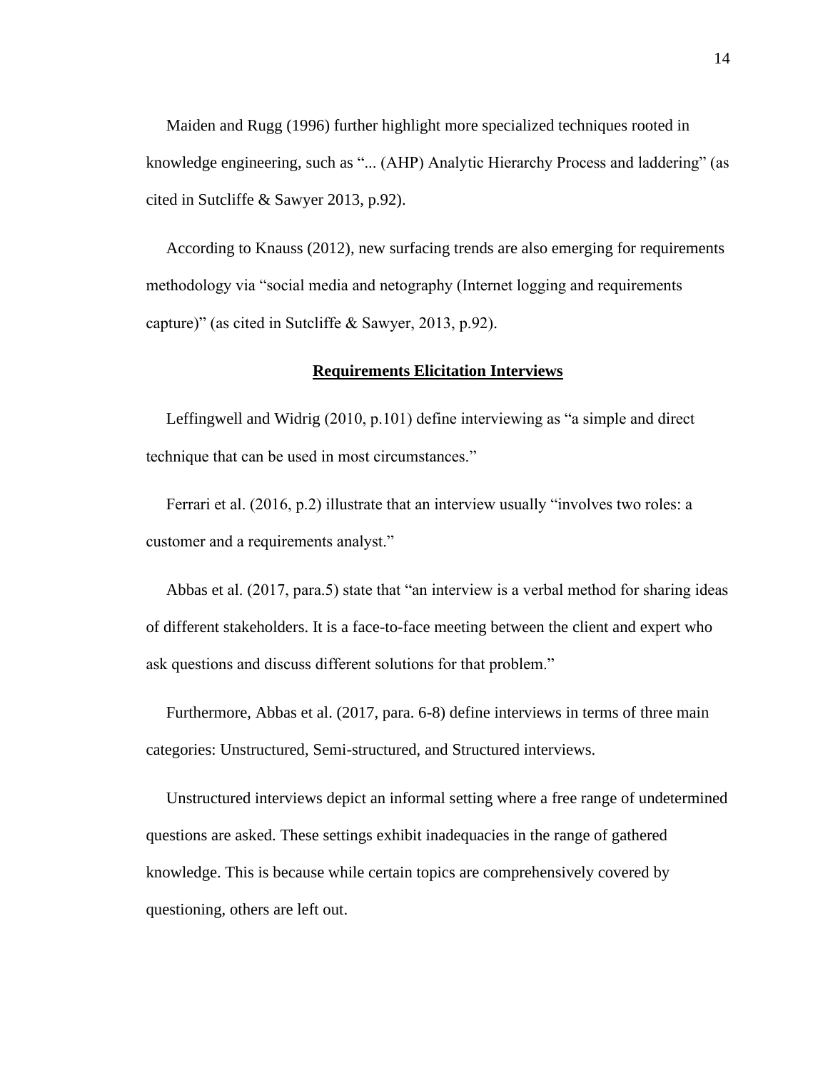Maiden and Rugg (1996) further highlight more specialized techniques rooted in knowledge engineering, such as "... (AHP) Analytic Hierarchy Process and laddering" (as cited in Sutcliffe & Sawyer 2013, p.92).

According to Knauss (2012), new surfacing trends are also emerging for requirements methodology via "social media and netography (Internet logging and requirements capture)" (as cited in Sutcliffe & Sawyer, 2013, p.92).

## **Requirements Elicitation Interviews**

Leffingwell and Widrig (2010, p.101) define interviewing as "a simple and direct technique that can be used in most circumstances."

Ferrari et al. (2016, p.2) illustrate that an interview usually "involves two roles: a customer and a requirements analyst."

Abbas et al. (2017, para.5) state that "an interview is a verbal method for sharing ideas of different stakeholders. It is a face-to-face meeting between the client and expert who ask questions and discuss different solutions for that problem."

Furthermore, Abbas et al. (2017, para. 6-8) define interviews in terms of three main categories: Unstructured, Semi-structured, and Structured interviews.

Unstructured interviews depict an informal setting where a free range of undetermined questions are asked. These settings exhibit inadequacies in the range of gathered knowledge. This is because while certain topics are comprehensively covered by questioning, others are left out.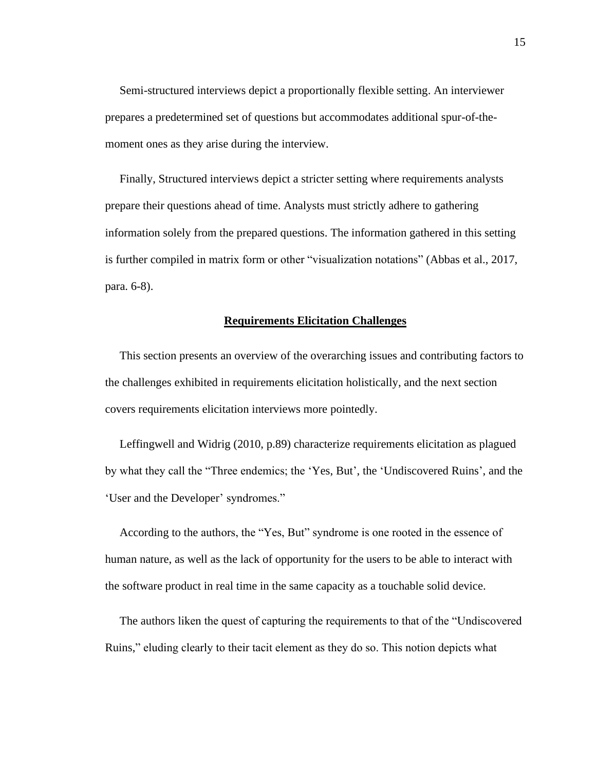Semi-structured interviews depict a proportionally flexible setting. An interviewer prepares a predetermined set of questions but accommodates additional spur-of-the-moment ones as they arise during the interview.

Finally, Structured interviews depict a stricter setting where requirements analysts prepare their questions ahead of time. Analysts must strictly adhere to gathering information solely from the prepared questions. The information gathered in this setting is further compiled in matrix form or other "visualization notations" (Abbas et al., 2017, para. 6-8).

## **Requirements Elicitation Challenges**

This section presents an overview of the overarching issues and contributing factors to the challenges exhibited in requirements elicitation holistically, and the next section covers requirements elicitation interviews more pointedly.

Leffingwell and Widrig (2010, p.89) characterize requirements elicitation as plagued by what they call the "Three endemics; the 'Yes, But', the 'Undiscovered Ruins', and the 'User and the Developer' syndromes."

According to the authors, the "Yes, But" syndrome is one rooted in the essence of human nature, as well as the lack of opportunity for the users to be able to interact with the software product in real time in the same capacity as a touchable solid device.

The authors liken the quest of capturing the requirements to that of the "Undiscovered Ruins," eluding clearly to their tacit element as they do so. This notion depicts what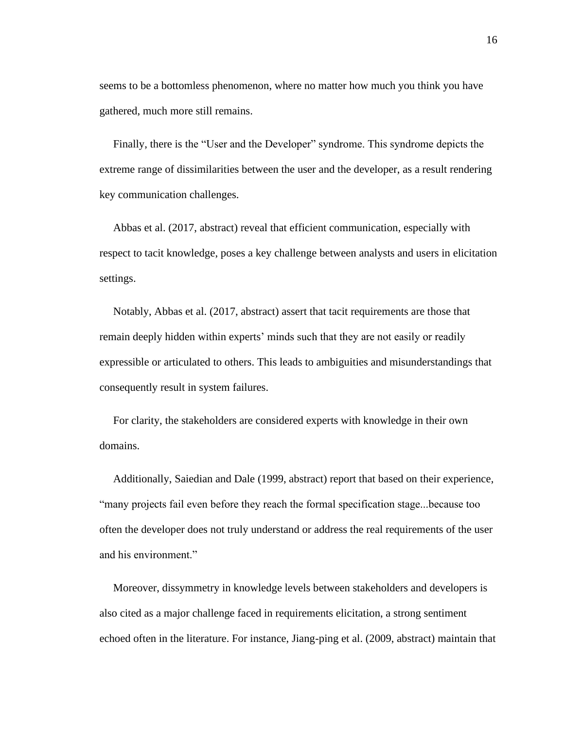seems to be a bottomless phenomenon, where no matter how much you think you have gathered, much more still remains.

Finally, there is the "User and the Developer" syndrome. This syndrome depicts the extreme range of dissimilarities between the user and the developer, as a result rendering key communication challenges.

Abbas et al. (2017, abstract) reveal that efficient communication, especially with respect to tacit knowledge, poses a key challenge between analysts and users in elicitation settings.

Notably, Abbas et al. (2017, abstract) assert that tacit requirements are those that remain deeply hidden within experts' minds such that they are not easily or readily expressible or articulated to others. This leads to ambiguities and misunderstandings that consequently result in system failures.

For clarity, the stakeholders are considered experts with knowledge in their own domains.

Additionally, Saiedian and Dale (1999, abstract) report that based on their experience, "many projects fail even before they reach the formal specification stage...because too often the developer does not truly understand or address the real requirements of the user and his environment."

Moreover, dissymmetry in knowledge levels between stakeholders and developers is also cited as a major challenge faced in requirements elicitation, a strong sentiment echoed often in the literature. For instance, Jiang-ping et al. (2009, abstract) maintain that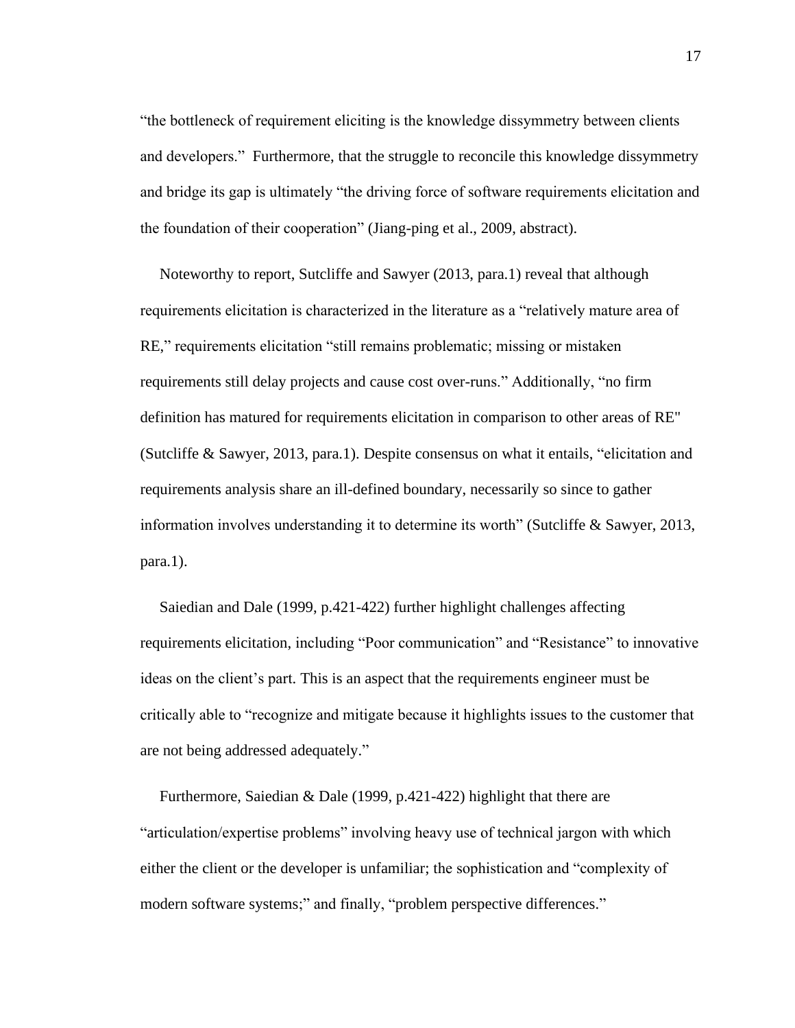"the bottleneck of requirement eliciting is the knowledge dissymmetry between clients and developers." Furthermore, that the struggle to reconcile this knowledge dissymmetry and bridge its gap is ultimately "the driving force of software requirements elicitation and the foundation of their cooperation" (Jiang-ping et al., 2009, abstract).

Noteworthy to report, Sutcliffe and Sawyer (2013, para.1) reveal that although requirements elicitation is characterized in the literature as a "relatively mature area of RE," requirements elicitation "still remains problematic; missing or mistaken requirements still delay projects and cause cost over-runs." Additionally, "no firm definition has matured for requirements elicitation in comparison to other areas of RE" (Sutcliffe & Sawyer, 2013, para.1). Despite consensus on what it entails, "elicitation and requirements analysis share an ill-defined boundary, necessarily so since to gather information involves understanding it to determine its worth" (Sutcliffe & Sawyer, 2013, para.1).

Saiedian and Dale (1999, p.421-422) further highlight challenges affecting requirements elicitation, including "Poor communication" and "Resistance" to innovative ideas on the client's part. This is an aspect that the requirements engineer must be critically able to "recognize and mitigate because it highlights issues to the customer that are not being addressed adequately."

Furthermore, Saiedian & Dale (1999, p.421-422) highlight that there are "articulation/expertise problems" involving heavy use of technical jargon with which either the client or the developer is unfamiliar; the sophistication and "complexity of modern software systems;" and finally, "problem perspective differences."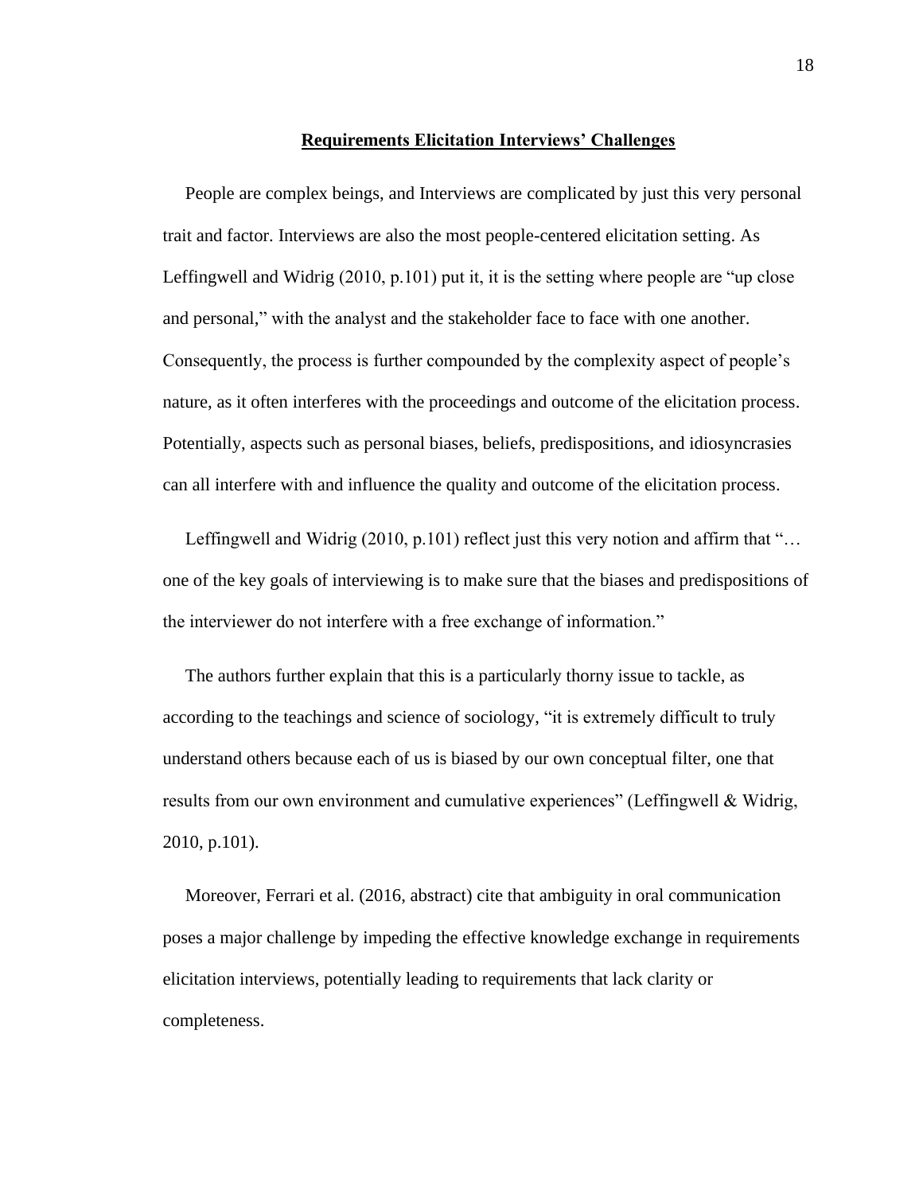## **Requirements Elicitation Interviews' Challenges**

People are complex beings, and Interviews are complicated by just this very personal trait and factor. Interviews are also the most people-centered elicitation setting. As Leffingwell and Widrig (2010, p.101) put it, it is the setting where people are "up close and personal," with the analyst and the stakeholder face to face with one another. Consequently, the process is further compounded by the complexity aspect of people's nature, as it often interferes with the proceedings and outcome of the elicitation process. Potentially, aspects such as personal biases, beliefs, predispositions, and idiosyncrasies can all interfere with and influence the quality and outcome of the elicitation process.

Leffingwell and Widrig (2010, p.101) reflect just this very notion and affirm that "… one of the key goals of interviewing is to make sure that the biases and predispositions of the interviewer do not interfere with a free exchange of information."

The authors further explain that this is a particularly thorny issue to tackle, as according to the teachings and science of sociology, "it is extremely difficult to truly understand others because each of us is biased by our own conceptual filter, one that results from our own environment and cumulative experiences" (Leffingwell & Widrig, 2010, p.101).

Moreover, Ferrari et al. (2016, abstract) cite that ambiguity in oral communication poses a major challenge by impeding the effective knowledge exchange in requirements elicitation interviews, potentially leading to requirements that lack clarity or completeness.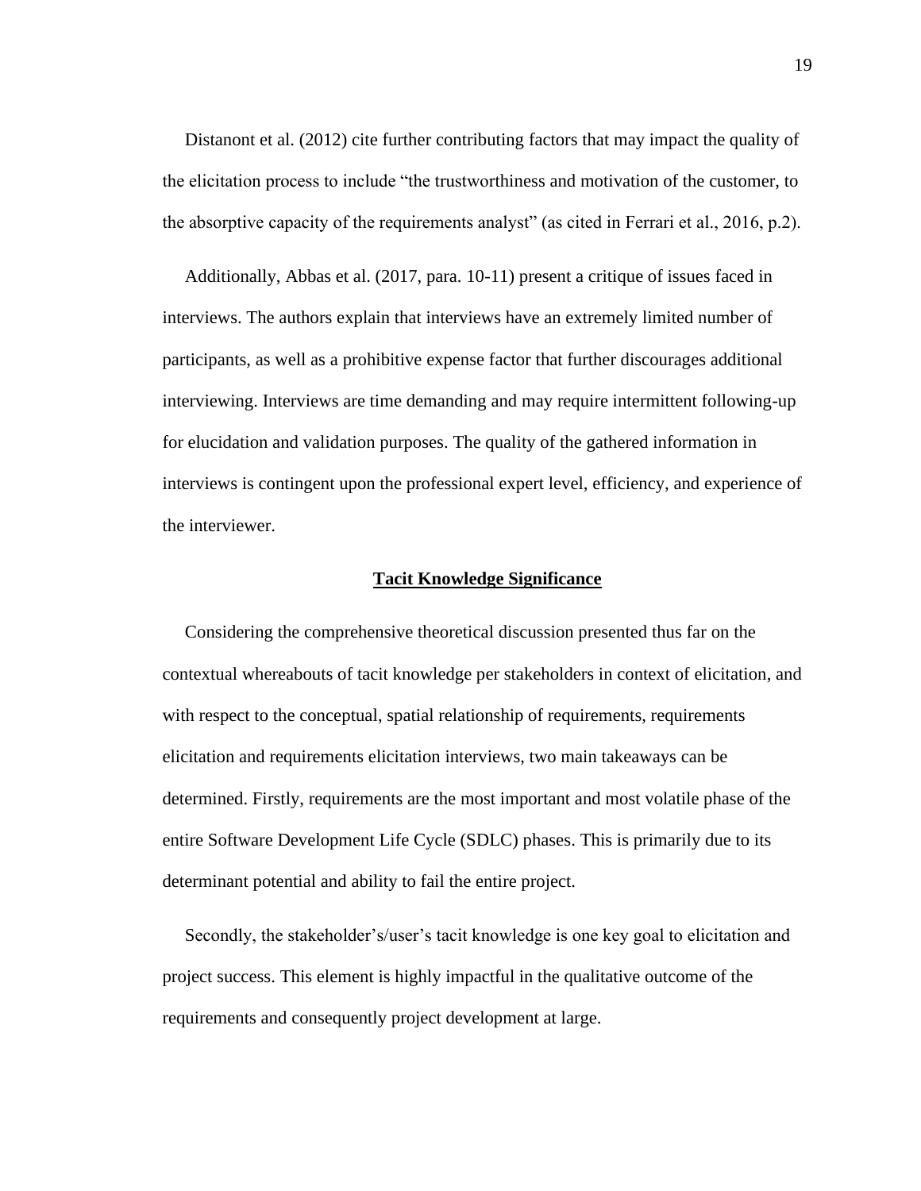Distanont et al. (2012) cite further contributing factors that may impact the quality of the elicitation process to include “the trustworthiness and motivation of the customer, to the absorptive capacity of the requirements analyst” (as cited in Ferrari et al., 2016, p.2).

Additionally, Abbas et al. (2017, para. 10-11) present a critique of issues faced in interviews. The authors explain that interviews have an extremely limited number of participants, as well as a prohibitive expense factor that further discourages additional interviewing. Interviews are time demanding and may require intermittent following-up for elucidation and validation purposes. The quality of the gathered information in interviews is contingent upon the professional expert level, efficiency, and experience of the interviewer.

## Tacit Knowledge Significance

Considering the comprehensive theoretical discussion presented thus far on the contextual whereabouts of tacit knowledge per stakeholders in context of elicitation, and with respect to the conceptual, spatial relationship of requirements, requirements elicitation and requirements elicitation interviews, two main takeaways can be determined. Firstly, requirements are the most important and most volatile phase of the entire Software Development Life Cycle (SDLC) phases. This is primarily due to its determinant potential and ability to fail the entire project.

Secondly, the stakeholder’s/user’s tacit knowledge is one key goal to elicitation and project success. This element is highly impactful in the qualitative outcome of the requirements and consequently project development at large.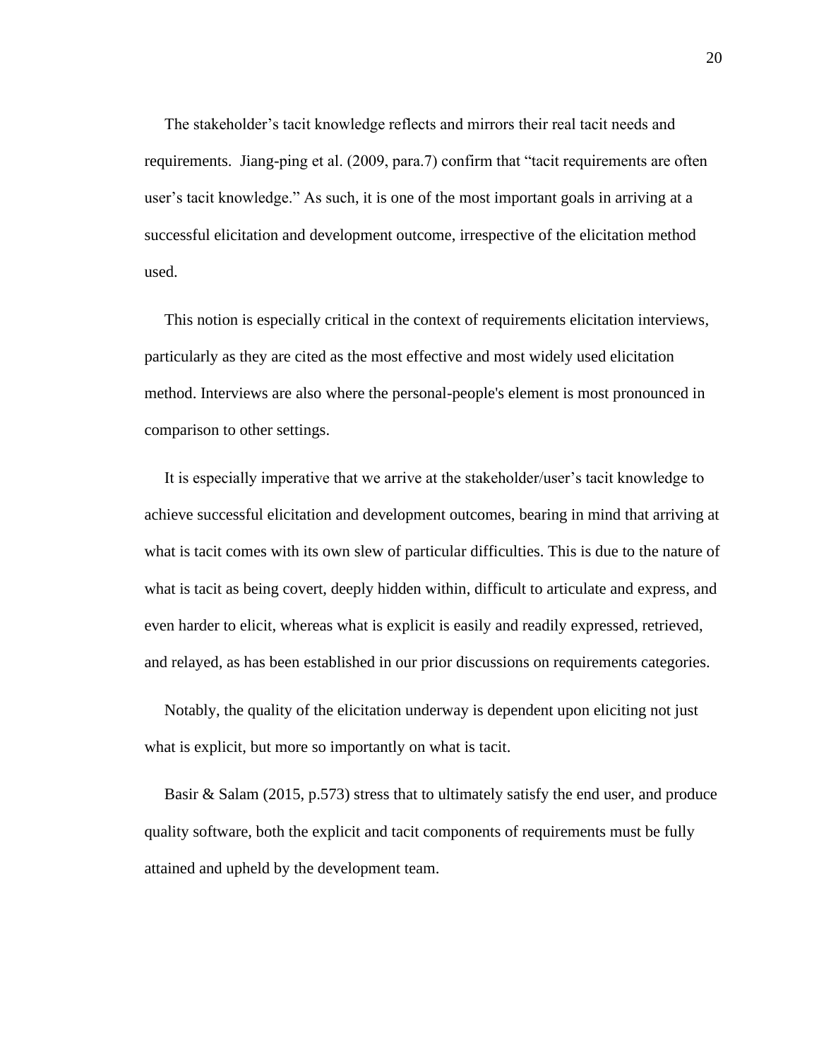The stakeholder's tacit knowledge reflects and mirrors their real tacit needs and requirements. Jiang-ping et al. (2009, para.7) confirm that "tacit requirements are often user's tacit knowledge." As such, it is one of the most important goals in arriving at a successful elicitation and development outcome, irrespective of the elicitation method used.

This notion is especially critical in the context of requirements elicitation interviews, particularly as they are cited as the most effective and most widely used elicitation method. Interviews are also where the personal-people's element is most pronounced in comparison to other settings.

It is especially imperative that we arrive at the stakeholder/user's tacit knowledge to achieve successful elicitation and development outcomes, bearing in mind that arriving at what is tacit comes with its own slew of particular difficulties. This is due to the nature of what is tacit as being covert, deeply hidden within, difficult to articulate and express, and even harder to elicit, whereas what is explicit is easily and readily expressed, retrieved, and relayed, as has been established in our prior discussions on requirements categories.

Notably, the quality of the elicitation underway is dependent upon eliciting not just what is explicit, but more so importantly on what is tacit.

Basir & Salam (2015, p.573) stress that to ultimately satisfy the end user, and produce quality software, both the explicit and tacit components of requirements must be fully attained and upheld by the development team.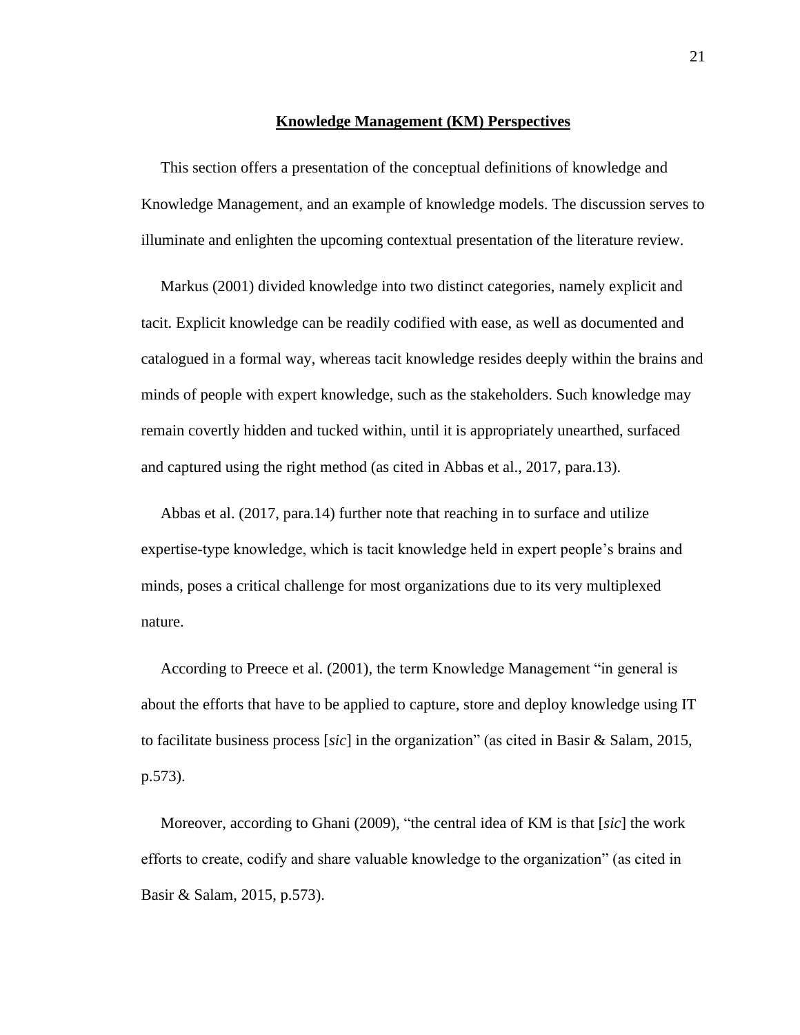## **Knowledge Management (KM) Perspectives**

This section offers a presentation of the conceptual definitions of knowledge and Knowledge Management, and an example of knowledge models. The discussion serves to illuminate and enlighten the upcoming contextual presentation of the literature review.

Markus (2001) divided knowledge into two distinct categories, namely explicit and tacit. Explicit knowledge can be readily codified with ease, as well as documented and catalogued in a formal way, whereas tacit knowledge resides deeply within the brains and minds of people with expert knowledge, such as the stakeholders. Such knowledge may remain covertly hidden and tucked within, until it is appropriately unearthed, surfaced and captured using the right method (as cited in Abbas et al., 2017, para.13).

Abbas et al. (2017, para.14) further note that reaching in to surface and utilize expertise-type knowledge, which is tacit knowledge held in expert people's brains and minds, poses a critical challenge for most organizations due to its very multiplexed nature.

According to Preece et al. (2001), the term Knowledge Management "in general is about the efforts that have to be applied to capture, store and deploy knowledge using IT to facilitate business process [*sic*] in the organization" (as cited in Basir & Salam, 2015, p.573).

Moreover, according to Ghani (2009), "the central idea of KM is that [*sic*] the work efforts to create, codify and share valuable knowledge to the organization" (as cited in Basir & Salam, 2015, p.573).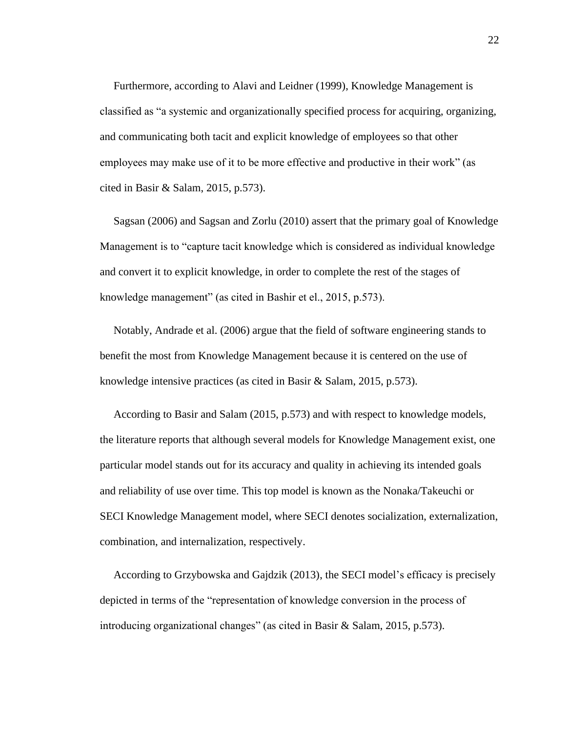Furthermore, according to Alavi and Leidner (1999), Knowledge Management is classified as "a systemic and organizationally specified process for acquiring, organizing, and communicating both tacit and explicit knowledge of employees so that other employees may make use of it to be more effective and productive in their work" (as cited in Basir & Salam, 2015, p.573).

Sagsan (2006) and Sagsan and Zorlu (2010) assert that the primary goal of Knowledge Management is to "capture tacit knowledge which is considered as individual knowledge and convert it to explicit knowledge, in order to complete the rest of the stages of knowledge management" (as cited in Bashir et el., 2015, p.573).

Notably, Andrade et al. (2006) argue that the field of software engineering stands to benefit the most from Knowledge Management because it is centered on the use of knowledge intensive practices (as cited in Basir & Salam, 2015, p.573).

According to Basir and Salam (2015, p.573) and with respect to knowledge models, the literature reports that although several models for Knowledge Management exist, one particular model stands out for its accuracy and quality in achieving its intended goals and reliability of use over time. This top model is known as the Nonaka/Takeuchi or SECI Knowledge Management model, where SECI denotes socialization, externalization, combination, and internalization, respectively.

According to Grzybowska and Gajdzik (2013), the SECI model's efficacy is precisely depicted in terms of the "representation of knowledge conversion in the process of introducing organizational changes" (as cited in Basir & Salam, 2015, p.573).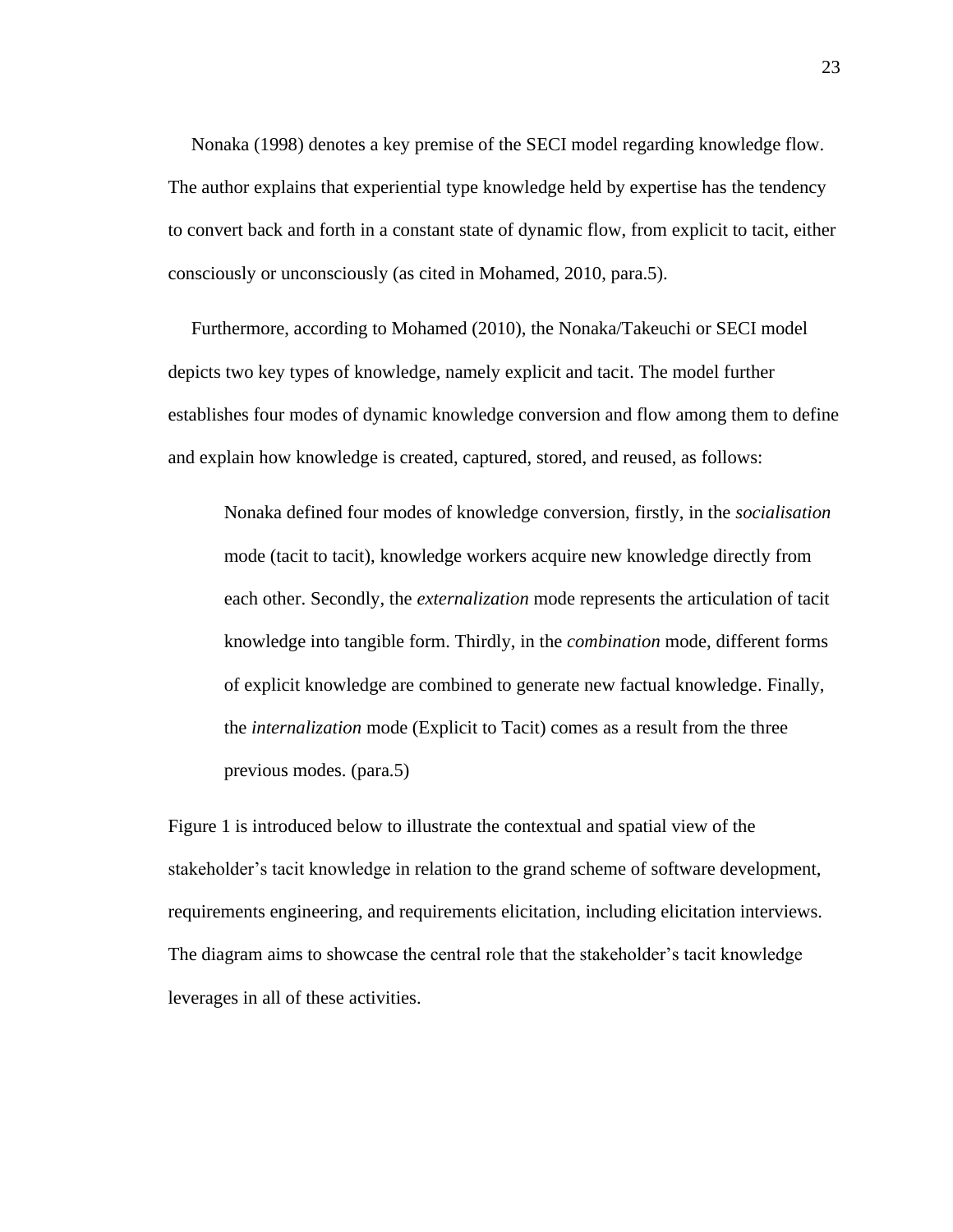Nonaka (1998) denotes a key premise of the SECI model regarding knowledge flow. The author explains that experiential type knowledge held by expertise has the tendency to convert back and forth in a constant state of dynamic flow, from explicit to tacit, either consciously or unconsciously (as cited in Mohamed, 2010, para.5).

Furthermore, according to Mohamed (2010), the Nonaka/Takeuchi or SECI model depicts two key types of knowledge, namely explicit and tacit. The model further establishes four modes of dynamic knowledge conversion and flow among them to define and explain how knowledge is created, captured, stored, and reused, as follows:

> Nonaka defined four modes of knowledge conversion, firstly, in the *socialisation* mode (tacit to tacit), knowledge workers acquire new knowledge directly from each other. Secondly, the *externalization* mode represents the articulation of tacit knowledge into tangible form. Thirdly, in the *combination* mode, different forms of explicit knowledge are combined to generate new factual knowledge. Finally, the *internalization* mode (Explicit to Tacit) comes as a result from the three previous modes. (para.5)

Figure 1 is introduced below to illustrate the contextual and spatial view of the stakeholder's tacit knowledge in relation to the grand scheme of software development, requirements engineering, and requirements elicitation, including elicitation interviews. The diagram aims to showcase the central role that the stakeholder's tacit knowledge leverages in all of these activities.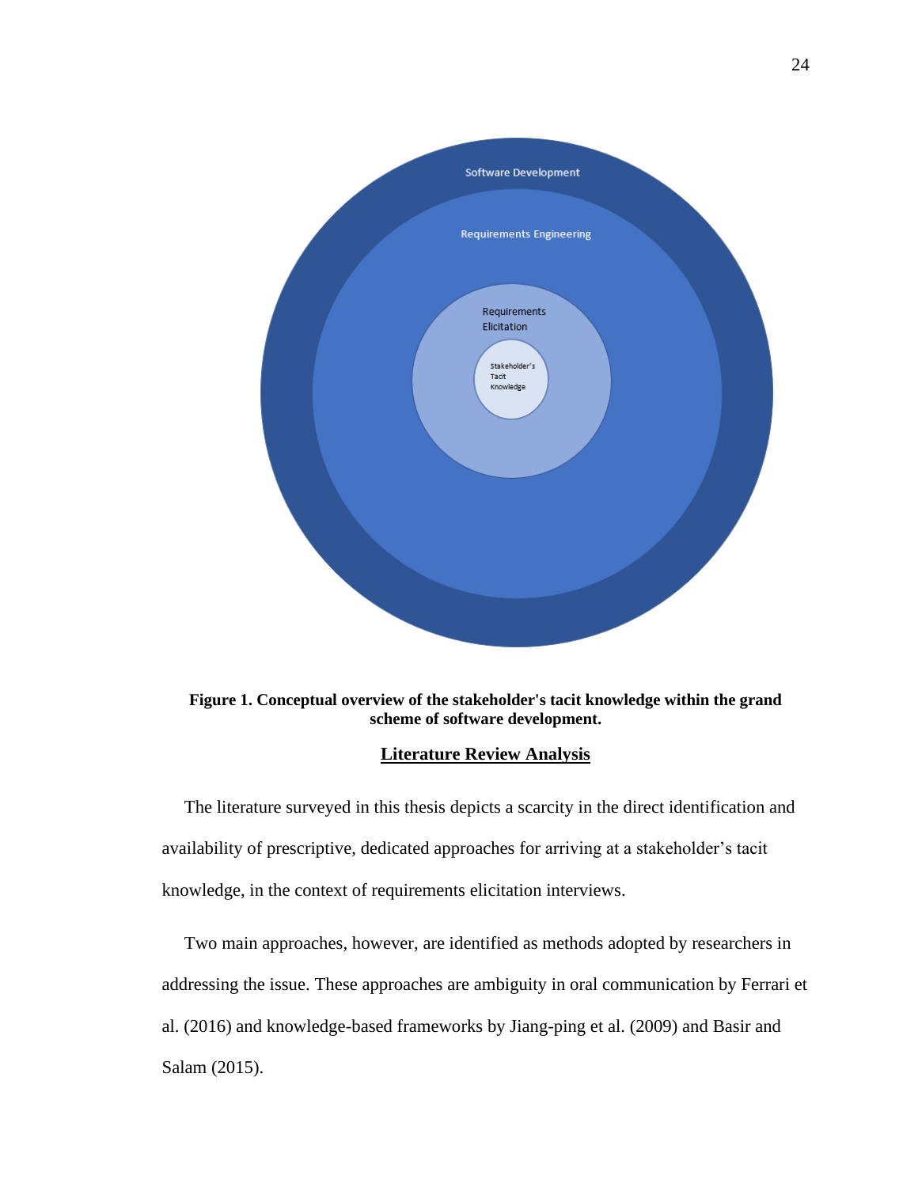Software Development

Requirements Engineering

Requirements Elicitation

Stakeholder's Tacit Knowledge

**Figure 1. Conceptual overview of the stakeholder's tacit knowledge within the grand scheme of software development.**

## Literature Review Analysis

The literature surveyed in this thesis depicts a scarcity in the direct identification and availability of prescriptive, dedicated approaches for arriving at a stakeholder's tacit knowledge, in the context of requirements elicitation interviews.

Two main approaches, however, are identified as methods adopted by researchers in addressing the issue. These approaches are ambiguity in oral communication by Ferrari et al. (2016) and knowledge-based frameworks by Jiang-ping et al. (2009) and Basir and Salam (2015).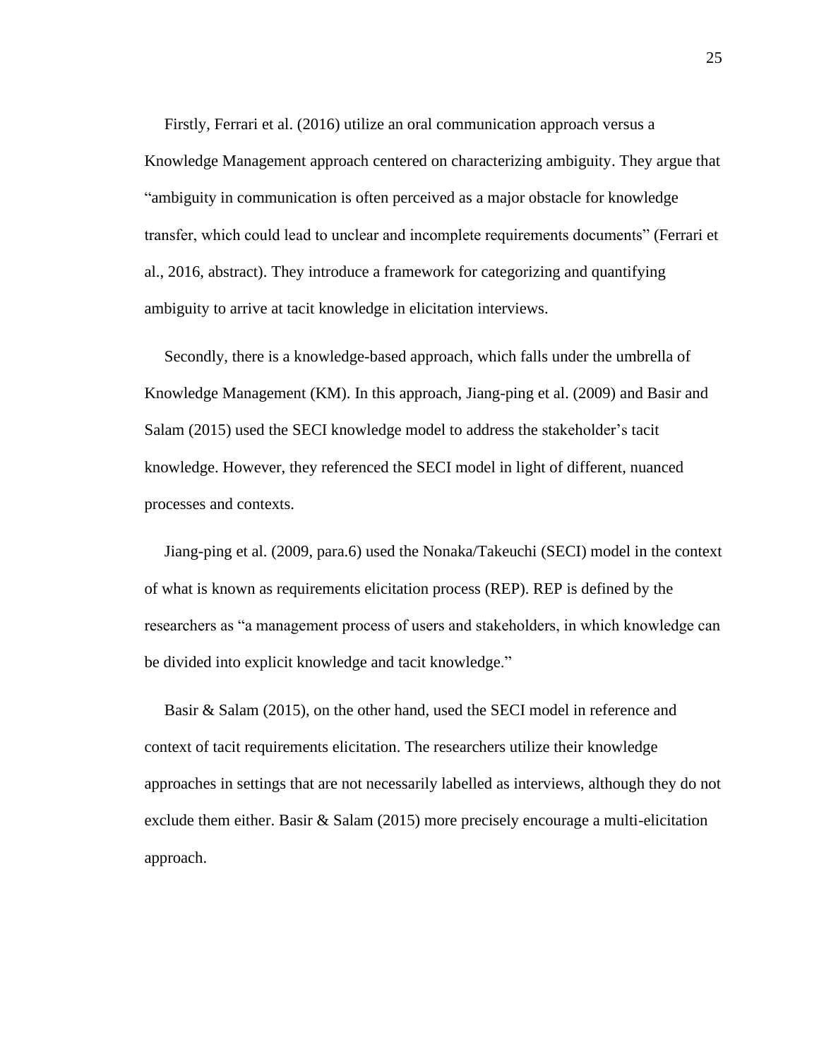Firstly, Ferrari et al. (2016) utilize an oral communication approach versus a Knowledge Management approach centered on characterizing ambiguity. They argue that "ambiguity in communication is often perceived as a major obstacle for knowledge transfer, which could lead to unclear and incomplete requirements documents" (Ferrari et al., 2016, abstract). They introduce a framework for categorizing and quantifying ambiguity to arrive at tacit knowledge in elicitation interviews.

Secondly, there is a knowledge-based approach, which falls under the umbrella of Knowledge Management (KM). In this approach, Jiang-ping et al. (2009) and Basir and Salam (2015) used the SECI knowledge model to address the stakeholder's tacit knowledge. However, they referenced the SECI model in light of different, nuanced processes and contexts.

Jiang-ping et al. (2009, para.6) used the Nonaka/Takeuchi (SECI) model in the context of what is known as requirements elicitation process (REP). REP is defined by the researchers as "a management process of users and stakeholders, in which knowledge can be divided into explicit knowledge and tacit knowledge."

Basir & Salam (2015), on the other hand, used the SECI model in reference and context of tacit requirements elicitation. The researchers utilize their knowledge approaches in settings that are not necessarily labelled as interviews, although they do not exclude them either. Basir & Salam (2015) more precisely encourage a multi-elicitation approach.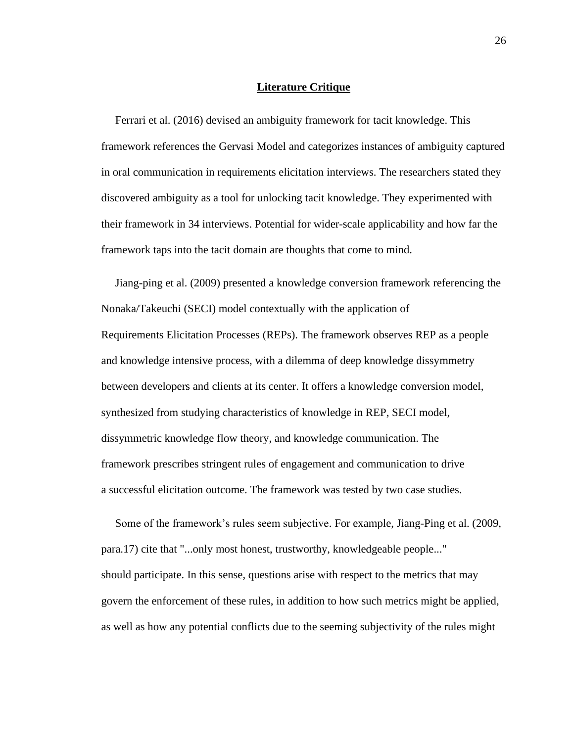## Literature Critique

Ferrari et al. (2016) devised an ambiguity framework for tacit knowledge. This framework references the Gervasi Model and categorizes instances of ambiguity captured in oral communication in requirements elicitation interviews. The researchers stated they discovered ambiguity as a tool for unlocking tacit knowledge. They experimented with their framework in 34 interviews. Potential for wider-scale applicability and how far the framework taps into the tacit domain are thoughts that come to mind.

Jiang-ping et al. (2009) presented a knowledge conversion framework referencing the Nonaka/Takeuchi (SECI) model contextually with the application of Requirements Elicitation Processes (REPs). The framework observes REP as a people and knowledge intensive process, with a dilemma of deep knowledge dissymmetry between developers and clients at its center. It offers a knowledge conversion model, synthesized from studying characteristics of knowledge in REP, SECI model, dissymmetric knowledge flow theory, and knowledge communication. The framework prescribes stringent rules of engagement and communication to drive a successful elicitation outcome. The framework was tested by two case studies.

Some of the framework's rules seem subjective. For example, Jiang-Ping et al. (2009, para.17) cite that "...only most honest, trustworthy, knowledgeable people..." should participate. In this sense, questions arise with respect to the metrics that may govern the enforcement of these rules, in addition to how such metrics might be applied, as well as how any potential conflicts due to the seeming subjectivity of the rules might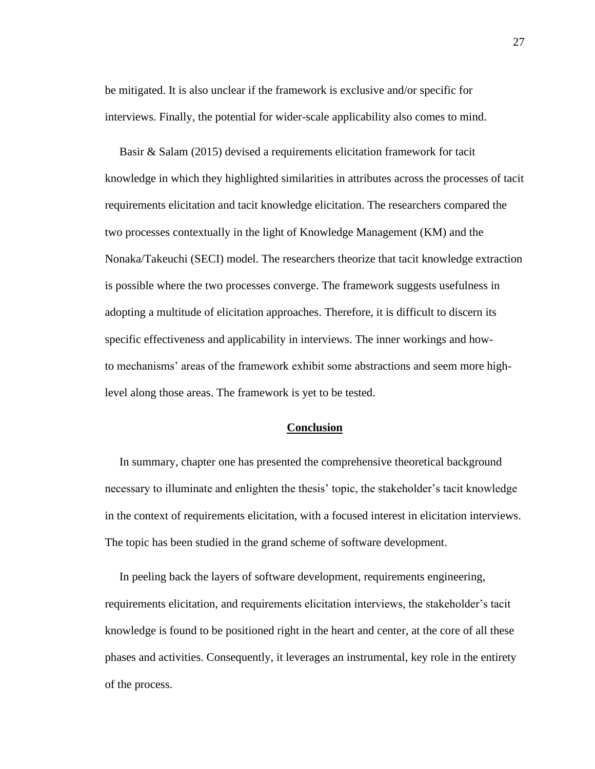be mitigated. It is also unclear if the framework is exclusive and/or specific for interviews. Finally, the potential for wider-scale applicability also comes to mind.

Basir & Salam (2015) devised a requirements elicitation framework for tacit knowledge in which they highlighted similarities in attributes across the processes of tacit requirements elicitation and tacit knowledge elicitation. The researchers compared the two processes contextually in the light of Knowledge Management (KM) and the Nonaka/Takeuchi (SECI) model. The researchers theorize that tacit knowledge extraction is possible where the two processes converge. The framework suggests usefulness in adopting a multitude of elicitation approaches. Therefore, it is difficult to discern its specific effectiveness and applicability in interviews. The inner workings and how-to mechanisms' areas of the framework exhibit some abstractions and seem more high-level along those areas. The framework is yet to be tested.

## Conclusion

In summary, chapter one has presented the comprehensive theoretical background necessary to illuminate and enlighten the thesis' topic, the stakeholder's tacit knowledge in the context of requirements elicitation, with a focused interest in elicitation interviews. The topic has been studied in the grand scheme of software development.

In peeling back the layers of software development, requirements engineering, requirements elicitation, and requirements elicitation interviews, the stakeholder's tacit knowledge is found to be positioned right in the heart and center, at the core of all these phases and activities. Consequently, it leverages an instrumental, key role in the entirety of the process.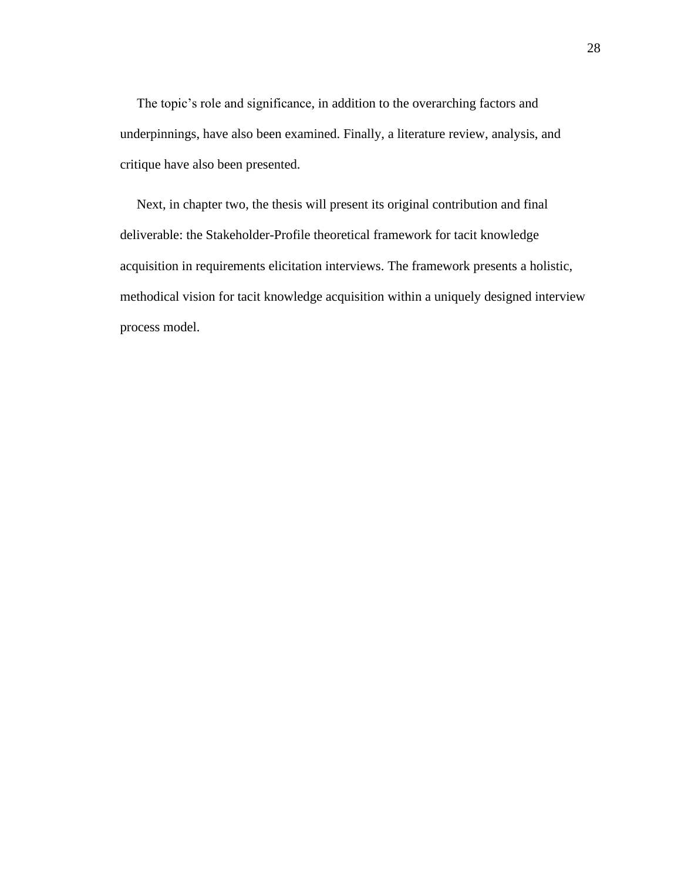The topic's role and significance, in addition to the overarching factors and underpinnings, have also been examined. Finally, a literature review, analysis, and critique have also been presented.

Next, in chapter two, the thesis will present its original contribution and final deliverable: the Stakeholder-Profile theoretical framework for tacit knowledge acquisition in requirements elicitation interviews. The framework presents a holistic, methodical vision for tacit knowledge acquisition within a uniquely designed interview process model.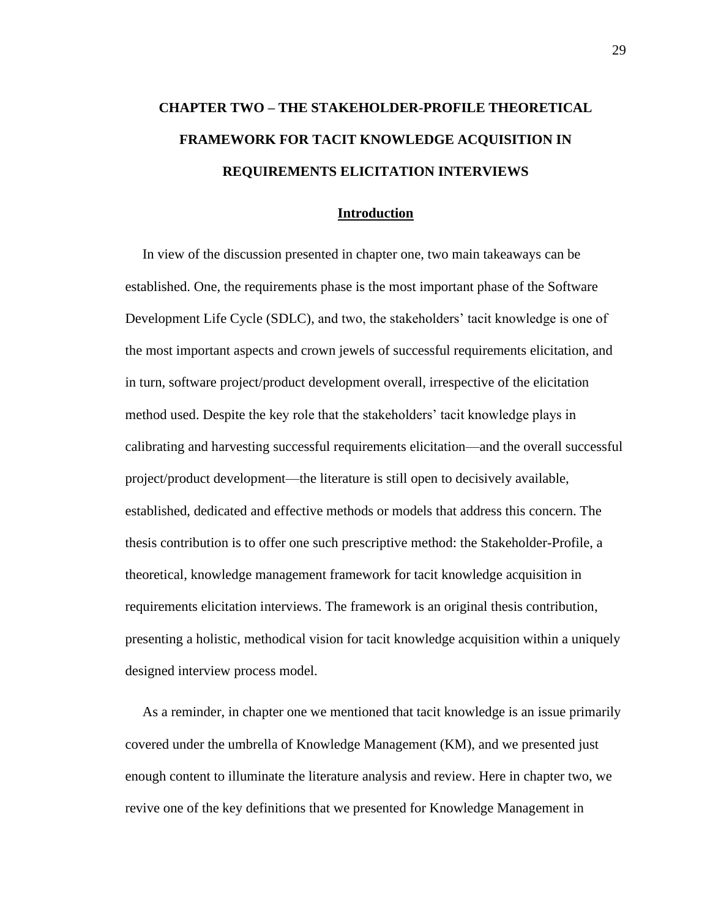# CHAPTER TWO – THE STAKEHOLDER-PROFILE THEORETICAL FRAMEWORK FOR TACIT KNOWLEDGE ACQUISITION IN REQUIREMENTS ELICITATION INTERVIEWS

## Introduction

In view of the discussion presented in chapter one, two main takeaways can be established. One, the requirements phase is the most important phase of the Software Development Life Cycle (SDLC), and two, the stakeholders' tacit knowledge is one of the most important aspects and crown jewels of successful requirements elicitation, and in turn, software project/product development overall, irrespective of the elicitation method used. Despite the key role that the stakeholders' tacit knowledge plays in calibrating and harvesting successful requirements elicitation—and the overall successful project/product development—the literature is still open to decisively available, established, dedicated and effective methods or models that address this concern. The thesis contribution is to offer one such prescriptive method: the Stakeholder-Profile, a theoretical, knowledge management framework for tacit knowledge acquisition in requirements elicitation interviews. The framework is an original thesis contribution, presenting a holistic, methodical vision for tacit knowledge acquisition within a uniquely designed interview process model.

As a reminder, in chapter one we mentioned that tacit knowledge is an issue primarily covered under the umbrella of Knowledge Management (KM), and we presented just enough content to illuminate the literature analysis and review. Here in chapter two, we revive one of the key definitions that we presented for Knowledge Management in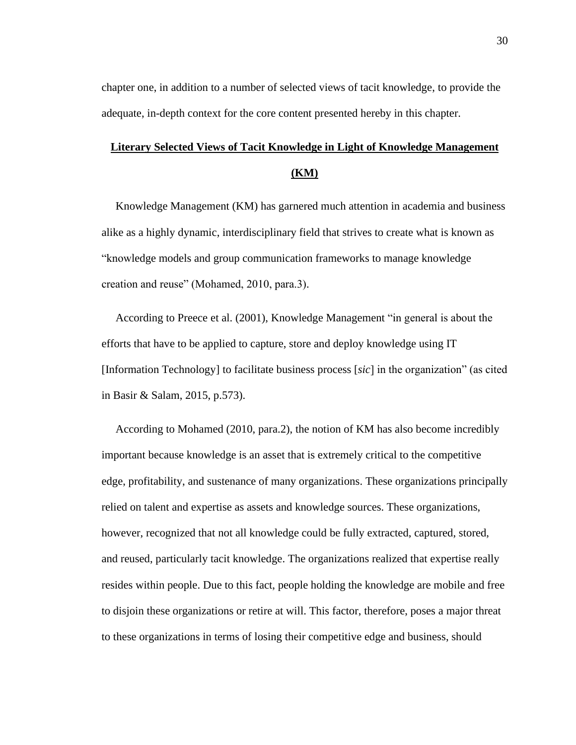chapter one, in addition to a number of selected views of tacit knowledge, to provide the adequate, in-depth context for the core content presented hereby in this chapter.

## Literary Selected Views of Tacit Knowledge in Light of Knowledge Management (KM)

Knowledge Management (KM) has garnered much attention in academia and business alike as a highly dynamic, interdisciplinary field that strives to create what is known as "knowledge models and group communication frameworks to manage knowledge creation and reuse" (Mohamed, 2010, para.3).

According to Preece et al. (2001), Knowledge Management "in general is about the efforts that have to be applied to capture, store and deploy knowledge using IT [Information Technology] to facilitate business process [*sic*] in the organization" (as cited in Basir & Salam, 2015, p.573).

According to Mohamed (2010, para.2), the notion of KM has also become incredibly important because knowledge is an asset that is extremely critical to the competitive edge, profitability, and sustenance of many organizations. These organizations principally relied on talent and expertise as assets and knowledge sources. These organizations, however, recognized that not all knowledge could be fully extracted, captured, stored, and reused, particularly tacit knowledge. The organizations realized that expertise really resides within people. Due to this fact, people holding the knowledge are mobile and free to disjoin these organizations or retire at will. This factor, therefore, poses a major threat to these organizations in terms of losing their competitive edge and business, should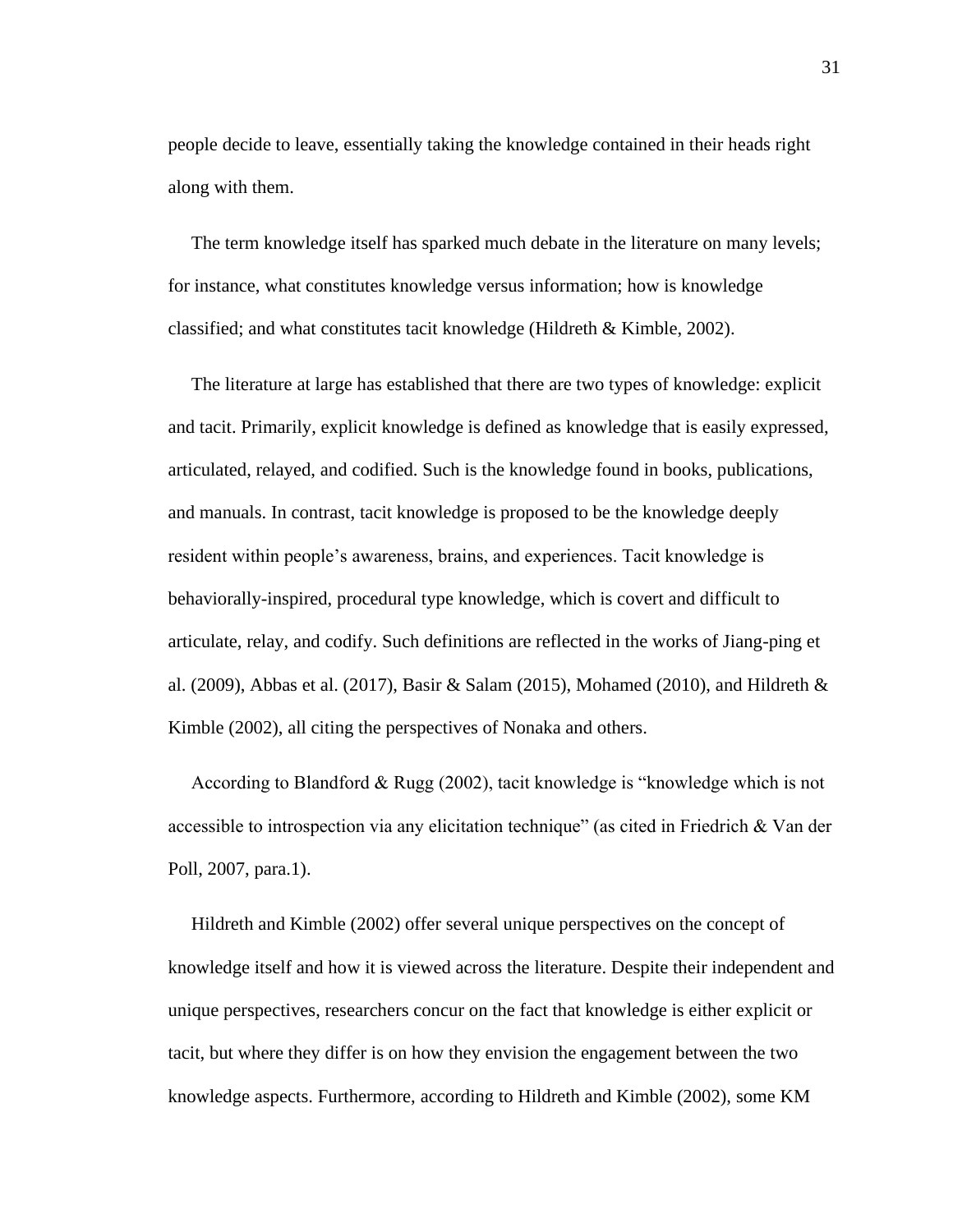people decide to leave, essentially taking the knowledge contained in their heads right along with them.

The term knowledge itself has sparked much debate in the literature on many levels; for instance, what constitutes knowledge versus information; how is knowledge classified; and what constitutes tacit knowledge (Hildreth & Kimble, 2002).

The literature at large has established that there are two types of knowledge: explicit and tacit. Primarily, explicit knowledge is defined as knowledge that is easily expressed, articulated, relayed, and codified. Such is the knowledge found in books, publications, and manuals. In contrast, tacit knowledge is proposed to be the knowledge deeply resident within people's awareness, brains, and experiences. Tacit knowledge is behaviorally-inspired, procedural type knowledge, which is covert and difficult to articulate, relay, and codify. Such definitions are reflected in the works of Jiang-ping et al. (2009), Abbas et al. (2017), Basir & Salam (2015), Mohamed (2010), and Hildreth & Kimble (2002), all citing the perspectives of Nonaka and others.

According to Blandford & Rugg (2002), tacit knowledge is "knowledge which is not accessible to introspection via any elicitation technique" (as cited in Friedrich & Van der Poll, 2007, para.1).

Hildreth and Kimble (2002) offer several unique perspectives on the concept of knowledge itself and how it is viewed across the literature. Despite their independent and unique perspectives, researchers concur on the fact that knowledge is either explicit or tacit, but where they differ is on how they envision the engagement between the two knowledge aspects. Furthermore, according to Hildreth and Kimble (2002), some KM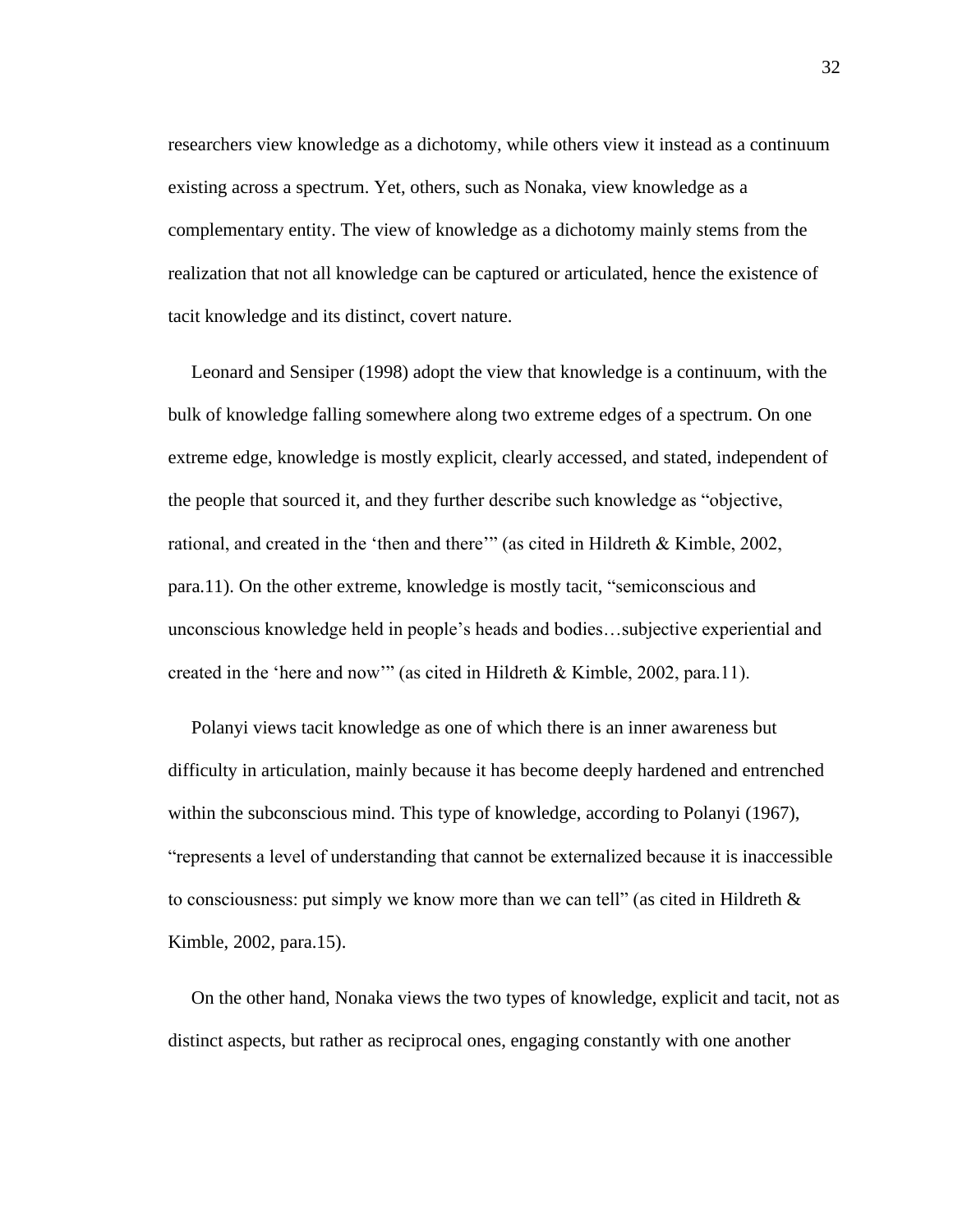researchers view knowledge as a dichotomy, while others view it instead as a continuum existing across a spectrum. Yet, others, such as Nonaka, view knowledge as a complementary entity. The view of knowledge as a dichotomy mainly stems from the realization that not all knowledge can be captured or articulated, hence the existence of tacit knowledge and its distinct, covert nature.

Leonard and Sensiper (1998) adopt the view that knowledge is a continuum, with the bulk of knowledge falling somewhere along two extreme edges of a spectrum. On one extreme edge, knowledge is mostly explicit, clearly accessed, and stated, independent of the people that sourced it, and they further describe such knowledge as "objective, rational, and created in the 'then and there'" (as cited in Hildreth & Kimble, 2002, para.11). On the other extreme, knowledge is mostly tacit, "semiconscious and unconscious knowledge held in people's heads and bodies…subjective experiential and created in the 'here and now'" (as cited in Hildreth & Kimble, 2002, para.11).

Polanyi views tacit knowledge as one of which there is an inner awareness but difficulty in articulation, mainly because it has become deeply hardened and entrenched within the subconscious mind. This type of knowledge, according to Polanyi (1967), "represents a level of understanding that cannot be externalized because it is inaccessible to consciousness: put simply we know more than we can tell" (as cited in Hildreth & Kimble, 2002, para.15).

On the other hand, Nonaka views the two types of knowledge, explicit and tacit, not as distinct aspects, but rather as reciprocal ones, engaging constantly with one another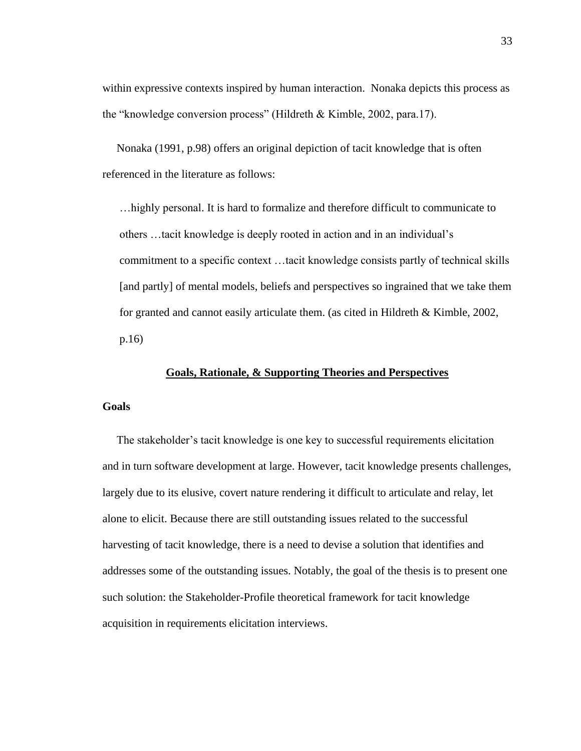within expressive contexts inspired by human interaction. Nonaka depicts this process as the "knowledge conversion process" (Hildreth & Kimble, 2002, para.17).

Nonaka (1991, p.98) offers an original depiction of tacit knowledge that is often referenced in the literature as follows:

> …highly personal. It is hard to formalize and therefore difficult to communicate to others …tacit knowledge is deeply rooted in action and in an individual's commitment to a specific context …tacit knowledge consists partly of technical skills [and partly] of mental models, beliefs and perspectives so ingrained that we take them for granted and cannot easily articulate them. (as cited in Hildreth & Kimble, 2002, p.16)

## Goals, Rationale, & Supporting Theories and Perspectives

### Goals

The stakeholder's tacit knowledge is one key to successful requirements elicitation and in turn software development at large. However, tacit knowledge presents challenges, largely due to its elusive, covert nature rendering it difficult to articulate and relay, let alone to elicit. Because there are still outstanding issues related to the successful harvesting of tacit knowledge, there is a need to devise a solution that identifies and addresses some of the outstanding issues. Notably, the goal of the thesis is to present one such solution: the Stakeholder-Profile theoretical framework for tacit knowledge acquisition in requirements elicitation interviews.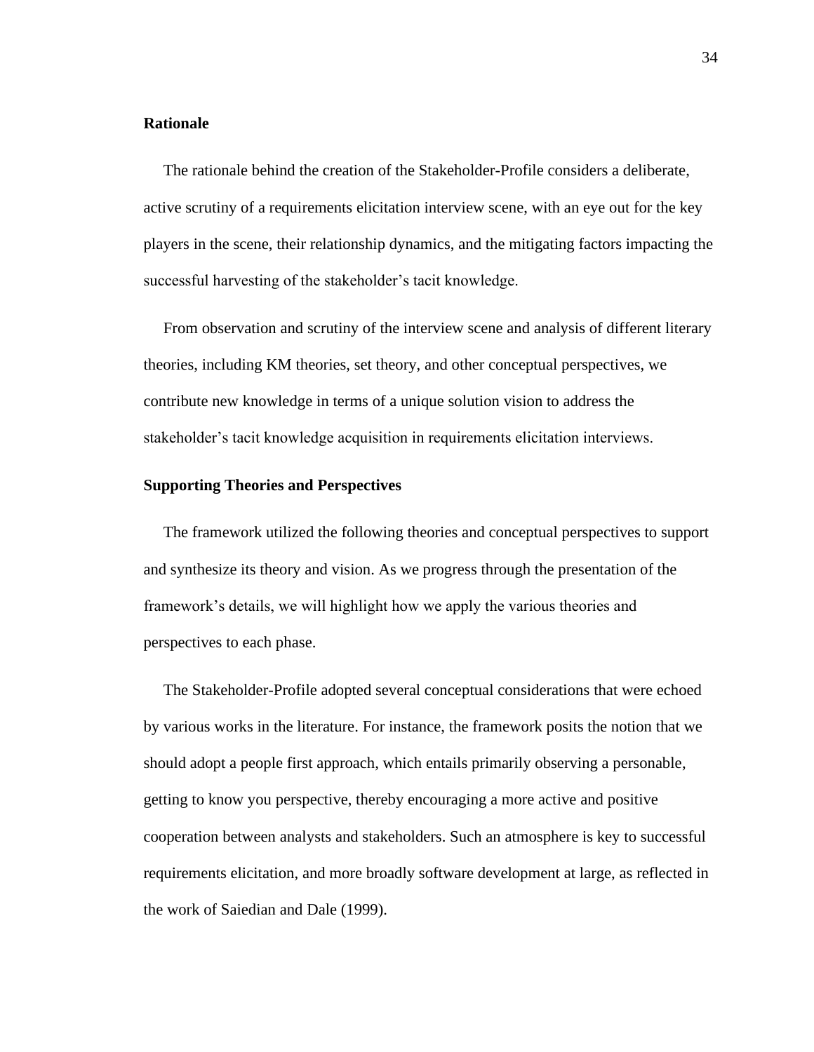**Rationale**

The rationale behind the creation of the Stakeholder-Profile considers a deliberate, active scrutiny of a requirements elicitation interview scene, with an eye out for the key players in the scene, their relationship dynamics, and the mitigating factors impacting the successful harvesting of the stakeholder's tacit knowledge.

From observation and scrutiny of the interview scene and analysis of different literary theories, including KM theories, set theory, and other conceptual perspectives, we contribute new knowledge in terms of a unique solution vision to address the stakeholder's tacit knowledge acquisition in requirements elicitation interviews.

**Supporting Theories and Perspectives**

The framework utilized the following theories and conceptual perspectives to support and synthesize its theory and vision. As we progress through the presentation of the framework's details, we will highlight how we apply the various theories and perspectives to each phase.

The Stakeholder-Profile adopted several conceptual considerations that were echoed by various works in the literature. For instance, the framework posits the notion that we should adopt a people first approach, which entails primarily observing a personable, getting to know you perspective, thereby encouraging a more active and positive cooperation between analysts and stakeholders. Such an atmosphere is key to successful requirements elicitation, and more broadly software development at large, as reflected in the work of Saiedian and Dale (1999).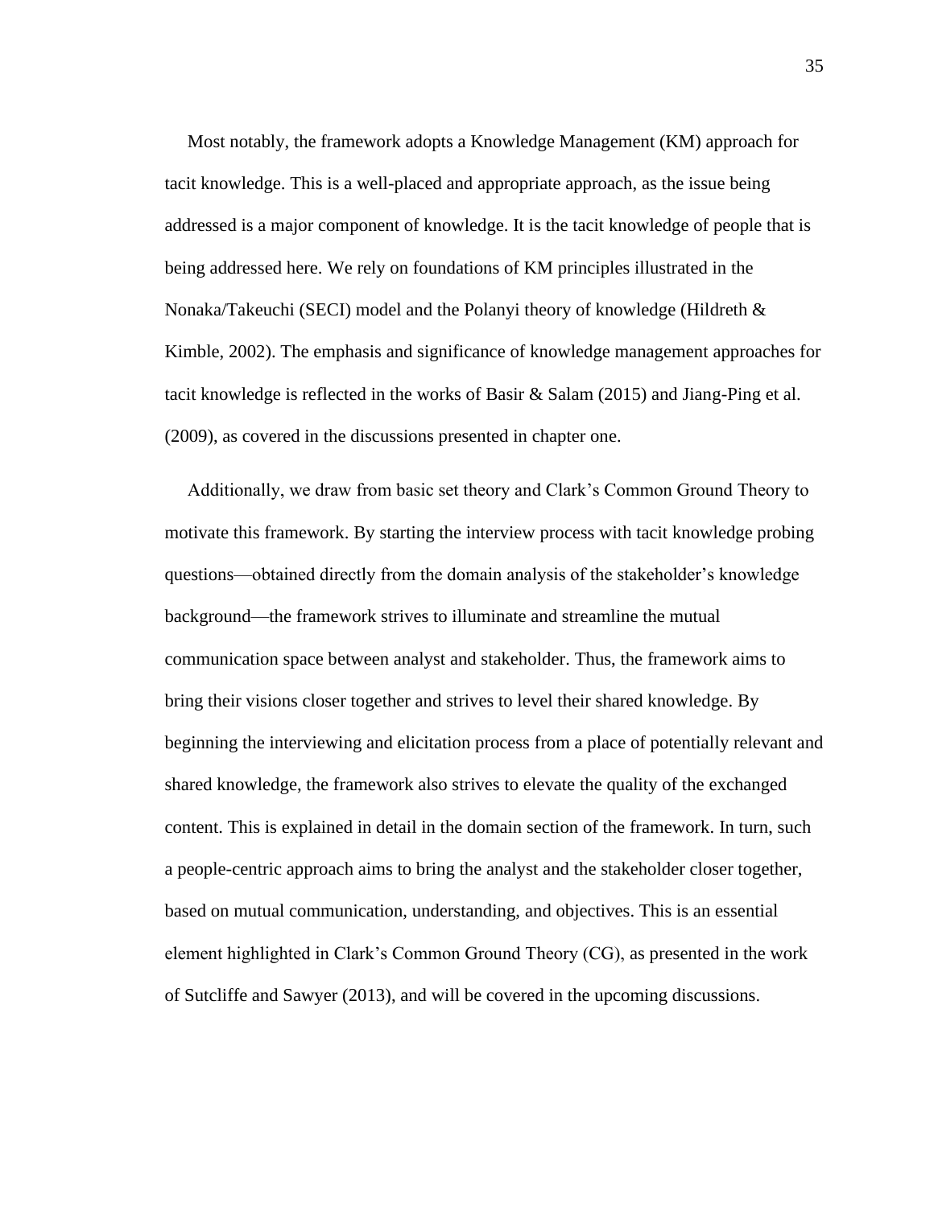Most notably, the framework adopts a Knowledge Management (KM) approach for tacit knowledge. This is a well-placed and appropriate approach, as the issue being addressed is a major component of knowledge. It is the tacit knowledge of people that is being addressed here. We rely on foundations of KM principles illustrated in the Nonaka/Takeuchi (SECI) model and the Polanyi theory of knowledge (Hildreth & Kimble, 2002). The emphasis and significance of knowledge management approaches for tacit knowledge is reflected in the works of Basir & Salam (2015) and Jiang-Ping et al. (2009), as covered in the discussions presented in chapter one.

Additionally, we draw from basic set theory and Clark's Common Ground Theory to motivate this framework. By starting the interview process with tacit knowledge probing questions—obtained directly from the domain analysis of the stakeholder's knowledge background—the framework strives to illuminate and streamline the mutual communication space between analyst and stakeholder. Thus, the framework aims to bring their visions closer together and strives to level their shared knowledge. By beginning the interviewing and elicitation process from a place of potentially relevant and shared knowledge, the framework also strives to elevate the quality of the exchanged content. This is explained in detail in the domain section of the framework. In turn, such a people-centric approach aims to bring the analyst and the stakeholder closer together, based on mutual communication, understanding, and objectives. This is an essential element highlighted in Clark's Common Ground Theory (CG), as presented in the work of Sutcliffe and Sawyer (2013), and will be covered in the upcoming discussions.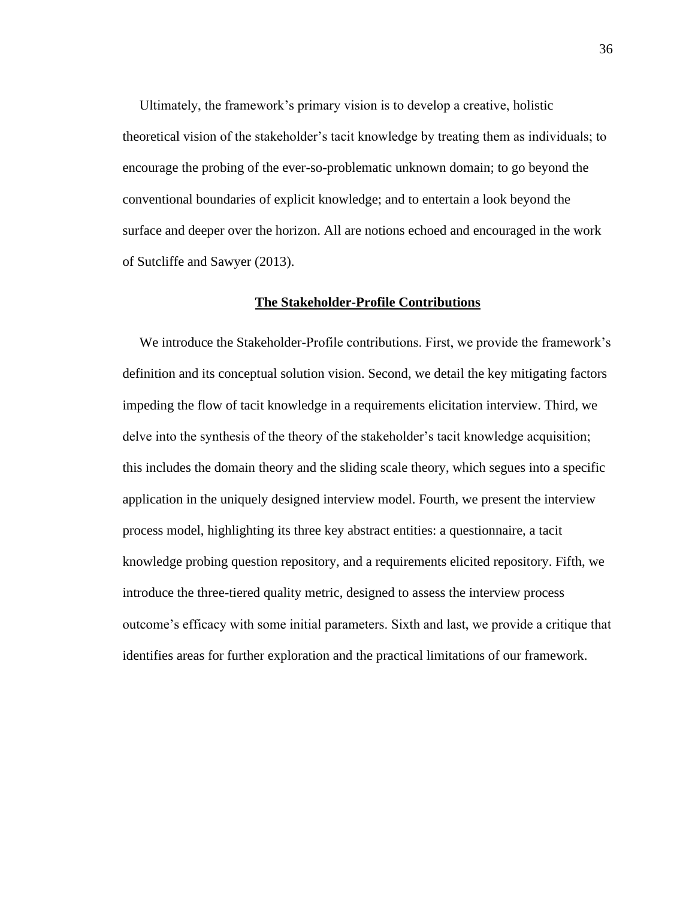Ultimately, the framework's primary vision is to develop a creative, holistic theoretical vision of the stakeholder's tacit knowledge by treating them as individuals; to encourage the probing of the ever-so-problematic unknown domain; to go beyond the conventional boundaries of explicit knowledge; and to entertain a look beyond the surface and deeper over the horizon. All are notions echoed and encouraged in the work of Sutcliffe and Sawyer (2013).

## The Stakeholder-Profile Contributions

We introduce the Stakeholder-Profile contributions. First, we provide the framework's definition and its conceptual solution vision. Second, we detail the key mitigating factors impeding the flow of tacit knowledge in a requirements elicitation interview. Third, we delve into the synthesis of the theory of the stakeholder's tacit knowledge acquisition; this includes the domain theory and the sliding scale theory, which segues into a specific application in the uniquely designed interview model. Fourth, we present the interview process model, highlighting its three key abstract entities: a questionnaire, a tacit knowledge probing question repository, and a requirements elicited repository. Fifth, we introduce the three-tiered quality metric, designed to assess the interview process outcome's efficacy with some initial parameters. Sixth and last, we provide a critique that identifies areas for further exploration and the practical limitations of our framework.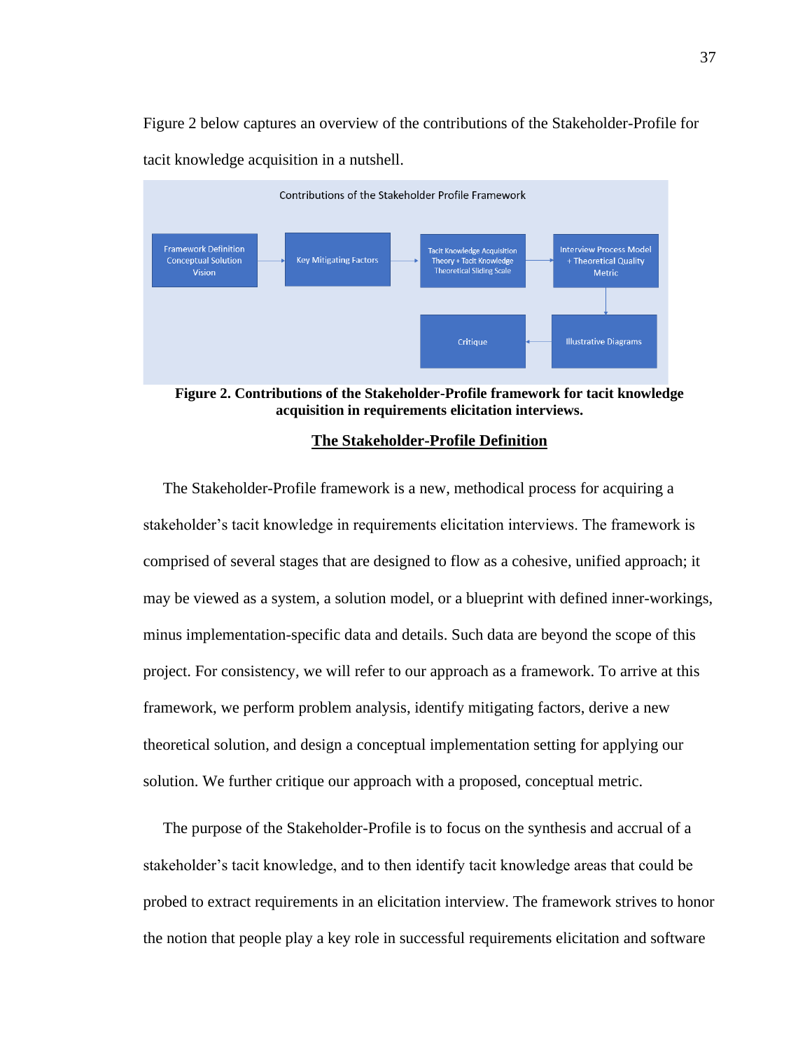Figure 2 below captures an overview of the contributions of the Stakeholder-Profile for tacit knowledge acquisition in a nutshell.

Contributions of the Stakeholder Profile Framework

Framework Definition Conceptual Solution Vision → Key Mitigating Factors → Tacit Knowledge Acquisition Theory + Tacit Knowledge Theoretical Sliding Scale → Interview Process Model + Theoretical Quality Metric → Illustrative Diagrams → Critique

**Figure 2. Contributions of the Stakeholder-Profile framework for tacit knowledge acquisition in requirements elicitation interviews.**

## The Stakeholder-Profile Definition

The Stakeholder-Profile framework is a new, methodical process for acquiring a stakeholder's tacit knowledge in requirements elicitation interviews. The framework is comprised of several stages that are designed to flow as a cohesive, unified approach; it may be viewed as a system, a solution model, or a blueprint with defined inner-workings, minus implementation-specific data and details. Such data are beyond the scope of this project. For consistency, we will refer to our approach as a framework. To arrive at this framework, we perform problem analysis, identify mitigating factors, derive a new theoretical solution, and design a conceptual implementation setting for applying our solution. We further critique our approach with a proposed, conceptual metric.

The purpose of the Stakeholder-Profile is to focus on the synthesis and accrual of a stakeholder's tacit knowledge, and to then identify tacit knowledge areas that could be probed to extract requirements in an elicitation interview. The framework strives to honor the notion that people play a key role in successful requirements elicitation and software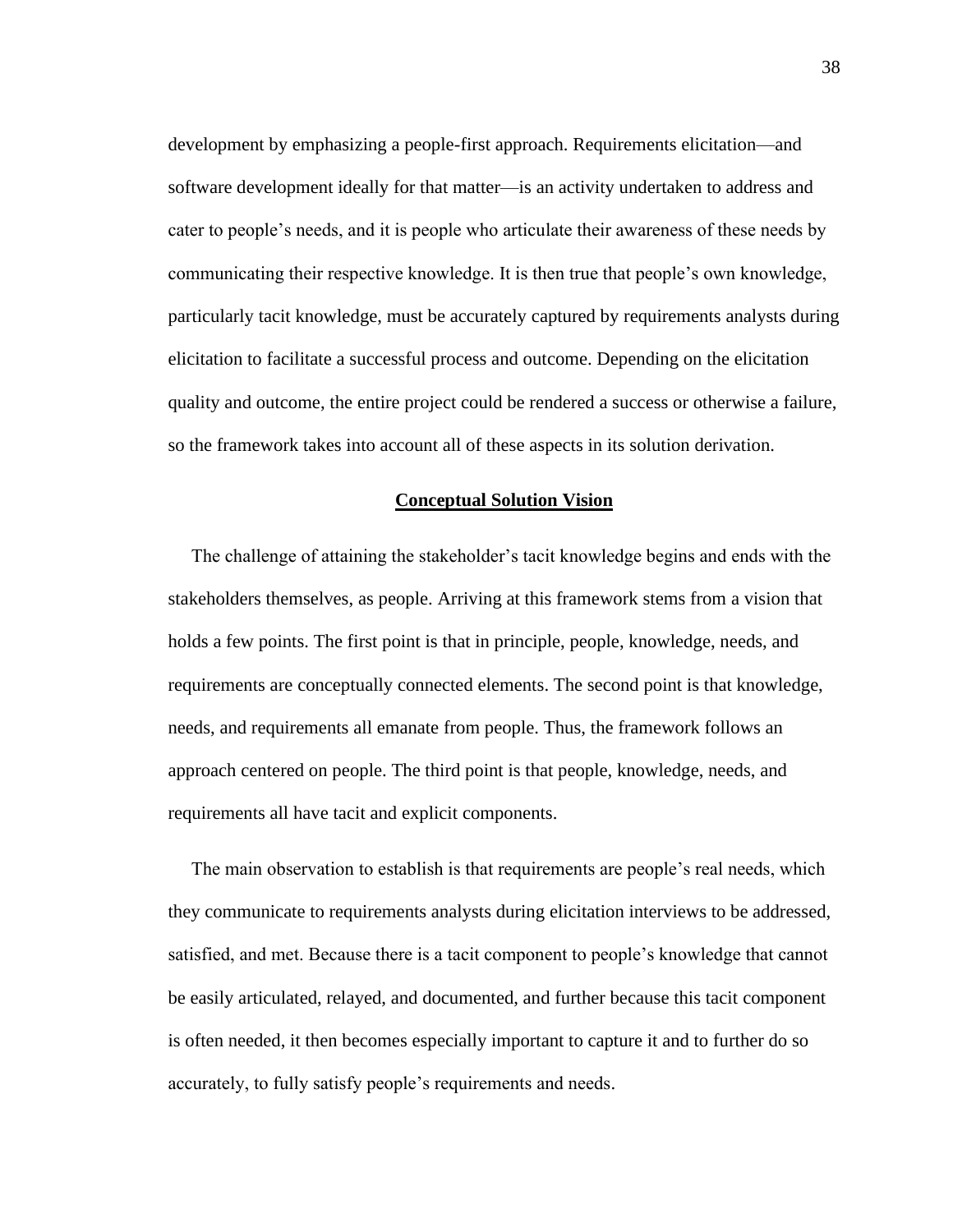development by emphasizing a people-first approach. Requirements elicitation—and software development ideally for that matter—is an activity undertaken to address and cater to people's needs, and it is people who articulate their awareness of these needs by communicating their respective knowledge. It is then true that people's own knowledge, particularly tacit knowledge, must be accurately captured by requirements analysts during elicitation to facilitate a successful process and outcome. Depending on the elicitation quality and outcome, the entire project could be rendered a success or otherwise a failure, so the framework takes into account all of these aspects in its solution derivation.

## Conceptual Solution Vision

The challenge of attaining the stakeholder's tacit knowledge begins and ends with the stakeholders themselves, as people. Arriving at this framework stems from a vision that holds a few points. The first point is that in principle, people, knowledge, needs, and requirements are conceptually connected elements. The second point is that knowledge, needs, and requirements all emanate from people. Thus, the framework follows an approach centered on people. The third point is that people, knowledge, needs, and requirements all have tacit and explicit components.

The main observation to establish is that requirements are people's real needs, which they communicate to requirements analysts during elicitation interviews to be addressed, satisfied, and met. Because there is a tacit component to people's knowledge that cannot be easily articulated, relayed, and documented, and further because this tacit component is often needed, it then becomes especially important to capture it and to further do so accurately, to fully satisfy people's requirements and needs.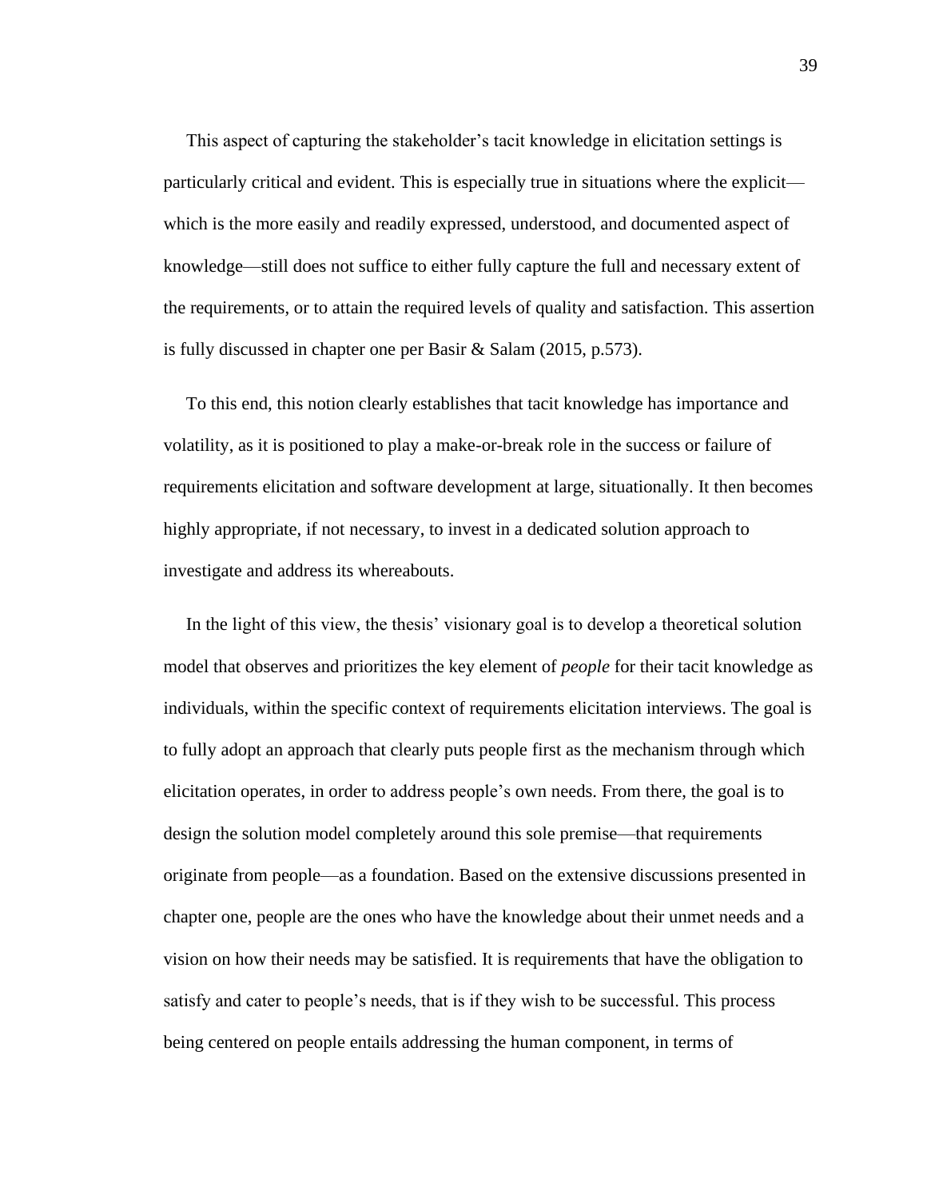This aspect of capturing the stakeholder's tacit knowledge in elicitation settings is particularly critical and evident. This is especially true in situations where the explicit—which is the more easily and readily expressed, understood, and documented aspect of knowledge—still does not suffice to either fully capture the full and necessary extent of the requirements, or to attain the required levels of quality and satisfaction. This assertion is fully discussed in chapter one per Basir & Salam (2015, p.573).

To this end, this notion clearly establishes that tacit knowledge has importance and volatility, as it is positioned to play a make-or-break role in the success or failure of requirements elicitation and software development at large, situationally. It then becomes highly appropriate, if not necessary, to invest in a dedicated solution approach to investigate and address its whereabouts.

In the light of this view, the thesis' visionary goal is to develop a theoretical solution model that observes and prioritizes the key element of *people* for their tacit knowledge as individuals, within the specific context of requirements elicitation interviews. The goal is to fully adopt an approach that clearly puts people first as the mechanism through which elicitation operates, in order to address people's own needs. From there, the goal is to design the solution model completely around this sole premise—that requirements originate from people—as a foundation. Based on the extensive discussions presented in chapter one, people are the ones who have the knowledge about their unmet needs and a vision on how their needs may be satisfied. It is requirements that have the obligation to satisfy and cater to people's needs, that is if they wish to be successful. This process being centered on people entails addressing the human component, in terms of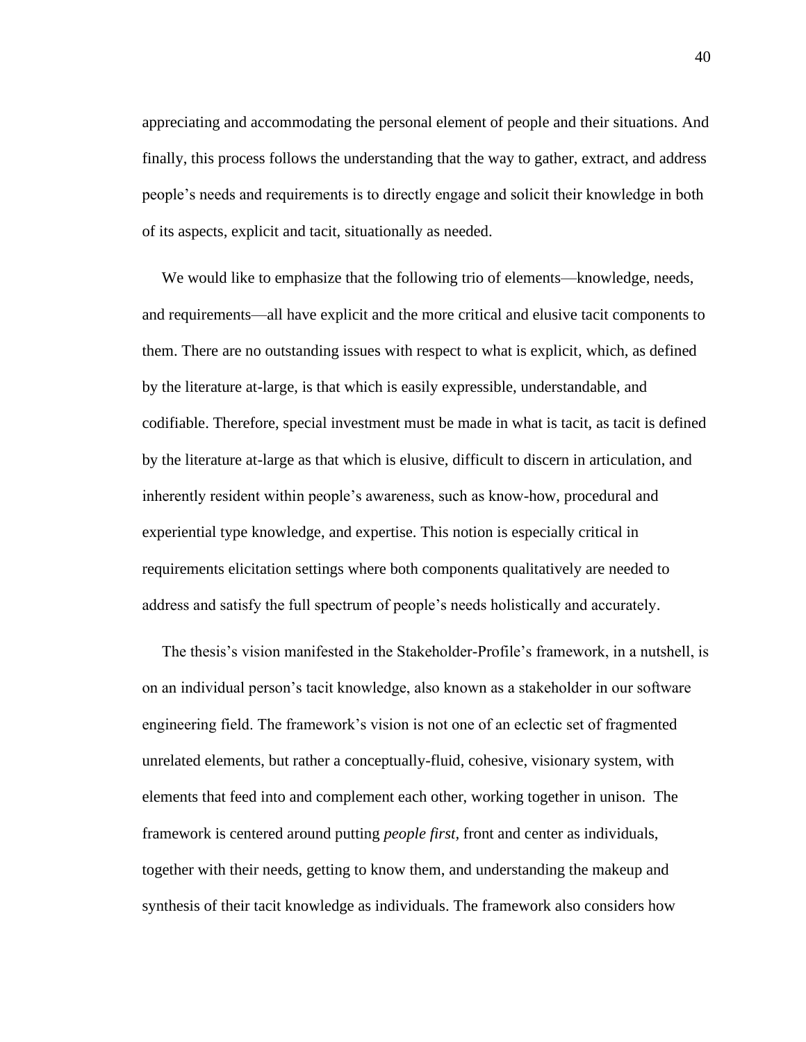appreciating and accommodating the personal element of people and their situations. And finally, this process follows the understanding that the way to gather, extract, and address people's needs and requirements is to directly engage and solicit their knowledge in both of its aspects, explicit and tacit, situationally as needed.

We would like to emphasize that the following trio of elements—knowledge, needs, and requirements—all have explicit and the more critical and elusive tacit components to them. There are no outstanding issues with respect to what is explicit, which, as defined by the literature at-large, is that which is easily expressible, understandable, and codifiable. Therefore, special investment must be made in what is tacit, as tacit is defined by the literature at-large as that which is elusive, difficult to discern in articulation, and inherently resident within people's awareness, such as know-how, procedural and experiential type knowledge, and expertise. This notion is especially critical in requirements elicitation settings where both components qualitatively are needed to address and satisfy the full spectrum of people's needs holistically and accurately.

The thesis's vision manifested in the Stakeholder-Profile's framework, in a nutshell, is on an individual person's tacit knowledge, also known as a stakeholder in our software engineering field. The framework's vision is not one of an eclectic set of fragmented unrelated elements, but rather a conceptually-fluid, cohesive, visionary system, with elements that feed into and complement each other, working together in unison. The framework is centered around putting *people first,* front and center as individuals, together with their needs, getting to know them, and understanding the makeup and synthesis of their tacit knowledge as individuals. The framework also considers how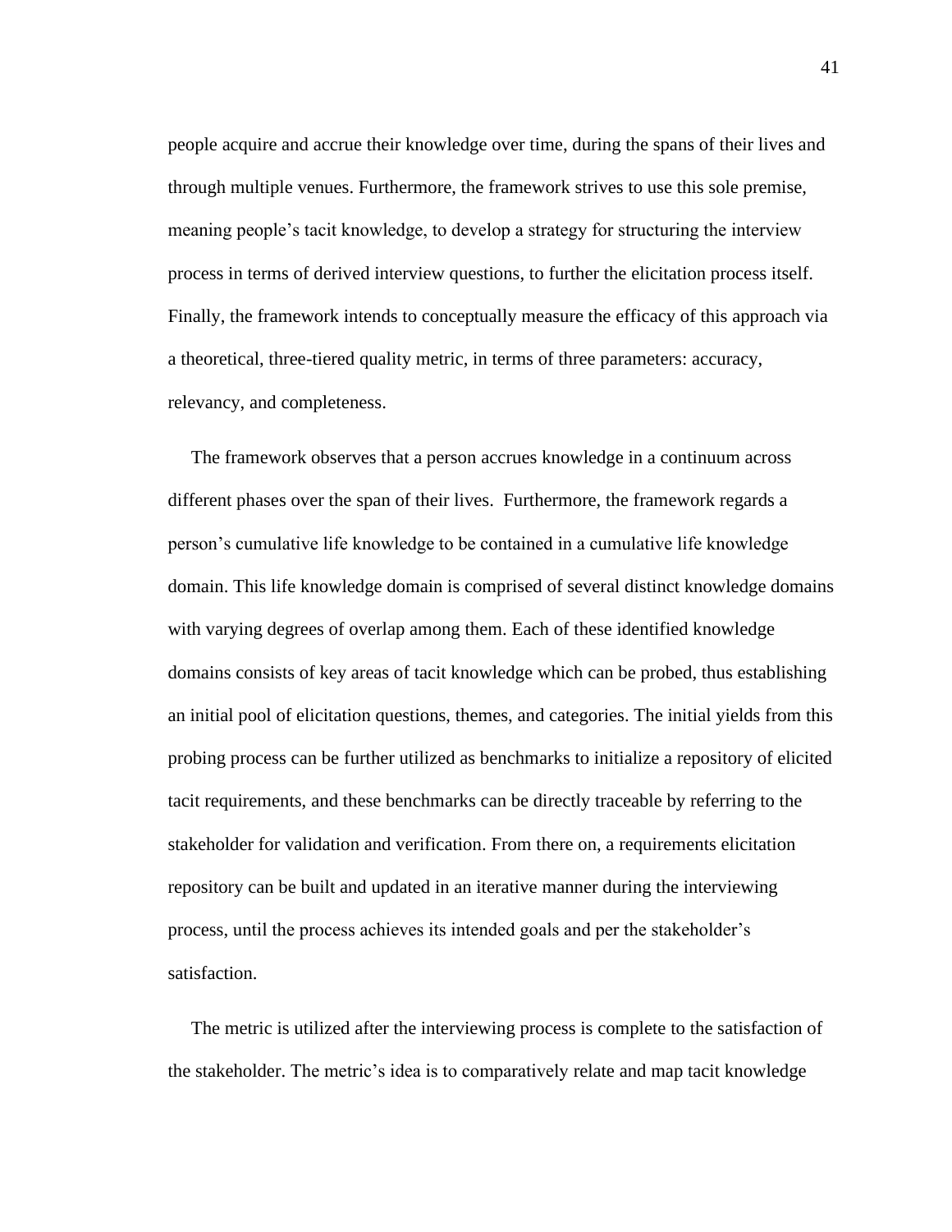people acquire and accrue their knowledge over time, during the spans of their lives and through multiple venues. Furthermore, the framework strives to use this sole premise, meaning people's tacit knowledge, to develop a strategy for structuring the interview process in terms of derived interview questions, to further the elicitation process itself. Finally, the framework intends to conceptually measure the efficacy of this approach via a theoretical, three-tiered quality metric, in terms of three parameters: accuracy, relevancy, and completeness.

The framework observes that a person accrues knowledge in a continuum across different phases over the span of their lives. Furthermore, the framework regards a person's cumulative life knowledge to be contained in a cumulative life knowledge domain. This life knowledge domain is comprised of several distinct knowledge domains with varying degrees of overlap among them. Each of these identified knowledge domains consists of key areas of tacit knowledge which can be probed, thus establishing an initial pool of elicitation questions, themes, and categories. The initial yields from this probing process can be further utilized as benchmarks to initialize a repository of elicited tacit requirements, and these benchmarks can be directly traceable by referring to the stakeholder for validation and verification. From there on, a requirements elicitation repository can be built and updated in an iterative manner during the interviewing process, until the process achieves its intended goals and per the stakeholder's satisfaction.

The metric is utilized after the interviewing process is complete to the satisfaction of the stakeholder. The metric's idea is to comparatively relate and map tacit knowledge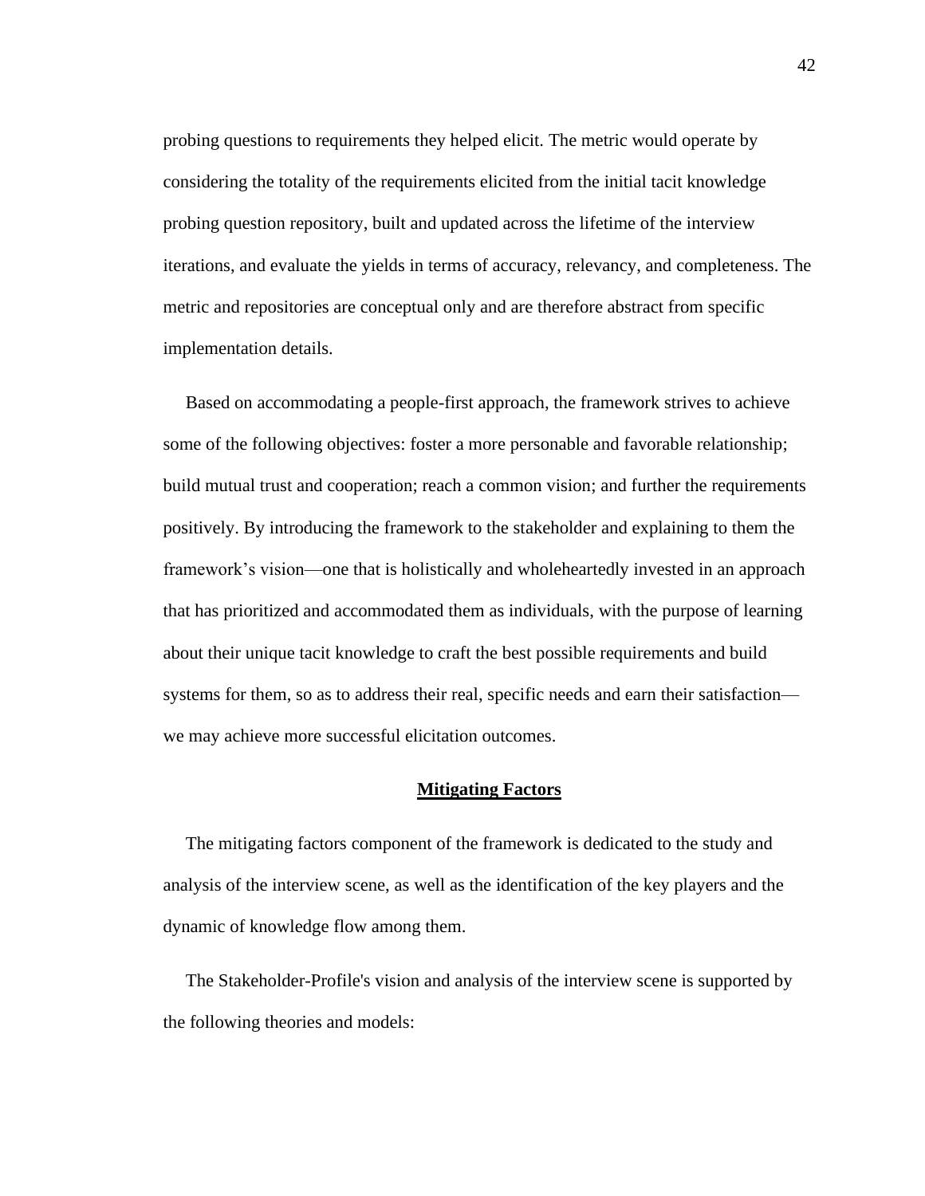probing questions to requirements they helped elicit. The metric would operate by considering the totality of the requirements elicited from the initial tacit knowledge probing question repository, built and updated across the lifetime of the interview iterations, and evaluate the yields in terms of accuracy, relevancy, and completeness. The metric and repositories are conceptual only and are therefore abstract from specific implementation details.

Based on accommodating a people-first approach, the framework strives to achieve some of the following objectives: foster a more personable and favorable relationship; build mutual trust and cooperation; reach a common vision; and further the requirements positively. By introducing the framework to the stakeholder and explaining to them the framework's vision—one that is holistically and wholeheartedly invested in an approach that has prioritized and accommodated them as individuals, with the purpose of learning about their unique tacit knowledge to craft the best possible requirements and build systems for them, so as to address their real, specific needs and earn their satisfaction—we may achieve more successful elicitation outcomes.

## Mitigating Factors

The mitigating factors component of the framework is dedicated to the study and analysis of the interview scene, as well as the identification of the key players and the dynamic of knowledge flow among them.

The Stakeholder-Profile's vision and analysis of the interview scene is supported by the following theories and models: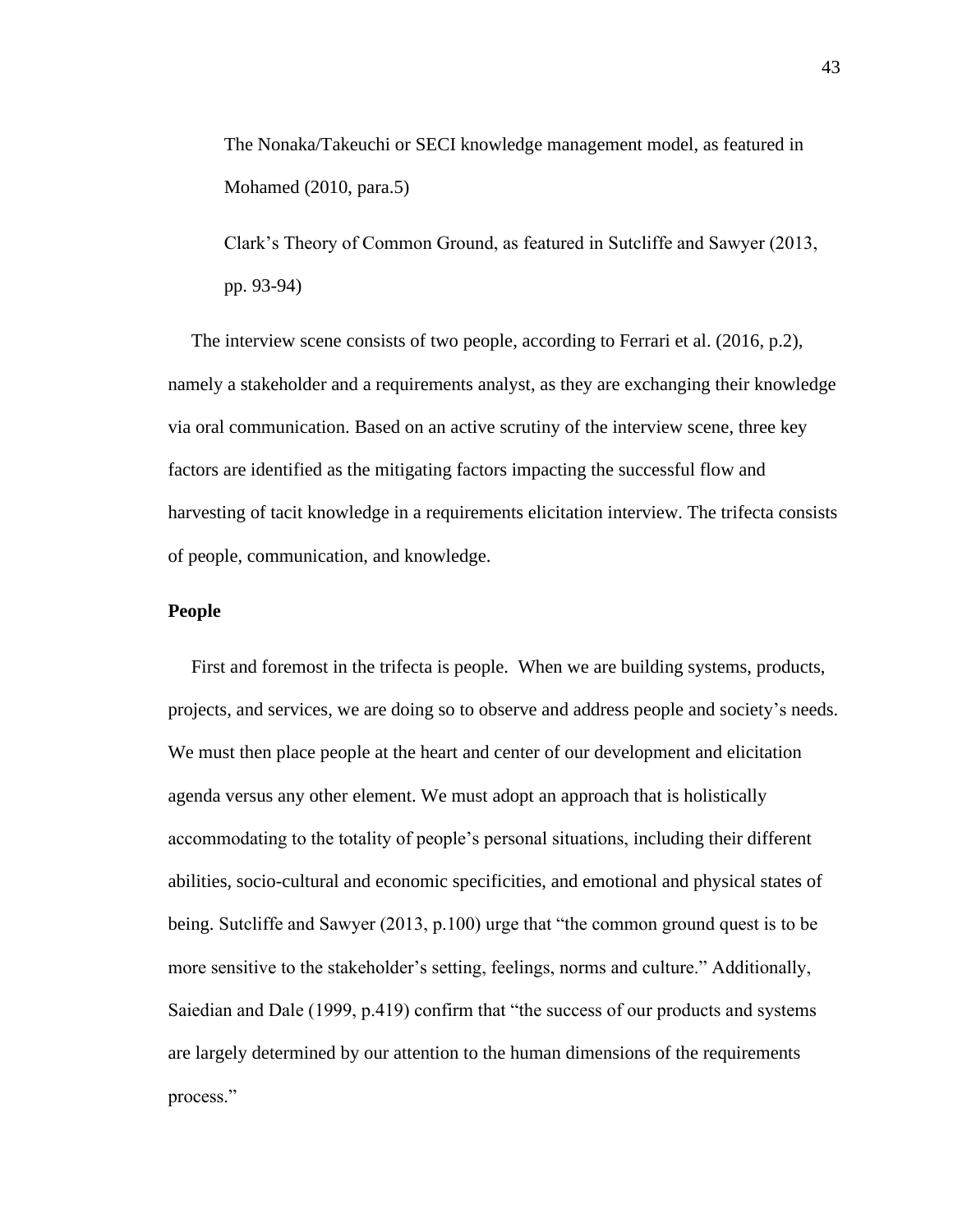The Nonaka/Takeuchi or SECI knowledge management model, as featured in Mohamed (2010, para.5)

Clark's Theory of Common Ground, as featured in Sutcliffe and Sawyer (2013, pp. 93-94)

The interview scene consists of two people, according to Ferrari et al. (2016, p.2), namely a stakeholder and a requirements analyst, as they are exchanging their knowledge via oral communication. Based on an active scrutiny of the interview scene, three key factors are identified as the mitigating factors impacting the successful flow and harvesting of tacit knowledge in a requirements elicitation interview. The trifecta consists of people, communication, and knowledge.

### People

First and foremost in the trifecta is people. When we are building systems, products, projects, and services, we are doing so to observe and address people and society's needs. We must then place people at the heart and center of our development and elicitation agenda versus any other element. We must adopt an approach that is holistically accommodating to the totality of people's personal situations, including their different abilities, socio-cultural and economic specificities, and emotional and physical states of being. Sutcliffe and Sawyer (2013, p.100) urge that "the common ground quest is to be more sensitive to the stakeholder's setting, feelings, norms and culture." Additionally, Saiedian and Dale (1999, p.419) confirm that "the success of our products and systems are largely determined by our attention to the human dimensions of the requirements process."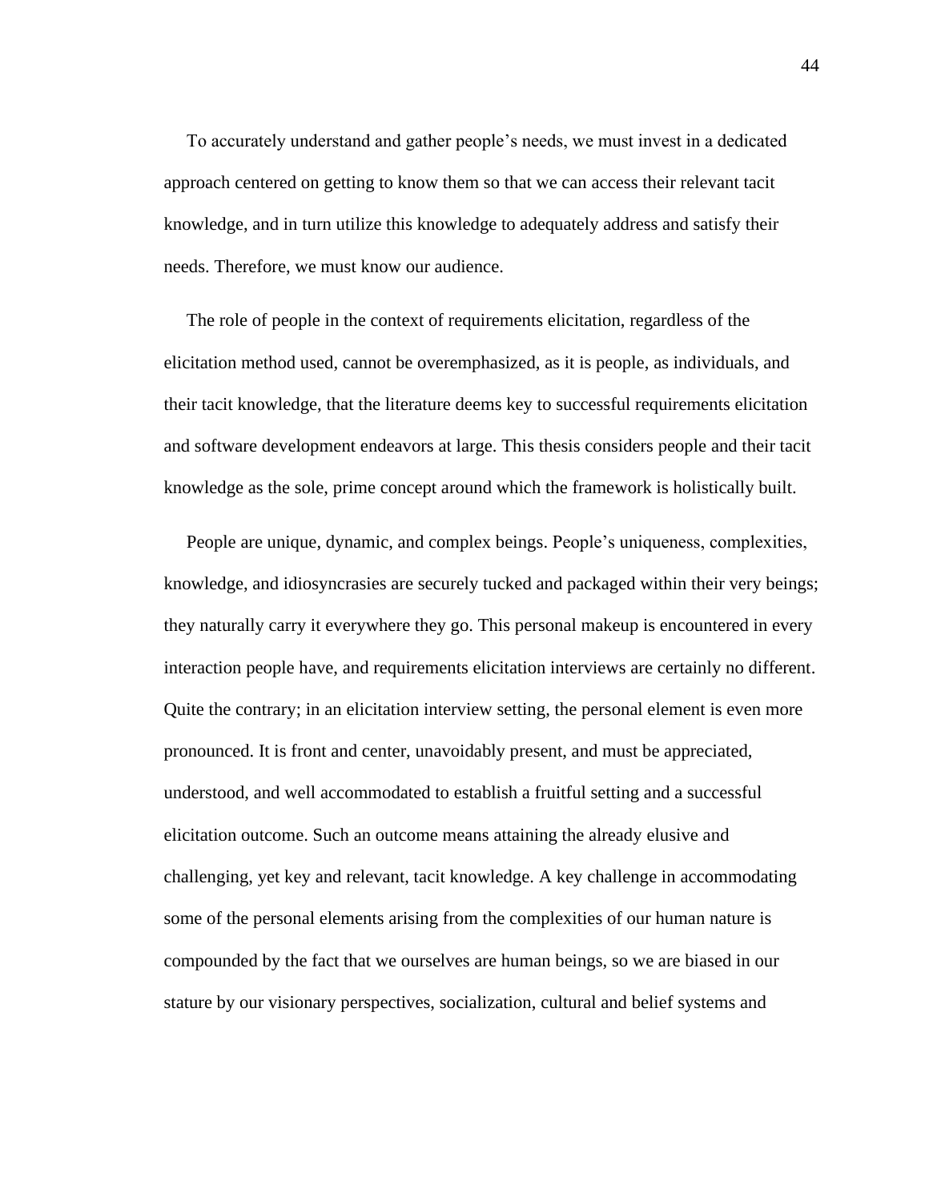To accurately understand and gather people's needs, we must invest in a dedicated approach centered on getting to know them so that we can access their relevant tacit knowledge, and in turn utilize this knowledge to adequately address and satisfy their needs. Therefore, we must know our audience.

The role of people in the context of requirements elicitation, regardless of the elicitation method used, cannot be overemphasized, as it is people, as individuals, and their tacit knowledge, that the literature deems key to successful requirements elicitation and software development endeavors at large. This thesis considers people and their tacit knowledge as the sole, prime concept around which the framework is holistically built.

People are unique, dynamic, and complex beings. People's uniqueness, complexities, knowledge, and idiosyncrasies are securely tucked and packaged within their very beings; they naturally carry it everywhere they go. This personal makeup is encountered in every interaction people have, and requirements elicitation interviews are certainly no different. Quite the contrary; in an elicitation interview setting, the personal element is even more pronounced. It is front and center, unavoidably present, and must be appreciated, understood, and well accommodated to establish a fruitful setting and a successful elicitation outcome. Such an outcome means attaining the already elusive and challenging, yet key and relevant, tacit knowledge. A key challenge in accommodating some of the personal elements arising from the complexities of our human nature is compounded by the fact that we ourselves are human beings, so we are biased in our stature by our visionary perspectives, socialization, cultural and belief systems and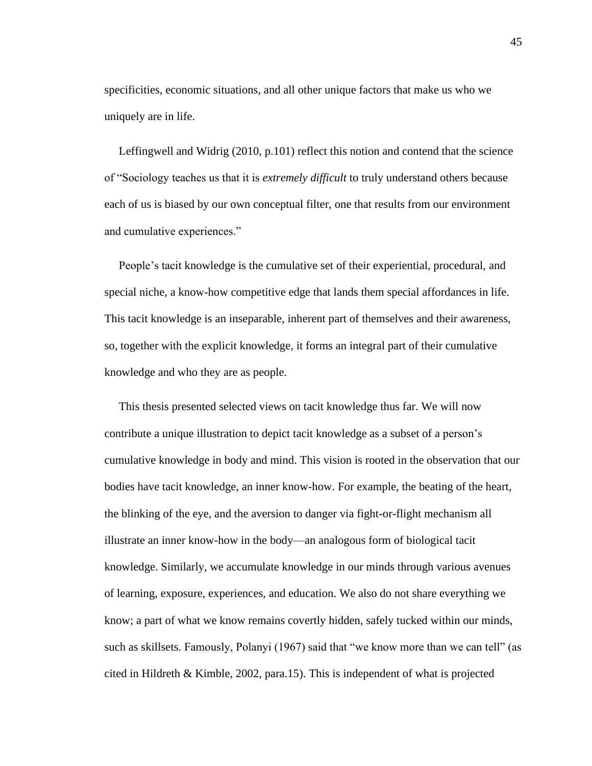specificities, economic situations, and all other unique factors that make us who we uniquely are in life.

Leffingwell and Widrig (2010, p.101) reflect this notion and contend that the science of "Sociology teaches us that it is *extremely difficult* to truly understand others because each of us is biased by our own conceptual filter, one that results from our environment and cumulative experiences."

People's tacit knowledge is the cumulative set of their experiential, procedural, and special niche, a know-how competitive edge that lands them special affordances in life. This tacit knowledge is an inseparable, inherent part of themselves and their awareness, so, together with the explicit knowledge, it forms an integral part of their cumulative knowledge and who they are as people.

This thesis presented selected views on tacit knowledge thus far. We will now contribute a unique illustration to depict tacit knowledge as a subset of a person's cumulative knowledge in body and mind. This vision is rooted in the observation that our bodies have tacit knowledge, an inner know-how. For example, the beating of the heart, the blinking of the eye, and the aversion to danger via fight-or-flight mechanism all illustrate an inner know-how in the body—an analogous form of biological tacit knowledge. Similarly, we accumulate knowledge in our minds through various avenues of learning, exposure, experiences, and education. We also do not share everything we know; a part of what we know remains covertly hidden, safely tucked within our minds, such as skillsets. Famously, Polanyi (1967) said that "we know more than we can tell" (as cited in Hildreth & Kimble, 2002, para.15). This is independent of what is projected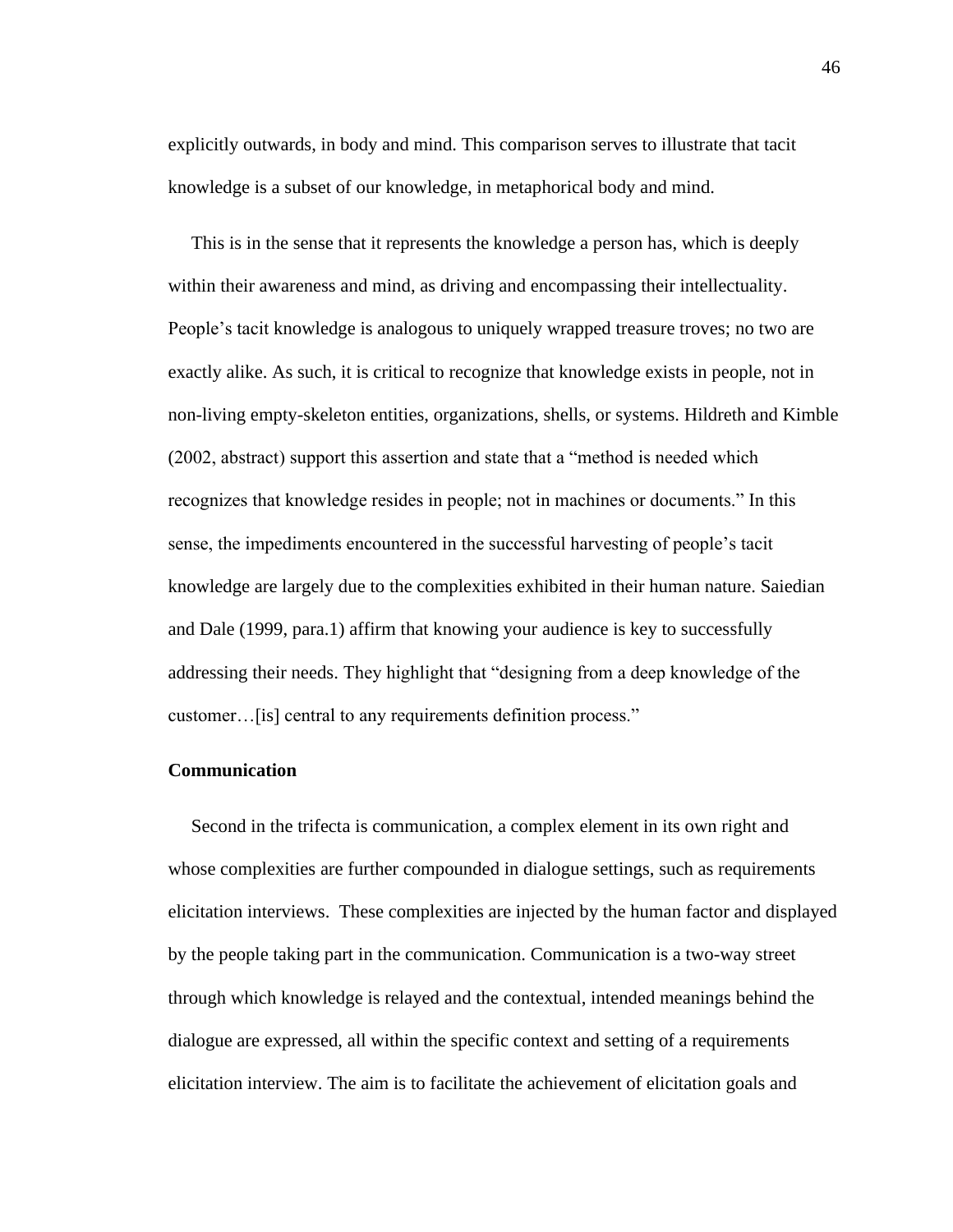explicitly outwards, in body and mind. This comparison serves to illustrate that tacit knowledge is a subset of our knowledge, in metaphorical body and mind.

This is in the sense that it represents the knowledge a person has, which is deeply within their awareness and mind, as driving and encompassing their intellectuality. People's tacit knowledge is analogous to uniquely wrapped treasure troves; no two are exactly alike. As such, it is critical to recognize that knowledge exists in people, not in non-living empty-skeleton entities, organizations, shells, or systems. Hildreth and Kimble (2002, abstract) support this assertion and state that a "method is needed which recognizes that knowledge resides in people; not in machines or documents." In this sense, the impediments encountered in the successful harvesting of people's tacit knowledge are largely due to the complexities exhibited in their human nature. Saiedian and Dale (1999, para.1) affirm that knowing your audience is key to successfully addressing their needs. They highlight that "designing from a deep knowledge of the customer…[is] central to any requirements definition process."

**Communication**

Second in the trifecta is communication, a complex element in its own right and whose complexities are further compounded in dialogue settings, such as requirements elicitation interviews. These complexities are injected by the human factor and displayed by the people taking part in the communication. Communication is a two-way street through which knowledge is relayed and the contextual, intended meanings behind the dialogue are expressed, all within the specific context and setting of a requirements elicitation interview. The aim is to facilitate the achievement of elicitation goals and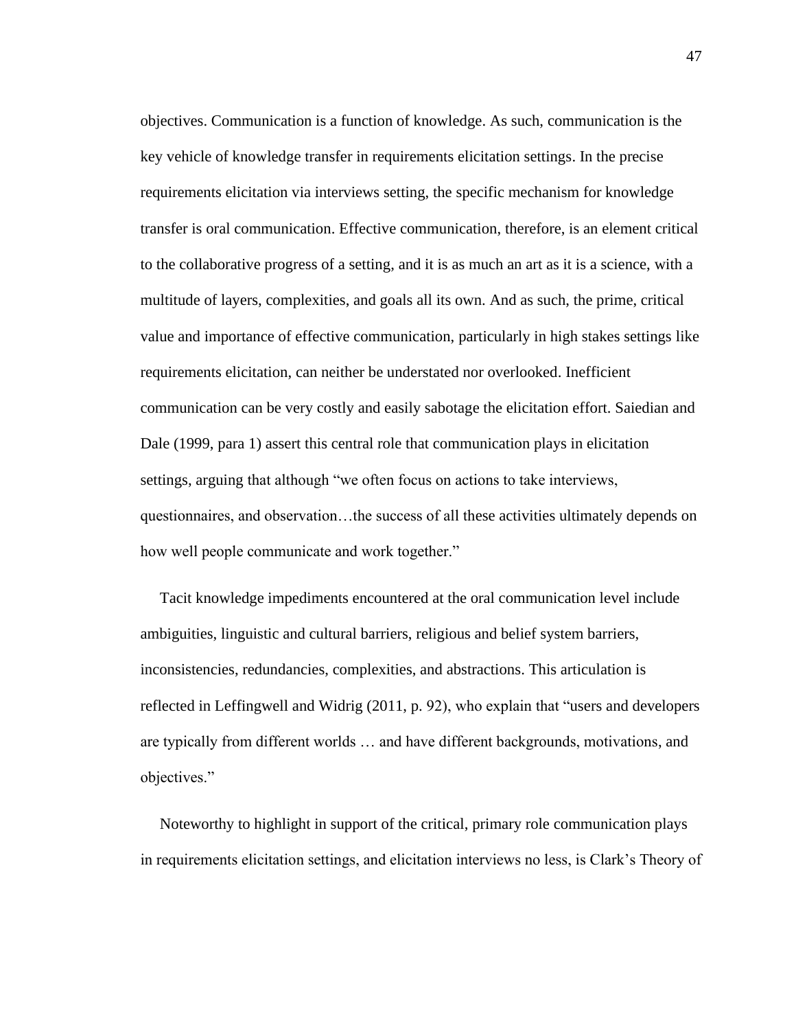objectives. Communication is a function of knowledge. As such, communication is the key vehicle of knowledge transfer in requirements elicitation settings. In the precise requirements elicitation via interviews setting, the specific mechanism for knowledge transfer is oral communication. Effective communication, therefore, is an element critical to the collaborative progress of a setting, and it is as much an art as it is a science, with a multitude of layers, complexities, and goals all its own. And as such, the prime, critical value and importance of effective communication, particularly in high stakes settings like requirements elicitation, can neither be understated nor overlooked. Inefficient communication can be very costly and easily sabotage the elicitation effort. Saiedian and Dale (1999, para 1) assert this central role that communication plays in elicitation settings, arguing that although "we often focus on actions to take interviews, questionnaires, and observation…the success of all these activities ultimately depends on how well people communicate and work together."

Tacit knowledge impediments encountered at the oral communication level include ambiguities, linguistic and cultural barriers, religious and belief system barriers, inconsistencies, redundancies, complexities, and abstractions. This articulation is reflected in Leffingwell and Widrig (2011, p. 92), who explain that "users and developers are typically from different worlds … and have different backgrounds, motivations, and objectives."

Noteworthy to highlight in support of the critical, primary role communication plays in requirements elicitation settings, and elicitation interviews no less, is Clark's Theory of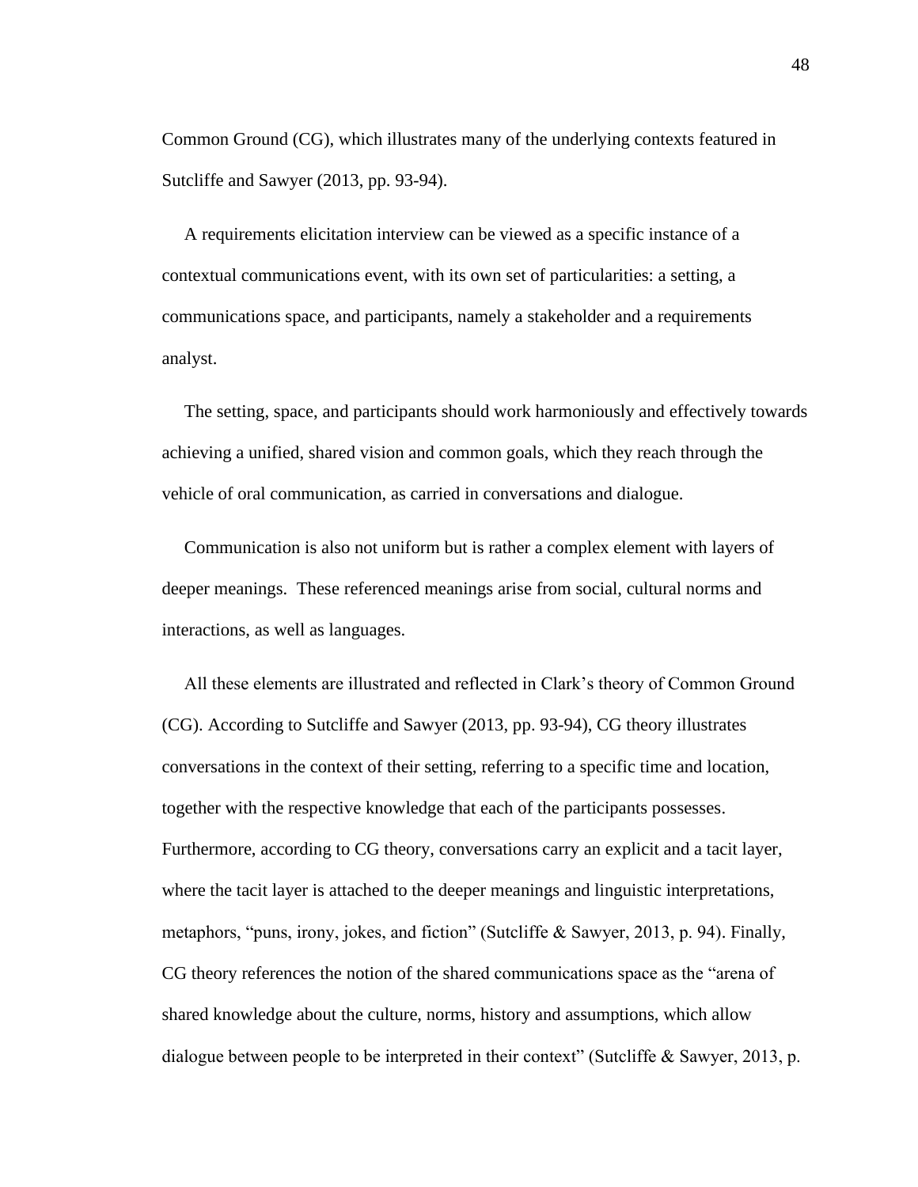Common Ground (CG), which illustrates many of the underlying contexts featured in Sutcliffe and Sawyer (2013, pp. 93-94).

A requirements elicitation interview can be viewed as a specific instance of a contextual communications event, with its own set of particularities: a setting, a communications space, and participants, namely a stakeholder and a requirements analyst.

The setting, space, and participants should work harmoniously and effectively towards achieving a unified, shared vision and common goals, which they reach through the vehicle of oral communication, as carried in conversations and dialogue.

Communication is also not uniform but is rather a complex element with layers of deeper meanings. These referenced meanings arise from social, cultural norms and interactions, as well as languages.

All these elements are illustrated and reflected in Clark's theory of Common Ground (CG). According to Sutcliffe and Sawyer (2013, pp. 93-94), CG theory illustrates conversations in the context of their setting, referring to a specific time and location, together with the respective knowledge that each of the participants possesses. Furthermore, according to CG theory, conversations carry an explicit and a tacit layer, where the tacit layer is attached to the deeper meanings and linguistic interpretations, metaphors, "puns, irony, jokes, and fiction" (Sutcliffe & Sawyer, 2013, p. 94). Finally, CG theory references the notion of the shared communications space as the "arena of shared knowledge about the culture, norms, history and assumptions, which allow dialogue between people to be interpreted in their context" (Sutcliffe & Sawyer, 2013, p.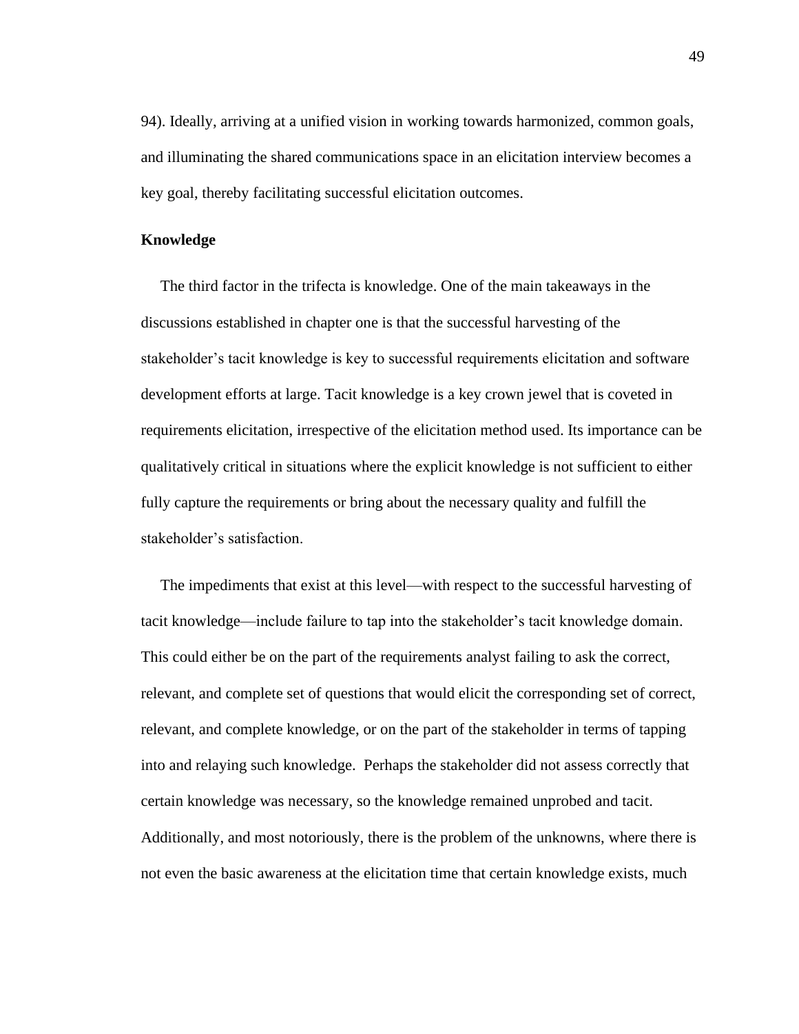94). Ideally, arriving at a unified vision in working towards harmonized, common goals, and illuminating the shared communications space in an elicitation interview becomes a key goal, thereby facilitating successful elicitation outcomes.

**Knowledge**

The third factor in the trifecta is knowledge. One of the main takeaways in the discussions established in chapter one is that the successful harvesting of the stakeholder's tacit knowledge is key to successful requirements elicitation and software development efforts at large. Tacit knowledge is a key crown jewel that is coveted in requirements elicitation, irrespective of the elicitation method used. Its importance can be qualitatively critical in situations where the explicit knowledge is not sufficient to either fully capture the requirements or bring about the necessary quality and fulfill the stakeholder's satisfaction.

The impediments that exist at this level—with respect to the successful harvesting of tacit knowledge—include failure to tap into the stakeholder's tacit knowledge domain. This could either be on the part of the requirements analyst failing to ask the correct, relevant, and complete set of questions that would elicit the corresponding set of correct, relevant, and complete knowledge, or on the part of the stakeholder in terms of tapping into and relaying such knowledge. Perhaps the stakeholder did not assess correctly that certain knowledge was necessary, so the knowledge remained unprobed and tacit. Additionally, and most notoriously, there is the problem of the unknowns, where there is not even the basic awareness at the elicitation time that certain knowledge exists, much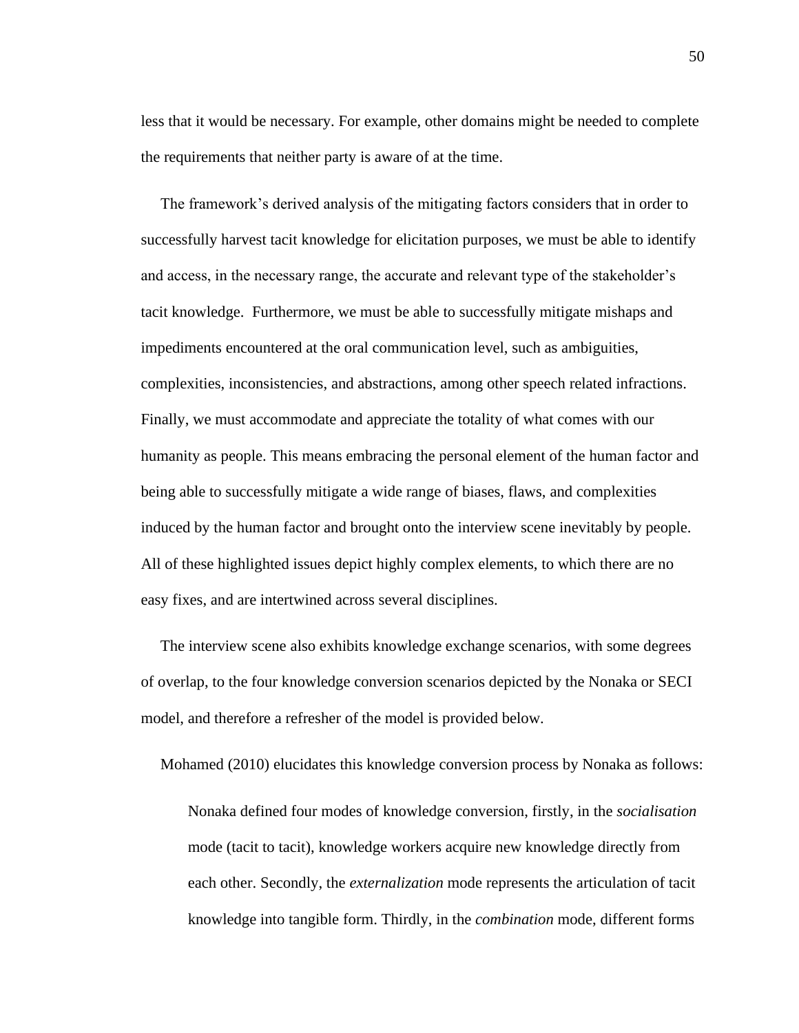less that it would be necessary. For example, other domains might be needed to complete the requirements that neither party is aware of at the time.

The framework's derived analysis of the mitigating factors considers that in order to successfully harvest tacit knowledge for elicitation purposes, we must be able to identify and access, in the necessary range, the accurate and relevant type of the stakeholder's tacit knowledge.  Furthermore, we must be able to successfully mitigate mishaps and impediments encountered at the oral communication level, such as ambiguities, complexities, inconsistencies, and abstractions, among other speech related infractions. Finally, we must accommodate and appreciate the totality of what comes with our humanity as people. This means embracing the personal element of the human factor and being able to successfully mitigate a wide range of biases, flaws, and complexities induced by the human factor and brought onto the interview scene inevitably by people. All of these highlighted issues depict highly complex elements, to which there are no easy fixes, and are intertwined across several disciplines.

The interview scene also exhibits knowledge exchange scenarios, with some degrees of overlap, to the four knowledge conversion scenarios depicted by the Nonaka or SECI model, and therefore a refresher of the model is provided below.

Mohamed (2010) elucidates this knowledge conversion process by Nonaka as follows:

> Nonaka defined four modes of knowledge conversion, firstly, in the *socialisation* mode (tacit to tacit), knowledge workers acquire new knowledge directly from each other. Secondly, the *externalization* mode represents the articulation of tacit knowledge into tangible form. Thirdly, in the *combination* mode, different forms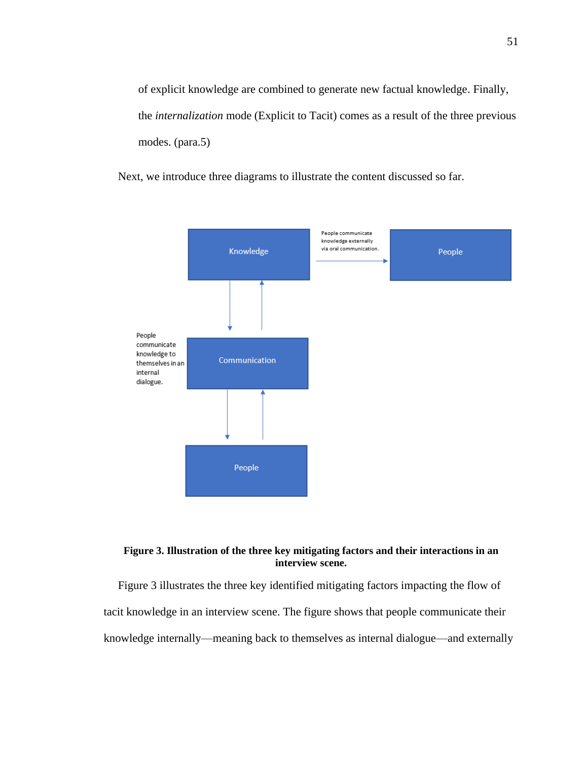of explicit knowledge are combined to generate new factual knowledge. Finally, the *internalization* mode (Explicit to Tacit) comes as a result of the three previous modes. (para.5)

Next, we introduce three diagrams to illustrate the content discussed so far.

Knowledge

People communicate knowledge externally via oral communication.

People

People communicate knowledge to themselves in an internal dialogue.

Communication

People

**Figure 3. Illustration of the three key mitigating factors and their interactions in an interview scene.**

Figure 3 illustrates the three key identified mitigating factors impacting the flow of tacit knowledge in an interview scene. The figure shows that people communicate their knowledge internally—meaning back to themselves as internal dialogue—and externally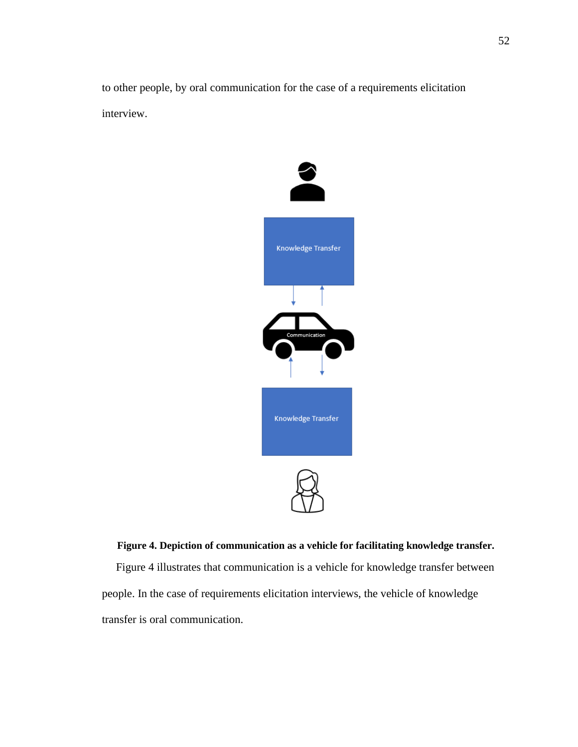to other people, by oral communication for the case of a requirements elicitation interview.

Knowledge Transfer

Communication

Knowledge Transfer

**Figure 4. Depiction of communication as a vehicle for facilitating knowledge transfer.**

Figure 4 illustrates that communication is a vehicle for knowledge transfer between people. In the case of requirements elicitation interviews, the vehicle of knowledge transfer is oral communication.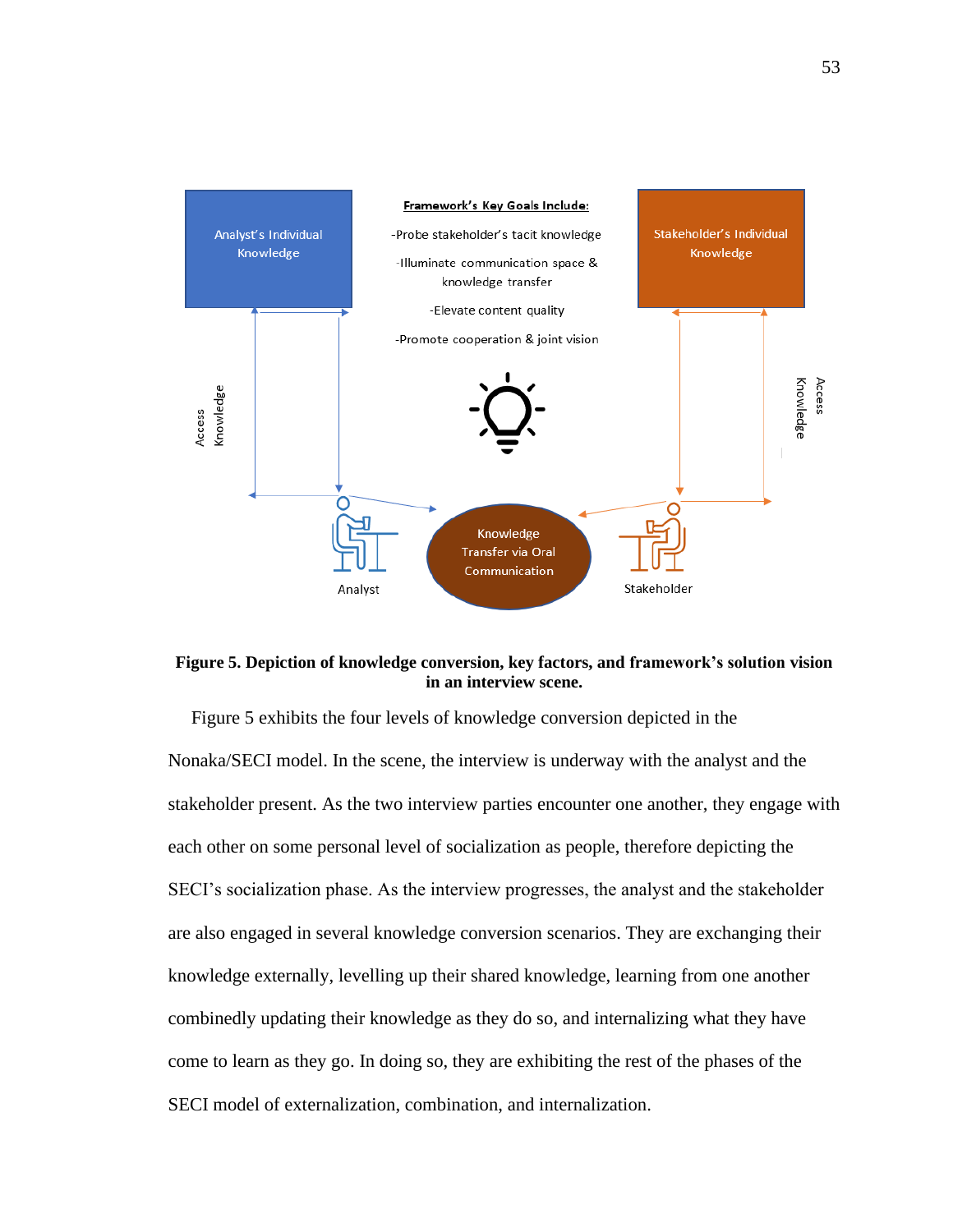Analyst's Individual Knowledge

**Framework's Key Goals Include:**

-Probe stakeholder's tacit knowledge

-Illuminate communication space & knowledge transfer

-Elevate content quality

-Promote cooperation & joint vision

Stakeholder's Individual Knowledge

Access Knowledge

Access Knowledge

Knowledge Transfer via Oral Communication

Analyst

Stakeholder

**Figure 5. Depiction of knowledge conversion, key factors, and framework's solution vision in an interview scene.**

Figure 5 exhibits the four levels of knowledge conversion depicted in the Nonaka/SECI model. In the scene, the interview is underway with the analyst and the stakeholder present. As the two interview parties encounter one another, they engage with each other on some personal level of socialization as people, therefore depicting the SECI's socialization phase. As the interview progresses, the analyst and the stakeholder are also engaged in several knowledge conversion scenarios. They are exchanging their knowledge externally, levelling up their shared knowledge, learning from one another combinedly updating their knowledge as they do so, and internalizing what they have come to learn as they go. In doing so, they are exhibiting the rest of the phases of the SECI model of externalization, combination, and internalization.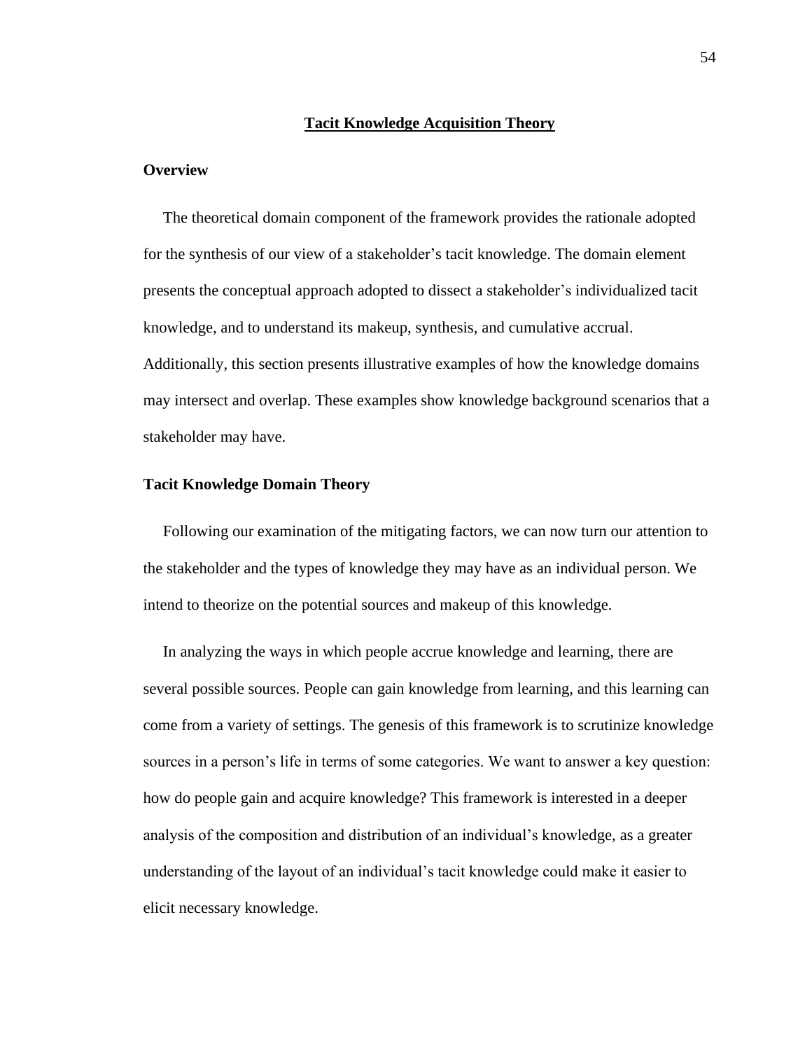# Tacit Knowledge Acquisition Theory

## Overview

The theoretical domain component of the framework provides the rationale adopted for the synthesis of our view of a stakeholder's tacit knowledge. The domain element presents the conceptual approach adopted to dissect a stakeholder's individualized tacit knowledge, and to understand its makeup, synthesis, and cumulative accrual. Additionally, this section presents illustrative examples of how the knowledge domains may intersect and overlap. These examples show knowledge background scenarios that a stakeholder may have.

## Tacit Knowledge Domain Theory

Following our examination of the mitigating factors, we can now turn our attention to the stakeholder and the types of knowledge they may have as an individual person. We intend to theorize on the potential sources and makeup of this knowledge.

In analyzing the ways in which people accrue knowledge and learning, there are several possible sources. People can gain knowledge from learning, and this learning can come from a variety of settings. The genesis of this framework is to scrutinize knowledge sources in a person's life in terms of some categories. We want to answer a key question: how do people gain and acquire knowledge? This framework is interested in a deeper analysis of the composition and distribution of an individual's knowledge, as a greater understanding of the layout of an individual's tacit knowledge could make it easier to elicit necessary knowledge.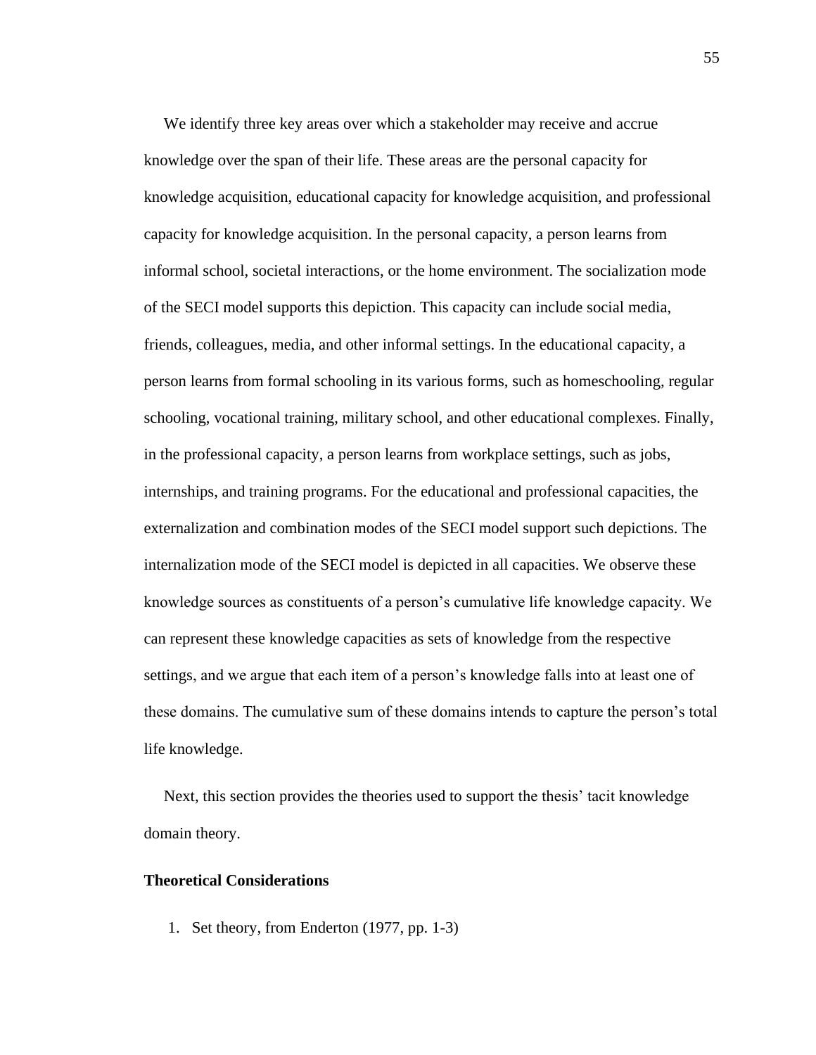We identify three key areas over which a stakeholder may receive and accrue knowledge over the span of their life. These areas are the personal capacity for knowledge acquisition, educational capacity for knowledge acquisition, and professional capacity for knowledge acquisition. In the personal capacity, a person learns from informal school, societal interactions, or the home environment. The socialization mode of the SECI model supports this depiction. This capacity can include social media, friends, colleagues, media, and other informal settings. In the educational capacity, a person learns from formal schooling in its various forms, such as homeschooling, regular schooling, vocational training, military school, and other educational complexes. Finally, in the professional capacity, a person learns from workplace settings, such as jobs, internships, and training programs. For the educational and professional capacities, the externalization and combination modes of the SECI model support such depictions. The internalization mode of the SECI model is depicted in all capacities. We observe these knowledge sources as constituents of a person's cumulative life knowledge capacity. We can represent these knowledge capacities as sets of knowledge from the respective settings, and we argue that each item of a person's knowledge falls into at least one of these domains. The cumulative sum of these domains intends to capture the person's total life knowledge.

Next, this section provides the theories used to support the thesis' tacit knowledge domain theory.

**Theoretical Considerations**

1. Set theory, from Enderton (1977, pp. 1-3)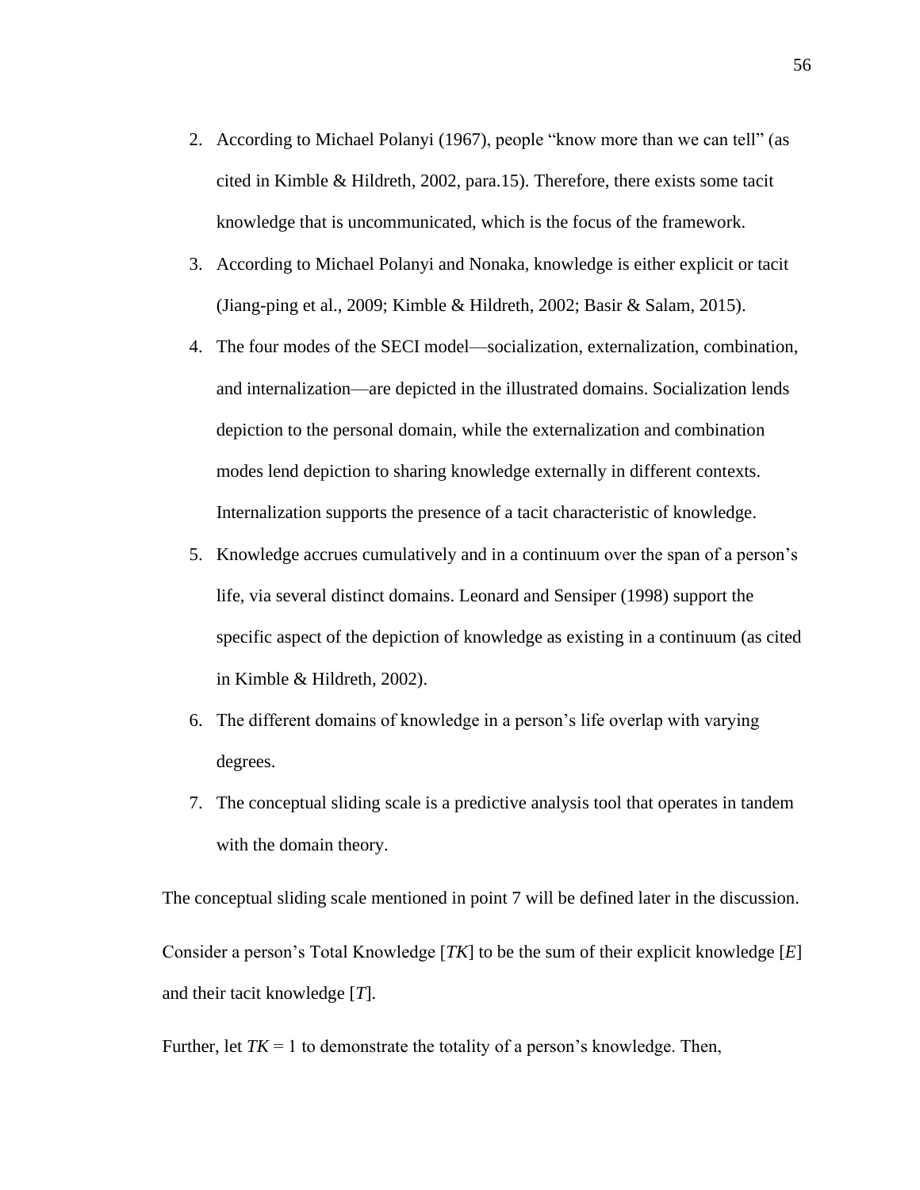2. According to Michael Polanyi (1967), people "know more than we can tell" (as cited in Kimble & Hildreth, 2002, para.15). Therefore, there exists some tacit knowledge that is uncommunicated, which is the focus of the framework.
3. According to Michael Polanyi and Nonaka, knowledge is either explicit or tacit (Jiang-ping et al., 2009; Kimble & Hildreth, 2002; Basir & Salam, 2015).
4. The four modes of the SECI model—socialization, externalization, combination, and internalization—are depicted in the illustrated domains. Socialization lends depiction to the personal domain, while the externalization and combination modes lend depiction to sharing knowledge externally in different contexts. Internalization supports the presence of a tacit characteristic of knowledge.
5. Knowledge accrues cumulatively and in a continuum over the span of a person's life, via several distinct domains. Leonard and Sensiper (1998) support the specific aspect of the depiction of knowledge as existing in a continuum (as cited in Kimble & Hildreth, 2002).
6. The different domains of knowledge in a person's life overlap with varying degrees.
7. The conceptual sliding scale is a predictive analysis tool that operates in tandem with the domain theory.

The conceptual sliding scale mentioned in point 7 will be defined later in the discussion.

Consider a person's Total Knowledge [$TK$] to be the sum of their explicit knowledge [$E$] and their tacit knowledge [$T$].

Further, let $TK = 1$ to demonstrate the totality of a person's knowledge. Then,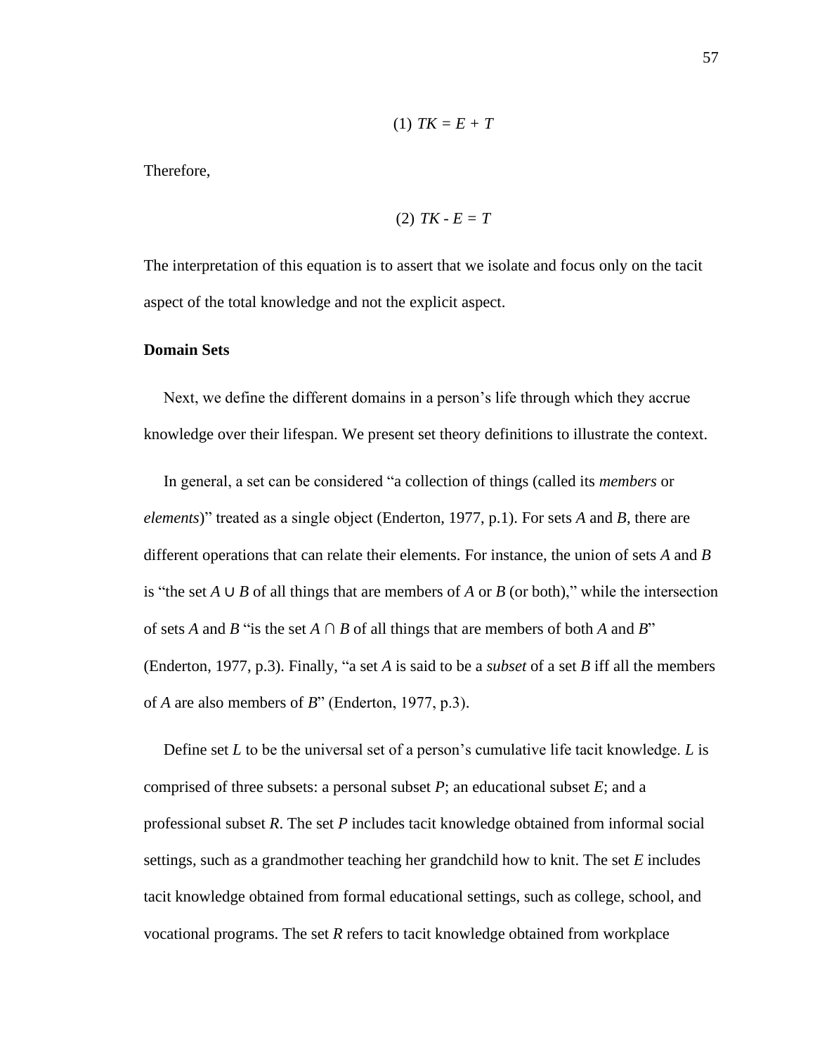$$(1)\ TK = E + T$$

Therefore,

$$(2)\ TK - E = T$$

The interpretation of this equation is to assert that we isolate and focus only on the tacit aspect of the total knowledge and not the explicit aspect.

**Domain Sets**

Next, we define the different domains in a person's life through which they accrue knowledge over their lifespan. We present set theory definitions to illustrate the context.

In general, a set can be considered "a collection of things (called its *members* or *elements*)" treated as a single object (Enderton, 1977, p.1). For sets $A$ and $B$, there are different operations that can relate their elements. For instance, the union of sets $A$ and $B$ is "the set $A \cup B$ of all things that are members of $A$ or $B$ (or both)," while the intersection of sets $A$ and $B$ "is the set $A \cap B$ of all things that are members of both $A$ and $B$" (Enderton, 1977, p.3). Finally, "a set $A$ is said to be a *subset* of a set $B$ iff all the members of $A$ are also members of $B$" (Enderton, 1977, p.3).

Define set $L$ to be the universal set of a person's cumulative life tacit knowledge. $L$ is comprised of three subsets: a personal subset $P$; an educational subset $E$; and a professional subset $R$. The set $P$ includes tacit knowledge obtained from informal social settings, such as a grandmother teaching her grandchild how to knit. The set $E$ includes tacit knowledge obtained from formal educational settings, such as college, school, and vocational programs. The set $R$ refers to tacit knowledge obtained from workplace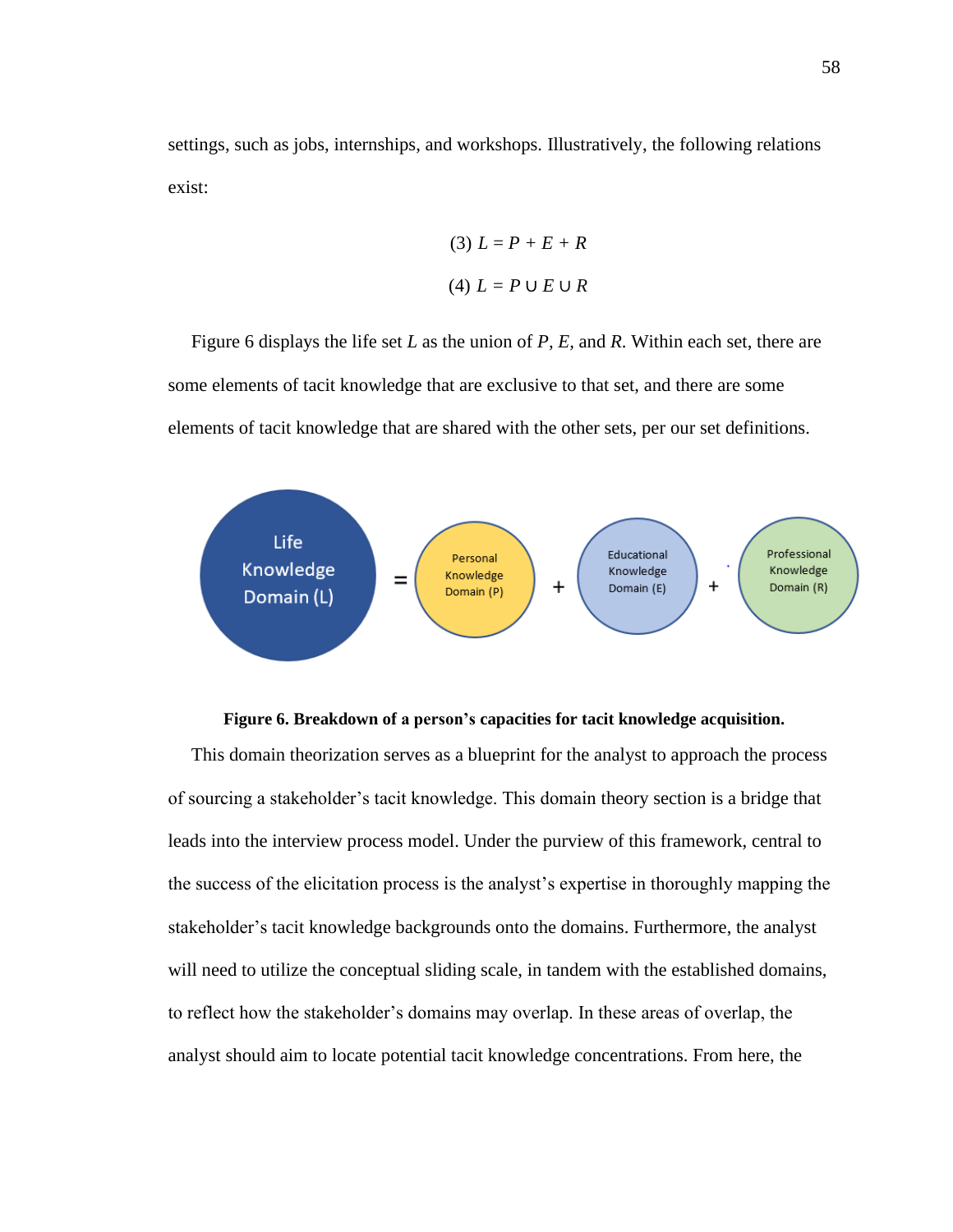settings, such as jobs, internships, and workshops. Illustratively, the following relations exist:

$$(3)\ L = P + E + R$$

$$(4)\ L = P \cup E \cup R$$

Figure 6 displays the life set $L$ as the union of $P$, $E$, and $R$. Within each set, there are some elements of tacit knowledge that are exclusive to that set, and there are some elements of tacit knowledge that are shared with the other sets, per our set definitions.

Life Knowledge Domain (L) = Personal Knowledge Domain (P) + Educational Knowledge Domain (E) + Professional Knowledge Domain (R)

**Figure 6. Breakdown of a person's capacities for tacit knowledge acquisition.**

This domain theorization serves as a blueprint for the analyst to approach the process of sourcing a stakeholder's tacit knowledge. This domain theory section is a bridge that leads into the interview process model. Under the purview of this framework, central to the success of the elicitation process is the analyst's expertise in thoroughly mapping the stakeholder's tacit knowledge backgrounds onto the domains. Furthermore, the analyst will need to utilize the conceptual sliding scale, in tandem with the established domains, to reflect how the stakeholder's domains may overlap. In these areas of overlap, the analyst should aim to locate potential tacit knowledge concentrations. From here, the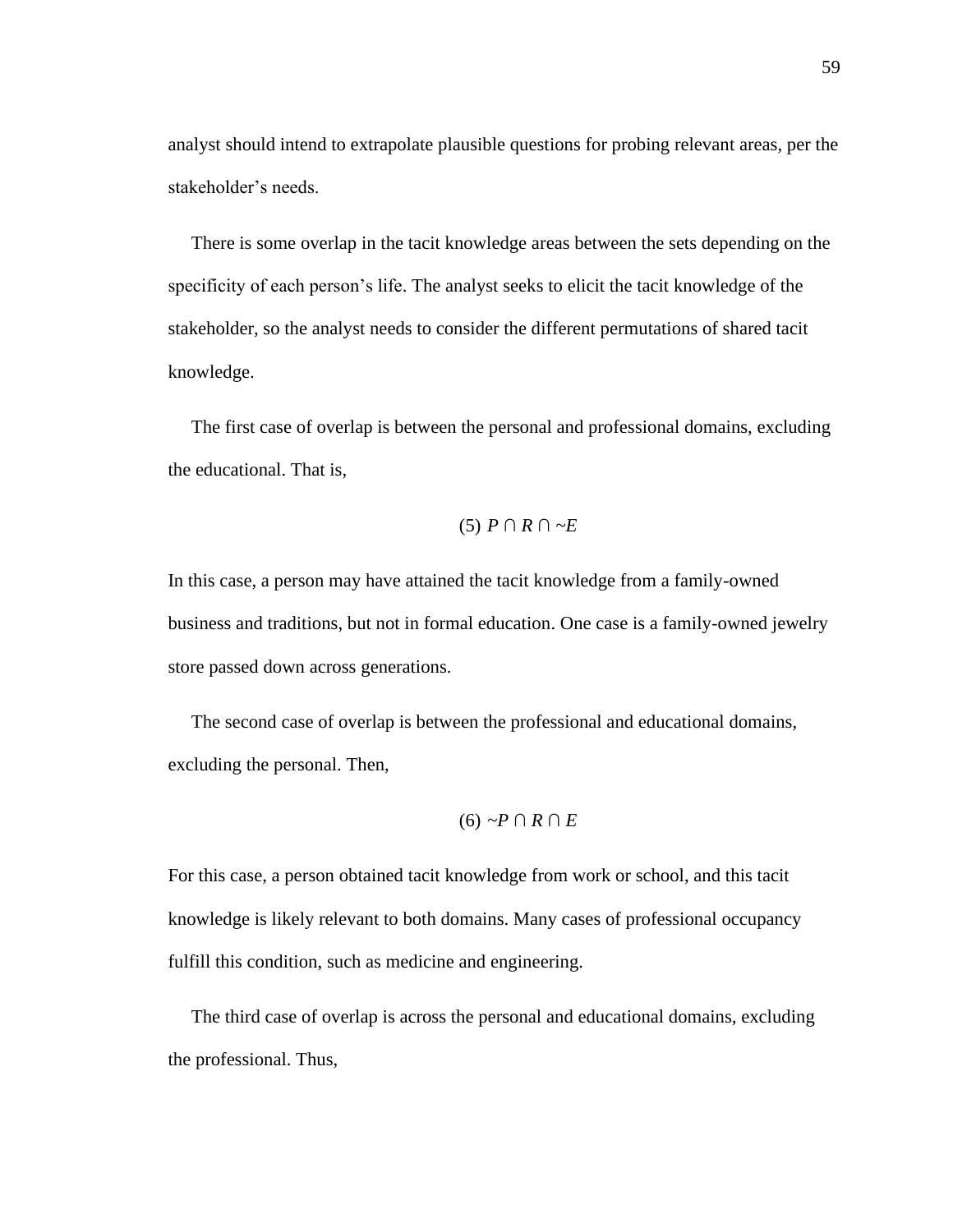analyst should intend to extrapolate plausible questions for probing relevant areas, per the stakeholder's needs.

There is some overlap in the tacit knowledge areas between the sets depending on the specificity of each person's life. The analyst seeks to elicit the tacit knowledge of the stakeholder, so the analyst needs to consider the different permutations of shared tacit knowledge.

The first case of overlap is between the personal and professional domains, excluding the educational. That is,

$$(5)\ P \cap R \cap \sim E$$

In this case, a person may have attained the tacit knowledge from a family-owned business and traditions, but not in formal education. One case is a family-owned jewelry store passed down across generations.

The second case of overlap is between the professional and educational domains, excluding the personal. Then,

$$(6)\ \sim P \cap R \cap E$$

For this case, a person obtained tacit knowledge from work or school, and this tacit knowledge is likely relevant to both domains. Many cases of professional occupancy fulfill this condition, such as medicine and engineering.

The third case of overlap is across the personal and educational domains, excluding the professional. Thus,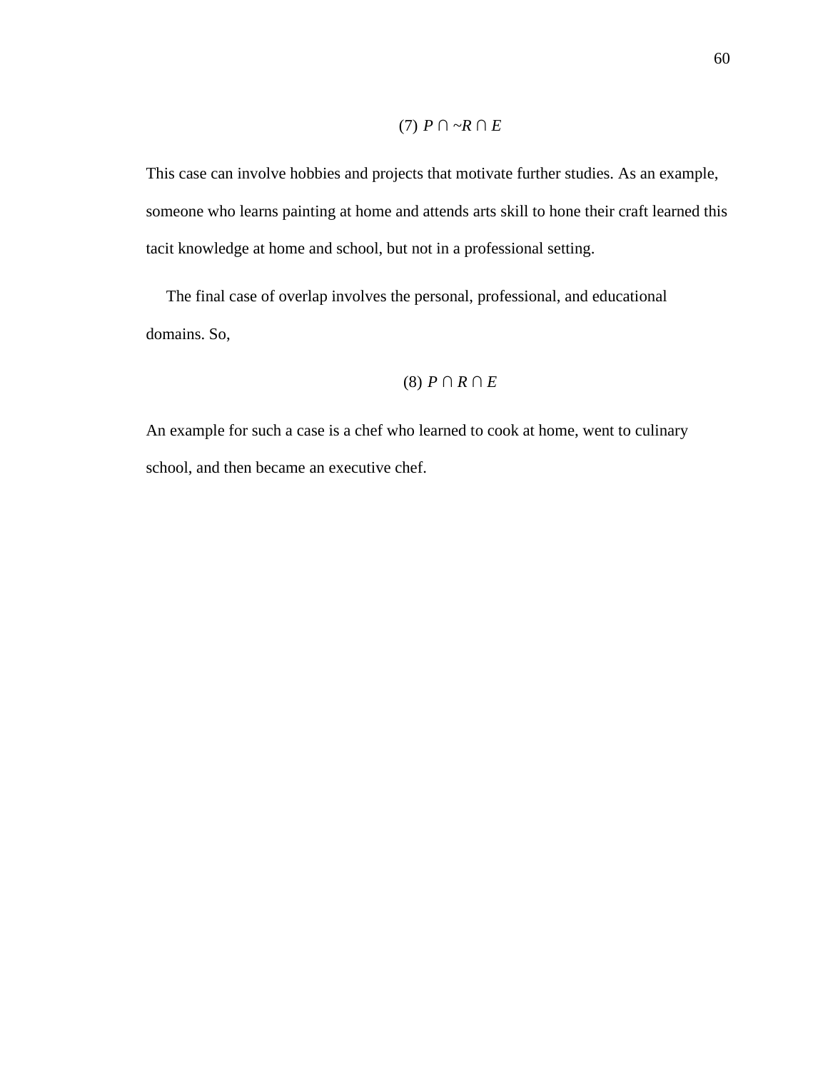$$(7)\ P \cap {\sim}R \cap E$$

This case can involve hobbies and projects that motivate further studies. As an example, someone who learns painting at home and attends arts skill to hone their craft learned this tacit knowledge at home and school, but not in a professional setting.

The final case of overlap involves the personal, professional, and educational domains. So,

$$(8)\ P \cap R \cap E$$

An example for such a case is a chef who learned to cook at home, went to culinary school, and then became an executive chef.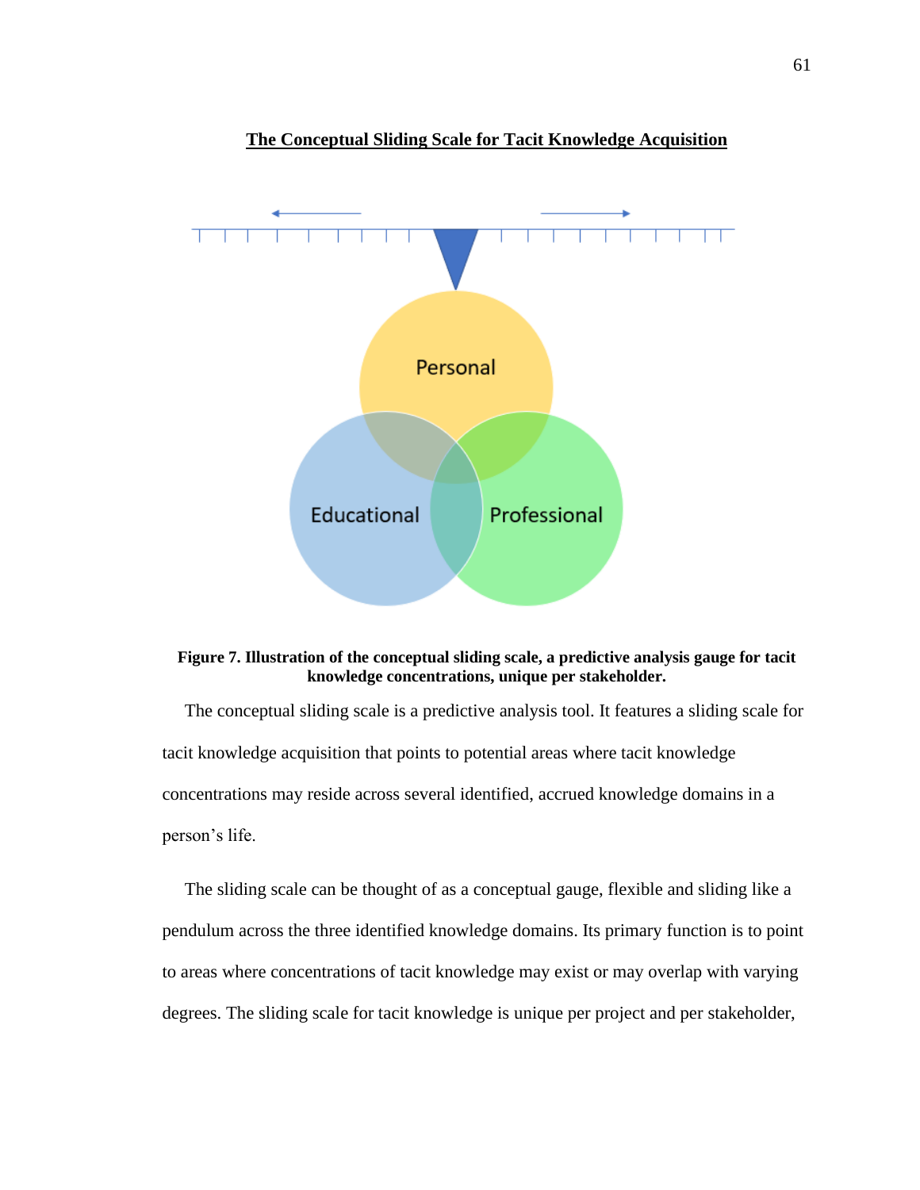**The Conceptual Sliding Scale for Tacit Knowledge Acquisition**

**Figure 7. Illustration of the conceptual sliding scale, a predictive analysis gauge for tacit knowledge concentrations, unique per stakeholder.**

The conceptual sliding scale is a predictive analysis tool. It features a sliding scale for tacit knowledge acquisition that points to potential areas where tacit knowledge concentrations may reside across several identified, accrued knowledge domains in a person's life.

The sliding scale can be thought of as a conceptual gauge, flexible and sliding like a pendulum across the three identified knowledge domains. Its primary function is to point to areas where concentrations of tacit knowledge may exist or may overlap with varying degrees. The sliding scale for tacit knowledge is unique per project and per stakeholder,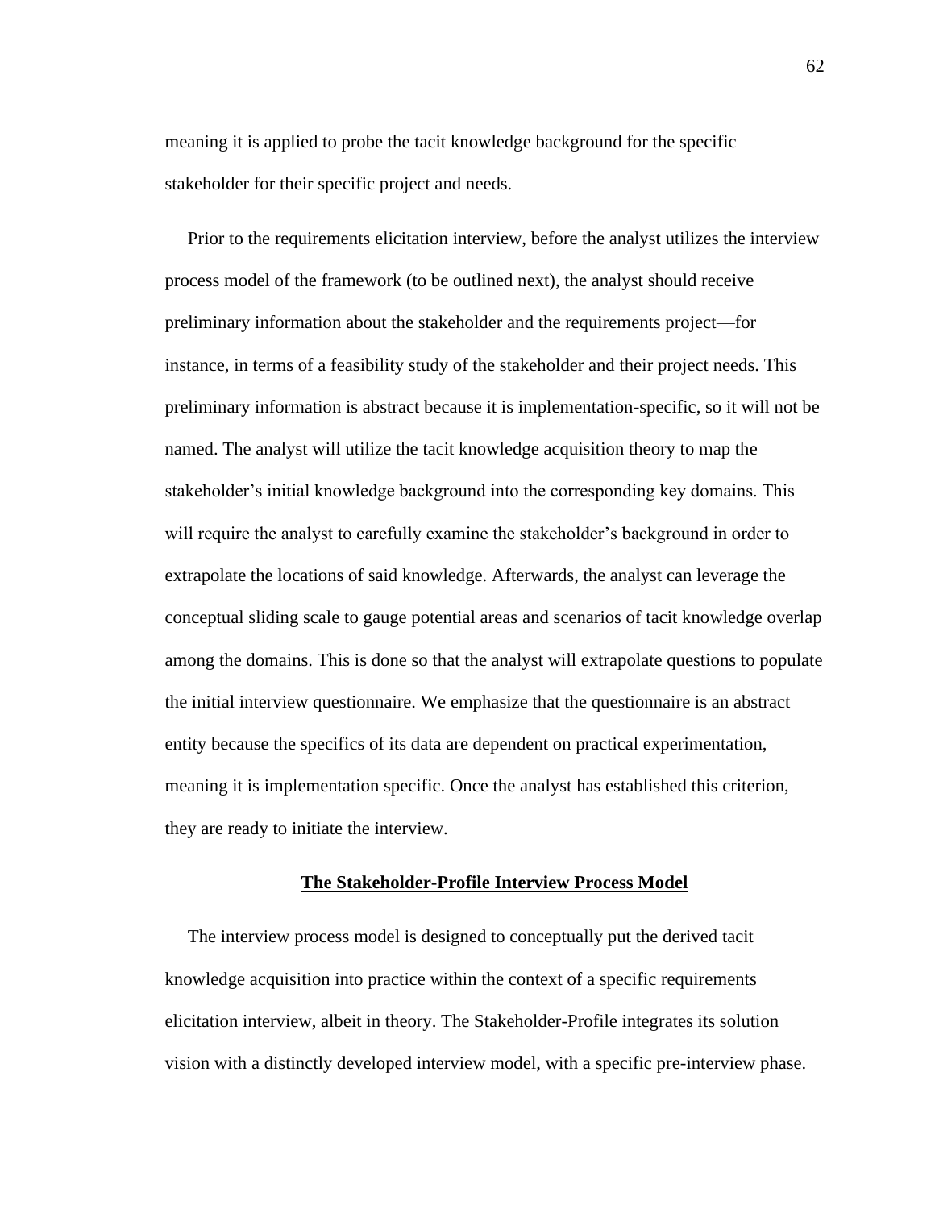meaning it is applied to probe the tacit knowledge background for the specific stakeholder for their specific project and needs.

Prior to the requirements elicitation interview, before the analyst utilizes the interview process model of the framework (to be outlined next), the analyst should receive preliminary information about the stakeholder and the requirements project—for instance, in terms of a feasibility study of the stakeholder and their project needs. This preliminary information is abstract because it is implementation-specific, so it will not be named. The analyst will utilize the tacit knowledge acquisition theory to map the stakeholder's initial knowledge background into the corresponding key domains. This will require the analyst to carefully examine the stakeholder's background in order to extrapolate the locations of said knowledge. Afterwards, the analyst can leverage the conceptual sliding scale to gauge potential areas and scenarios of tacit knowledge overlap among the domains. This is done so that the analyst will extrapolate questions to populate the initial interview questionnaire. We emphasize that the questionnaire is an abstract entity because the specifics of its data are dependent on practical experimentation, meaning it is implementation specific. Once the analyst has established this criterion, they are ready to initiate the interview.

## The Stakeholder-Profile Interview Process Model

The interview process model is designed to conceptually put the derived tacit knowledge acquisition into practice within the context of a specific requirements elicitation interview, albeit in theory. The Stakeholder-Profile integrates its solution vision with a distinctly developed interview model, with a specific pre-interview phase.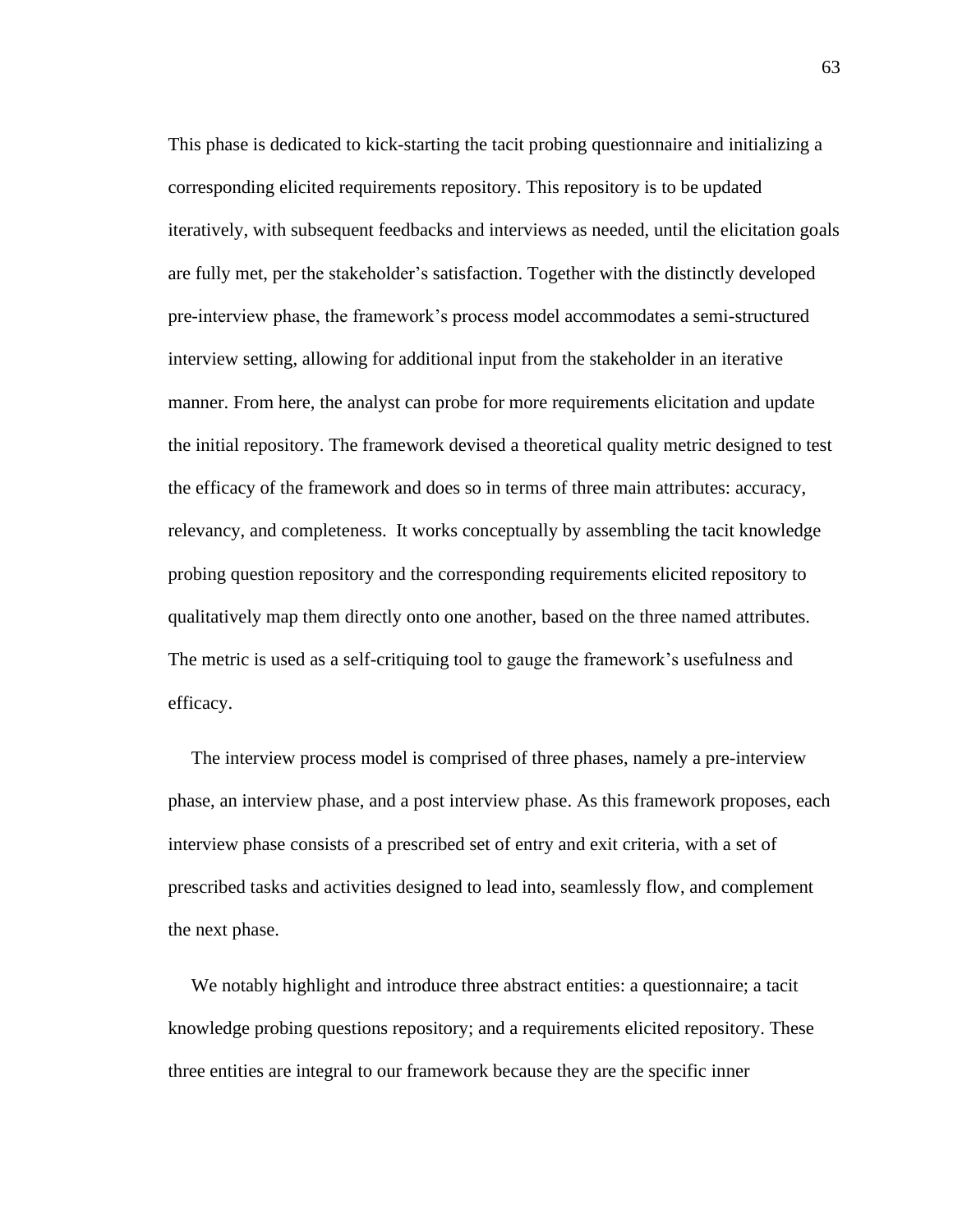This phase is dedicated to kick-starting the tacit probing questionnaire and initializing a corresponding elicited requirements repository. This repository is to be updated iteratively, with subsequent feedbacks and interviews as needed, until the elicitation goals are fully met, per the stakeholder's satisfaction. Together with the distinctly developed pre-interview phase, the framework's process model accommodates a semi-structured interview setting, allowing for additional input from the stakeholder in an iterative manner. From here, the analyst can probe for more requirements elicitation and update the initial repository. The framework devised a theoretical quality metric designed to test the efficacy of the framework and does so in terms of three main attributes: accuracy, relevancy, and completeness. It works conceptually by assembling the tacit knowledge probing question repository and the corresponding requirements elicited repository to qualitatively map them directly onto one another, based on the three named attributes. The metric is used as a self-critiquing tool to gauge the framework's usefulness and efficacy.

The interview process model is comprised of three phases, namely a pre-interview phase, an interview phase, and a post interview phase. As this framework proposes, each interview phase consists of a prescribed set of entry and exit criteria, with a set of prescribed tasks and activities designed to lead into, seamlessly flow, and complement the next phase.

We notably highlight and introduce three abstract entities: a questionnaire; a tacit knowledge probing questions repository; and a requirements elicited repository. These three entities are integral to our framework because they are the specific inner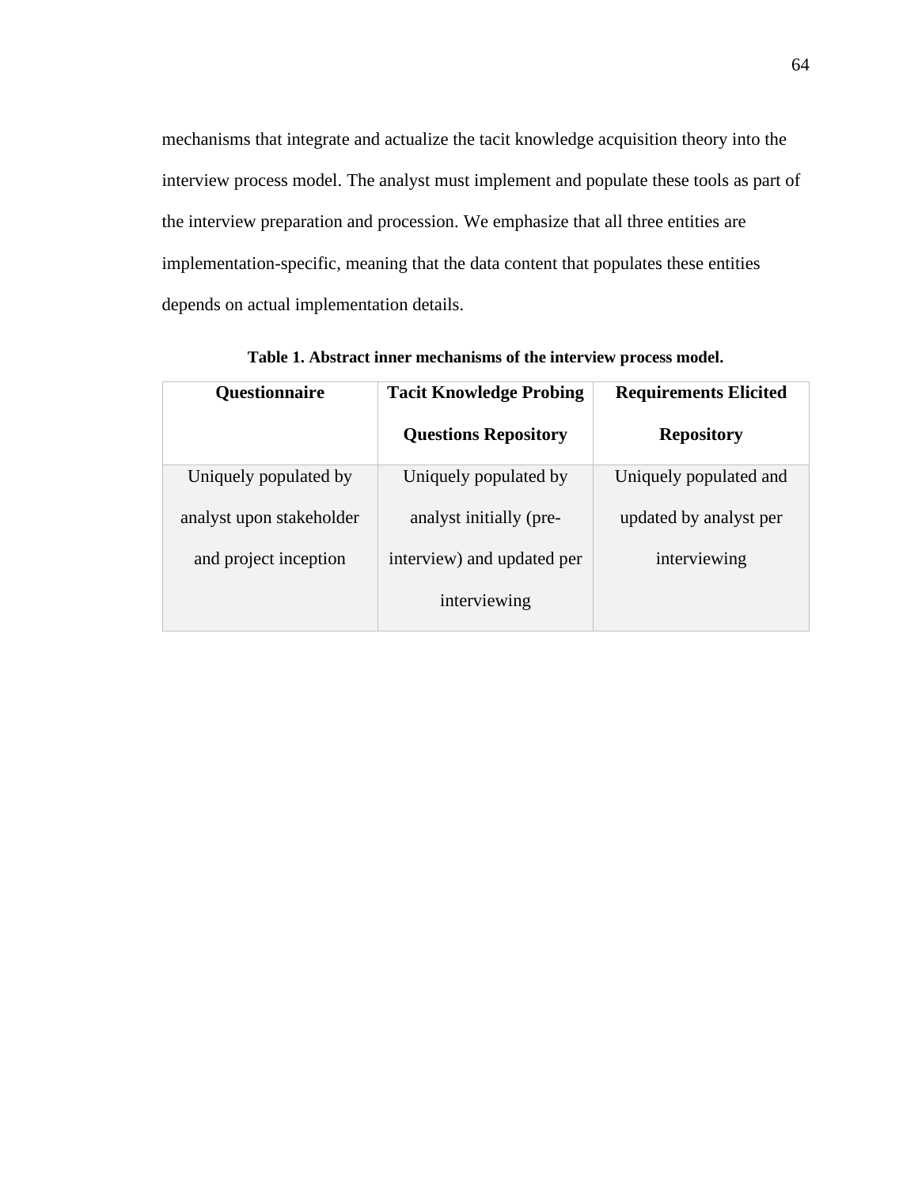mechanisms that integrate and actualize the tacit knowledge acquisition theory into the interview process model. The analyst must implement and populate these tools as part of the interview preparation and procession. We emphasize that all three entities are implementation-specific, meaning that the data content that populates these entities depends on actual implementation details.

**Table 1. Abstract inner mechanisms of the interview process model.**

| Questionnaire | Tacit Knowledge Probing Questions Repository | Requirements Elicited Repository |
|---|---|---|
| Uniquely populated by analyst upon stakeholder and project inception | Uniquely populated by analyst initially (pre-interview) and updated per interviewing | Uniquely populated and updated by analyst per interviewing |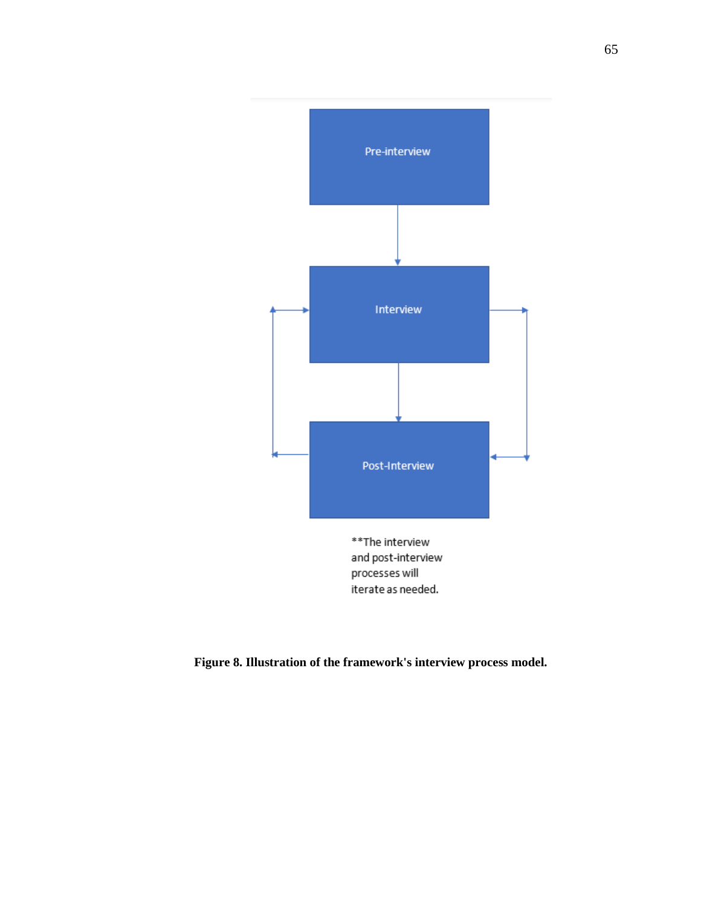Pre-interview

Interview

Post-Interview

**The interview and post-interview processes will iterate as needed.

**Figure 8. Illustration of the framework's interview process model.**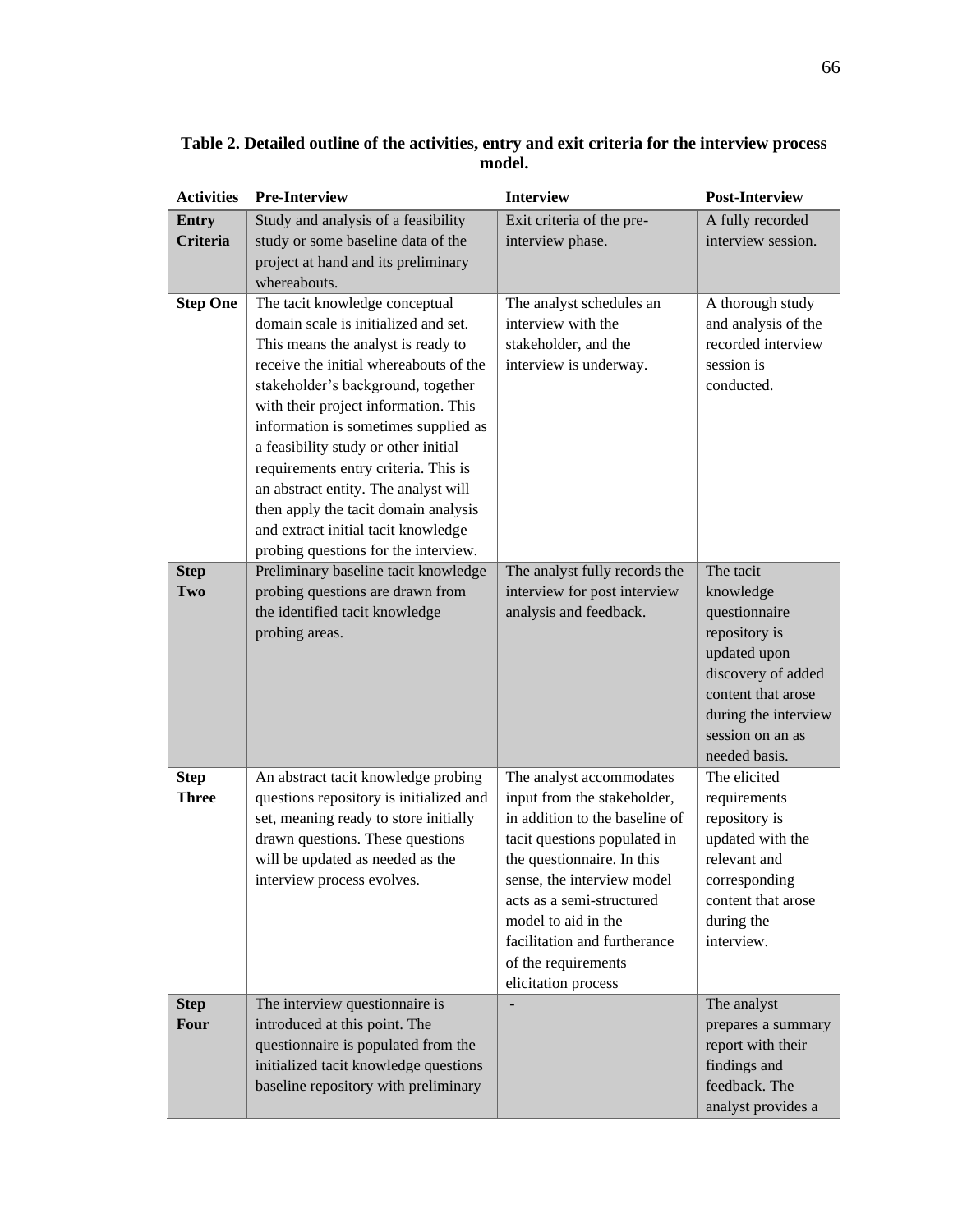**Table 2. Detailed outline of the activities, entry and exit criteria for the interview process model.**

| Activities | Pre-Interview | Interview | Post-Interview |
|---|---|---|---|
| **Entry Criteria** | Study and analysis of a feasibility study or some baseline data of the project at hand and its preliminary whereabouts. | Exit criteria of the pre-interview phase. | A fully recorded interview session. |
| **Step One** | The tacit knowledge conceptual domain scale is initialized and set. This means the analyst is ready to receive the initial whereabouts of the stakeholder's background, together with their project information. This information is sometimes supplied as a feasibility study or other initial requirements entry criteria. This is an abstract entity. The analyst will then apply the tacit domain analysis and extract initial tacit knowledge probing questions for the interview. | The analyst schedules an interview with the stakeholder, and the interview is underway. | A thorough study and analysis of the recorded interview session is conducted. |
| **Step Two** | Preliminary baseline tacit knowledge probing questions are drawn from the identified tacit knowledge probing areas. | The analyst fully records the interview for post interview analysis and feedback. | The tacit knowledge questionnaire repository is updated upon discovery of added content that arose during the interview session on an as needed basis. |
| **Step Three** | An abstract tacit knowledge probing questions repository is initialized and set, meaning ready to store initially drawn questions. These questions will be updated as needed as the interview process evolves. | The analyst accommodates input from the stakeholder, in addition to the baseline of tacit questions populated in the questionnaire. In this sense, the interview model acts as a semi-structured model to aid in the facilitation and furtherance of the requirements elicitation process | The elicited requirements repository is updated with the relevant and corresponding content that arose during the interview. |
| **Step Four** | The interview questionnaire is introduced at this point. The questionnaire is populated from the initialized tacit knowledge questions baseline repository with preliminary | - | The analyst prepares a summary report with their findings and feedback. The analyst provides a |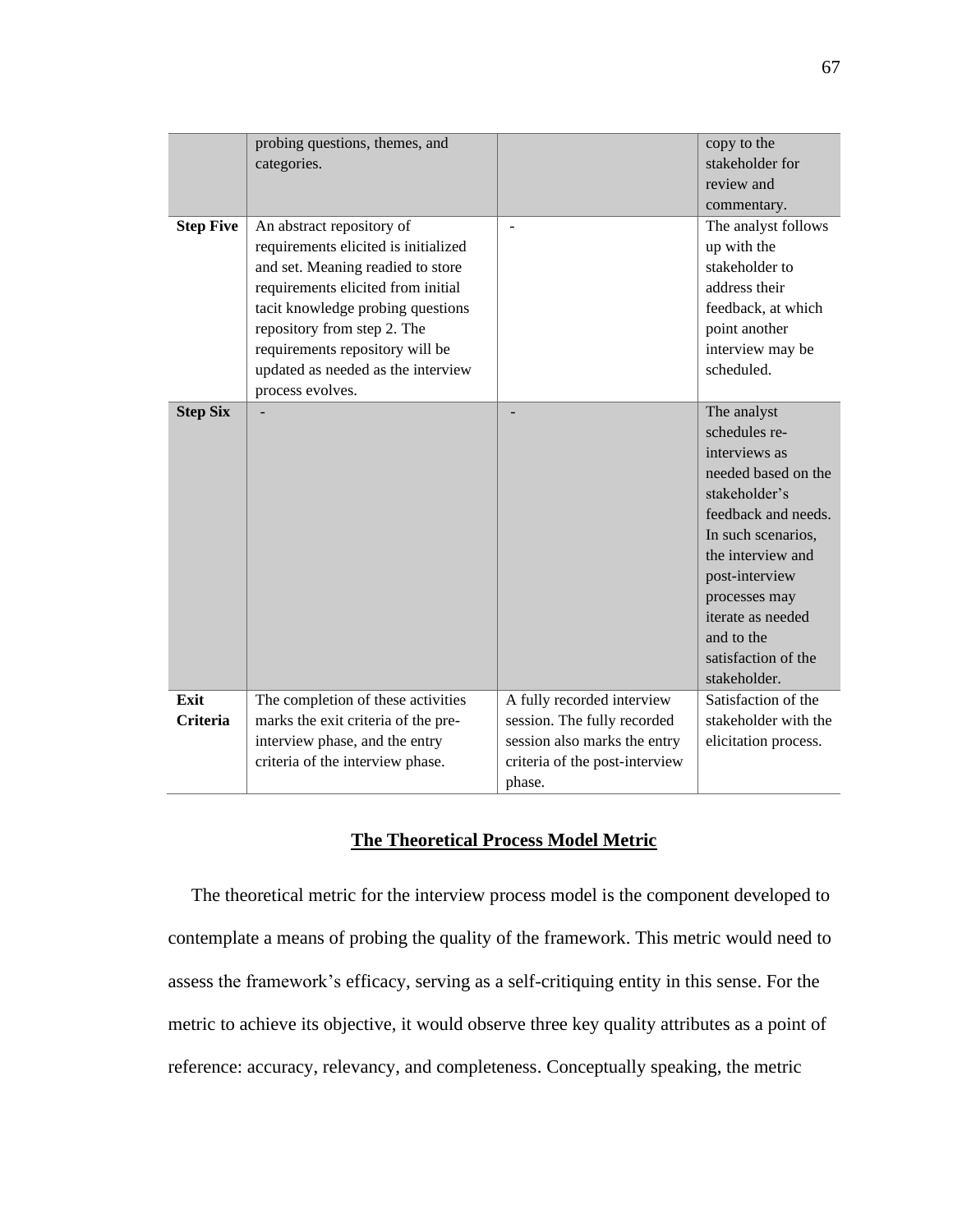| | | | |
|---|---|---|---|
| | probing questions, themes, and categories. | | copy to the stakeholder for review and commentary. |
| **Step Five** | An abstract repository of requirements elicited is initialized and set. Meaning readied to store requirements elicited from initial tacit knowledge probing questions repository from step 2. The requirements repository will be updated as needed as the interview process evolves. | - | The analyst follows up with the stakeholder to address their feedback, at which point another interview may be scheduled. |
| **Step Six** | - | - | The analyst schedules re-interviews as needed based on the stakeholder's feedback and needs. In such scenarios, the interview and post-interview processes may iterate as needed and to the satisfaction of the stakeholder. |
| **Exit Criteria** | The completion of these activities marks the exit criteria of the pre-interview phase, and the entry criteria of the interview phase. | A fully recorded interview session. The fully recorded session also marks the entry criteria of the post-interview phase. | Satisfaction of the stakeholder with the elicitation process. |

## The Theoretical Process Model Metric

The theoretical metric for the interview process model is the component developed to contemplate a means of probing the quality of the framework. This metric would need to assess the framework's efficacy, serving as a self-critiquing entity in this sense. For the metric to achieve its objective, it would observe three key quality attributes as a point of reference: accuracy, relevancy, and completeness. Conceptually speaking, the metric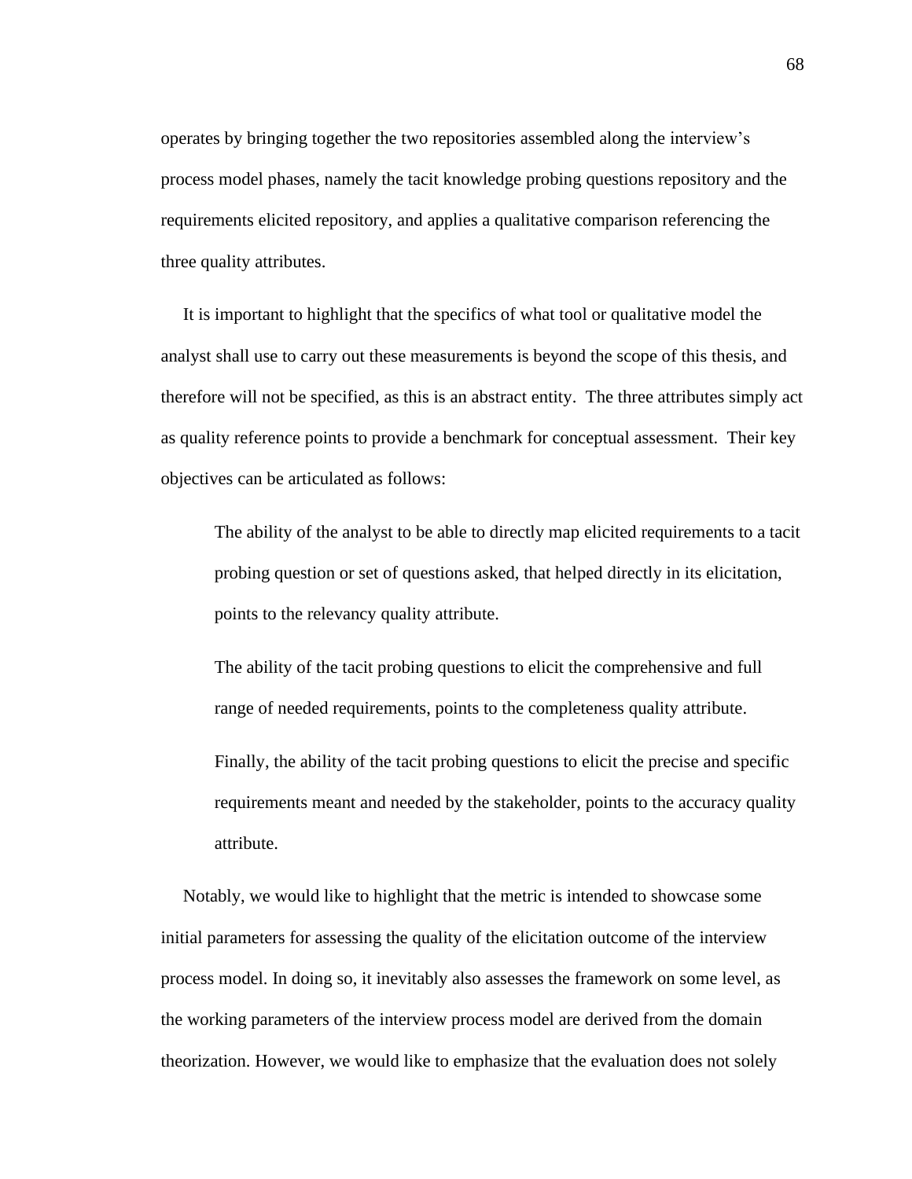operates by bringing together the two repositories assembled along the interview's process model phases, namely the tacit knowledge probing questions repository and the requirements elicited repository, and applies a qualitative comparison referencing the three quality attributes.

It is important to highlight that the specifics of what tool or qualitative model the analyst shall use to carry out these measurements is beyond the scope of this thesis, and therefore will not be specified, as this is an abstract entity. The three attributes simply act as quality reference points to provide a benchmark for conceptual assessment. Their key objectives can be articulated as follows:

> The ability of the analyst to be able to directly map elicited requirements to a tacit probing question or set of questions asked, that helped directly in its elicitation, points to the relevancy quality attribute.
>
> The ability of the tacit probing questions to elicit the comprehensive and full range of needed requirements, points to the completeness quality attribute.
>
> Finally, the ability of the tacit probing questions to elicit the precise and specific requirements meant and needed by the stakeholder, points to the accuracy quality attribute.

Notably, we would like to highlight that the metric is intended to showcase some initial parameters for assessing the quality of the elicitation outcome of the interview process model. In doing so, it inevitably also assesses the framework on some level, as the working parameters of the interview process model are derived from the domain theorization. However, we would like to emphasize that the evaluation does not solely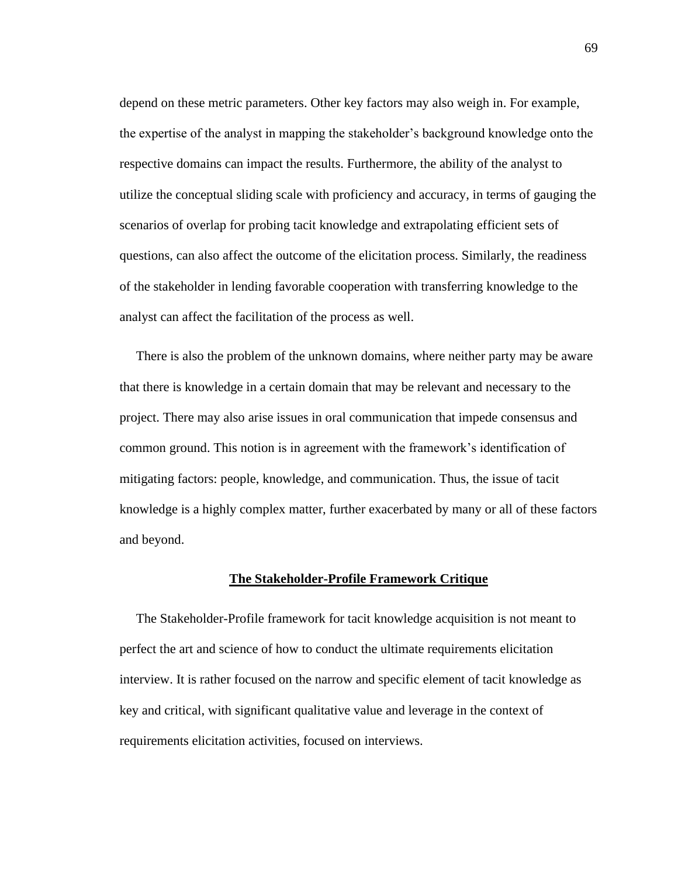depend on these metric parameters. Other key factors may also weigh in. For example, the expertise of the analyst in mapping the stakeholder's background knowledge onto the respective domains can impact the results. Furthermore, the ability of the analyst to utilize the conceptual sliding scale with proficiency and accuracy, in terms of gauging the scenarios of overlap for probing tacit knowledge and extrapolating efficient sets of questions, can also affect the outcome of the elicitation process. Similarly, the readiness of the stakeholder in lending favorable cooperation with transferring knowledge to the analyst can affect the facilitation of the process as well.

There is also the problem of the unknown domains, where neither party may be aware that there is knowledge in a certain domain that may be relevant and necessary to the project. There may also arise issues in oral communication that impede consensus and common ground. This notion is in agreement with the framework's identification of mitigating factors: people, knowledge, and communication. Thus, the issue of tacit knowledge is a highly complex matter, further exacerbated by many or all of these factors and beyond.

## The Stakeholder-Profile Framework Critique

The Stakeholder-Profile framework for tacit knowledge acquisition is not meant to perfect the art and science of how to conduct the ultimate requirements elicitation interview. It is rather focused on the narrow and specific element of tacit knowledge as key and critical, with significant qualitative value and leverage in the context of requirements elicitation activities, focused on interviews.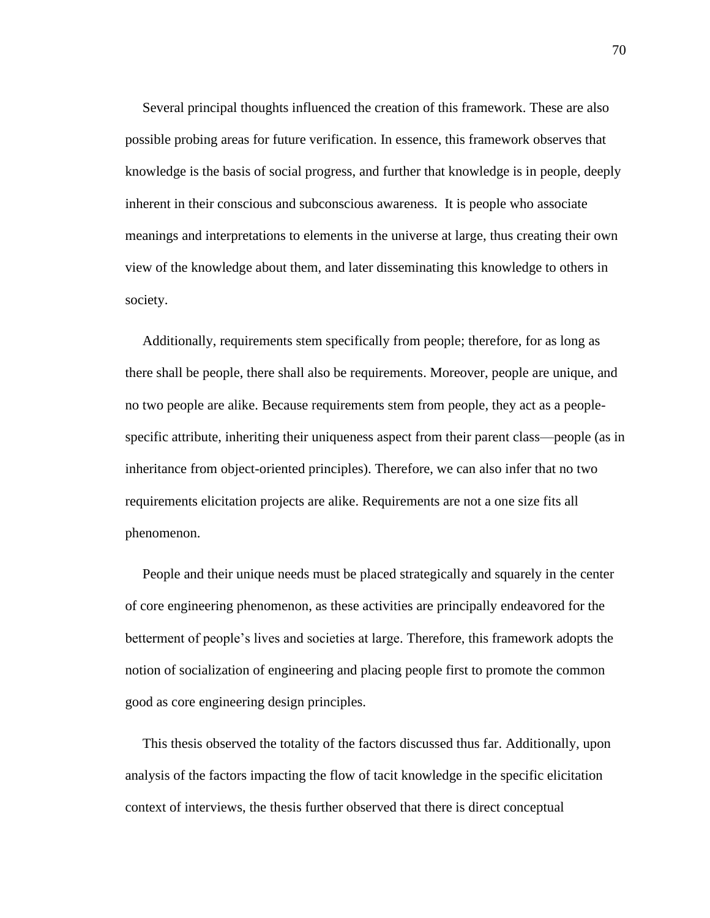Several principal thoughts influenced the creation of this framework. These are also possible probing areas for future verification. In essence, this framework observes that knowledge is the basis of social progress, and further that knowledge is in people, deeply inherent in their conscious and subconscious awareness. It is people who associate meanings and interpretations to elements in the universe at large, thus creating their own view of the knowledge about them, and later disseminating this knowledge to others in society.

Additionally, requirements stem specifically from people; therefore, for as long as there shall be people, there shall also be requirements. Moreover, people are unique, and no two people are alike. Because requirements stem from people, they act as a people-specific attribute, inheriting their uniqueness aspect from their parent class—people (as in inheritance from object-oriented principles). Therefore, we can also infer that no two requirements elicitation projects are alike. Requirements are not a one size fits all phenomenon.

People and their unique needs must be placed strategically and squarely in the center of core engineering phenomenon, as these activities are principally endeavored for the betterment of people's lives and societies at large. Therefore, this framework adopts the notion of socialization of engineering and placing people first to promote the common good as core engineering design principles.

This thesis observed the totality of the factors discussed thus far. Additionally, upon analysis of the factors impacting the flow of tacit knowledge in the specific elicitation context of interviews, the thesis further observed that there is direct conceptual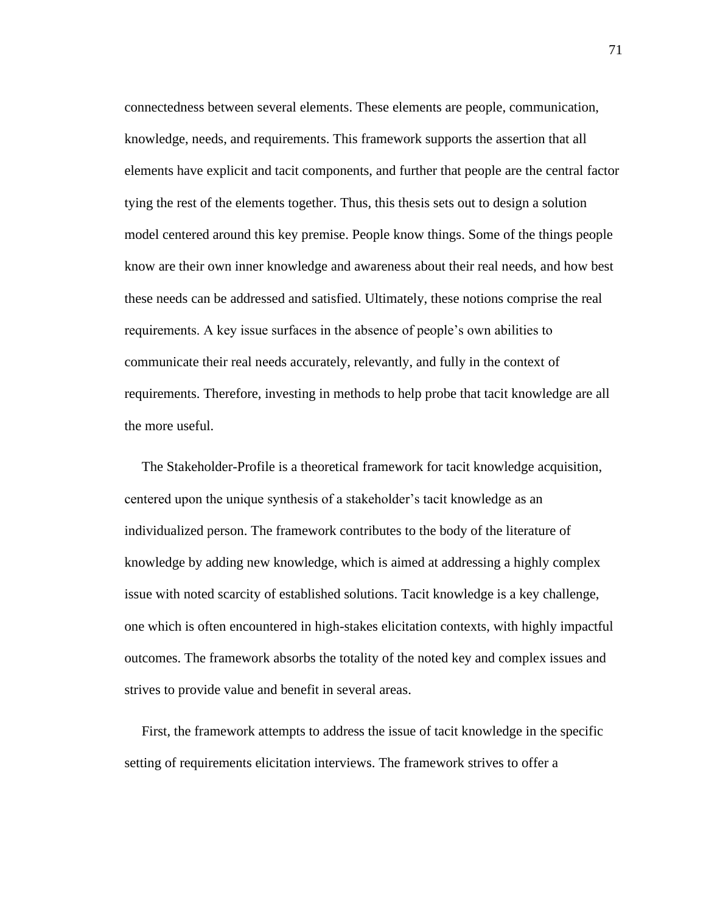connectedness between several elements. These elements are people, communication, knowledge, needs, and requirements. This framework supports the assertion that all elements have explicit and tacit components, and further that people are the central factor tying the rest of the elements together. Thus, this thesis sets out to design a solution model centered around this key premise. People know things. Some of the things people know are their own inner knowledge and awareness about their real needs, and how best these needs can be addressed and satisfied. Ultimately, these notions comprise the real requirements. A key issue surfaces in the absence of people's own abilities to communicate their real needs accurately, relevantly, and fully in the context of requirements. Therefore, investing in methods to help probe that tacit knowledge are all the more useful.

The Stakeholder-Profile is a theoretical framework for tacit knowledge acquisition, centered upon the unique synthesis of a stakeholder's tacit knowledge as an individualized person. The framework contributes to the body of the literature of knowledge by adding new knowledge, which is aimed at addressing a highly complex issue with noted scarcity of established solutions. Tacit knowledge is a key challenge, one which is often encountered in high-stakes elicitation contexts, with highly impactful outcomes. The framework absorbs the totality of the noted key and complex issues and strives to provide value and benefit in several areas.

First, the framework attempts to address the issue of tacit knowledge in the specific setting of requirements elicitation interviews. The framework strives to offer a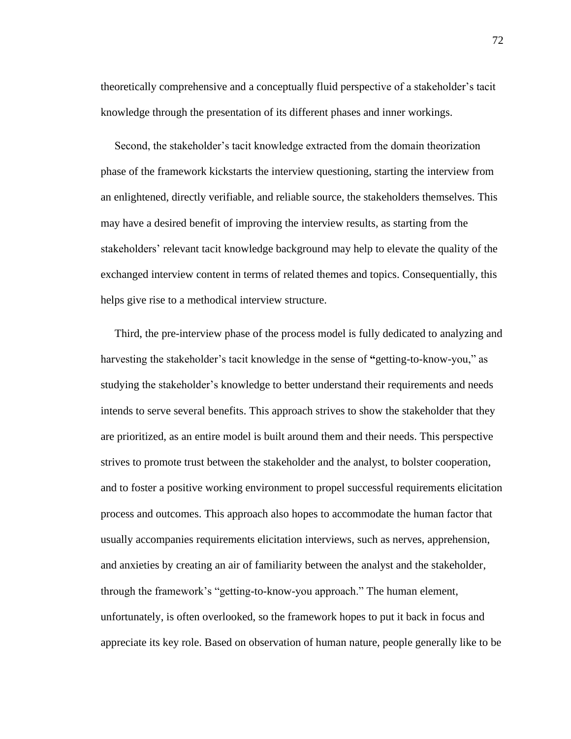theoretically comprehensive and a conceptually fluid perspective of a stakeholder's tacit knowledge through the presentation of its different phases and inner workings.

Second, the stakeholder's tacit knowledge extracted from the domain theorization phase of the framework kickstarts the interview questioning, starting the interview from an enlightened, directly verifiable, and reliable source, the stakeholders themselves. This may have a desired benefit of improving the interview results, as starting from the stakeholders' relevant tacit knowledge background may help to elevate the quality of the exchanged interview content in terms of related themes and topics. Consequentially, this helps give rise to a methodical interview structure.

Third, the pre-interview phase of the process model is fully dedicated to analyzing and harvesting the stakeholder's tacit knowledge in the sense of **"**getting-to-know-you," as studying the stakeholder's knowledge to better understand their requirements and needs intends to serve several benefits. This approach strives to show the stakeholder that they are prioritized, as an entire model is built around them and their needs. This perspective strives to promote trust between the stakeholder and the analyst, to bolster cooperation, and to foster a positive working environment to propel successful requirements elicitation process and outcomes. This approach also hopes to accommodate the human factor that usually accompanies requirements elicitation interviews, such as nerves, apprehension, and anxieties by creating an air of familiarity between the analyst and the stakeholder, through the framework's "getting-to-know-you approach." The human element, unfortunately, is often overlooked, so the framework hopes to put it back in focus and appreciate its key role. Based on observation of human nature, people generally like to be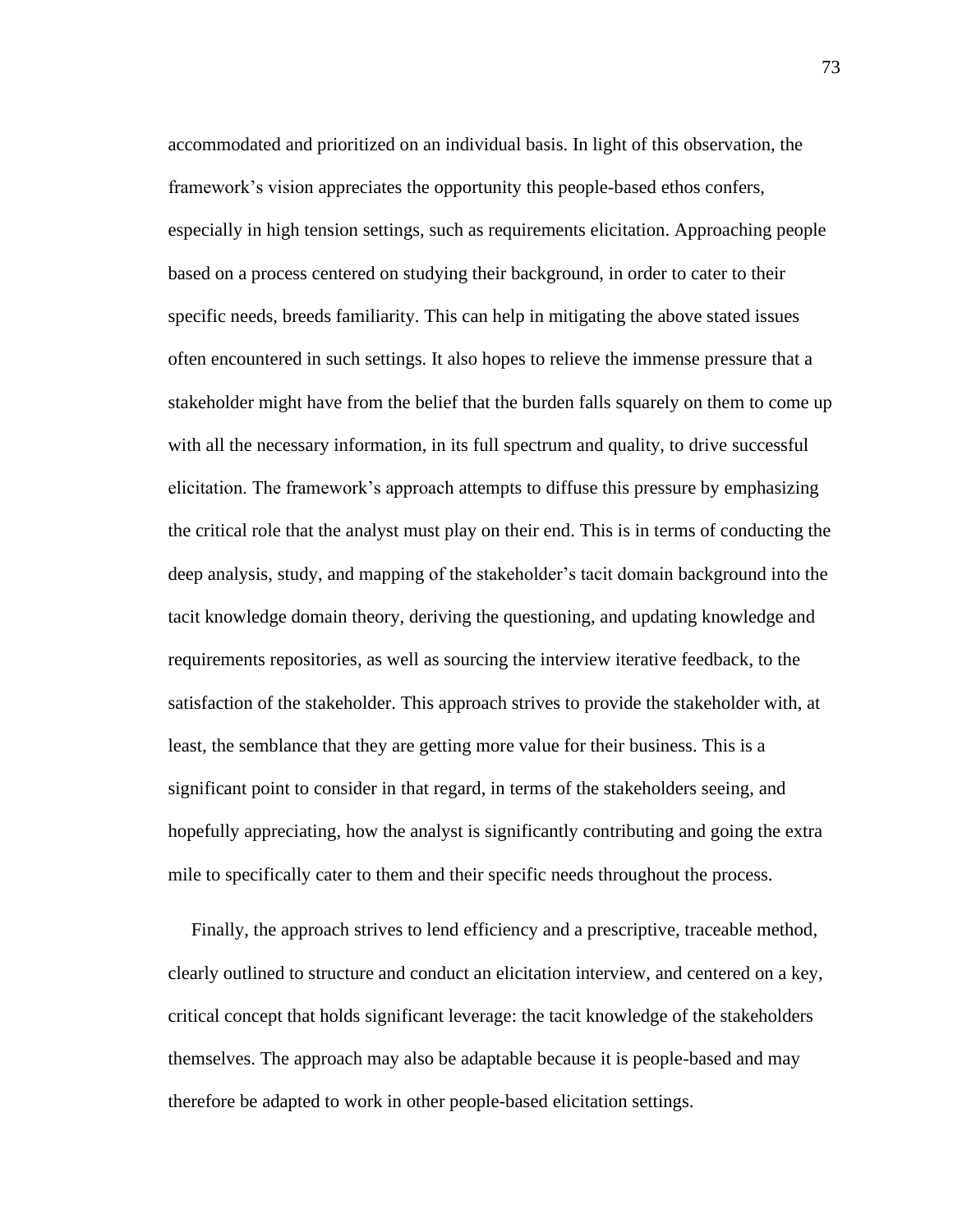accommodated and prioritized on an individual basis. In light of this observation, the framework's vision appreciates the opportunity this people-based ethos confers, especially in high tension settings, such as requirements elicitation. Approaching people based on a process centered on studying their background, in order to cater to their specific needs, breeds familiarity. This can help in mitigating the above stated issues often encountered in such settings. It also hopes to relieve the immense pressure that a stakeholder might have from the belief that the burden falls squarely on them to come up with all the necessary information, in its full spectrum and quality, to drive successful elicitation. The framework's approach attempts to diffuse this pressure by emphasizing the critical role that the analyst must play on their end. This is in terms of conducting the deep analysis, study, and mapping of the stakeholder's tacit domain background into the tacit knowledge domain theory, deriving the questioning, and updating knowledge and requirements repositories, as well as sourcing the interview iterative feedback, to the satisfaction of the stakeholder. This approach strives to provide the stakeholder with, at least, the semblance that they are getting more value for their business. This is a significant point to consider in that regard, in terms of the stakeholders seeing, and hopefully appreciating, how the analyst is significantly contributing and going the extra mile to specifically cater to them and their specific needs throughout the process.

Finally, the approach strives to lend efficiency and a prescriptive, traceable method, clearly outlined to structure and conduct an elicitation interview, and centered on a key, critical concept that holds significant leverage: the tacit knowledge of the stakeholders themselves. The approach may also be adaptable because it is people-based and may therefore be adapted to work in other people-based elicitation settings.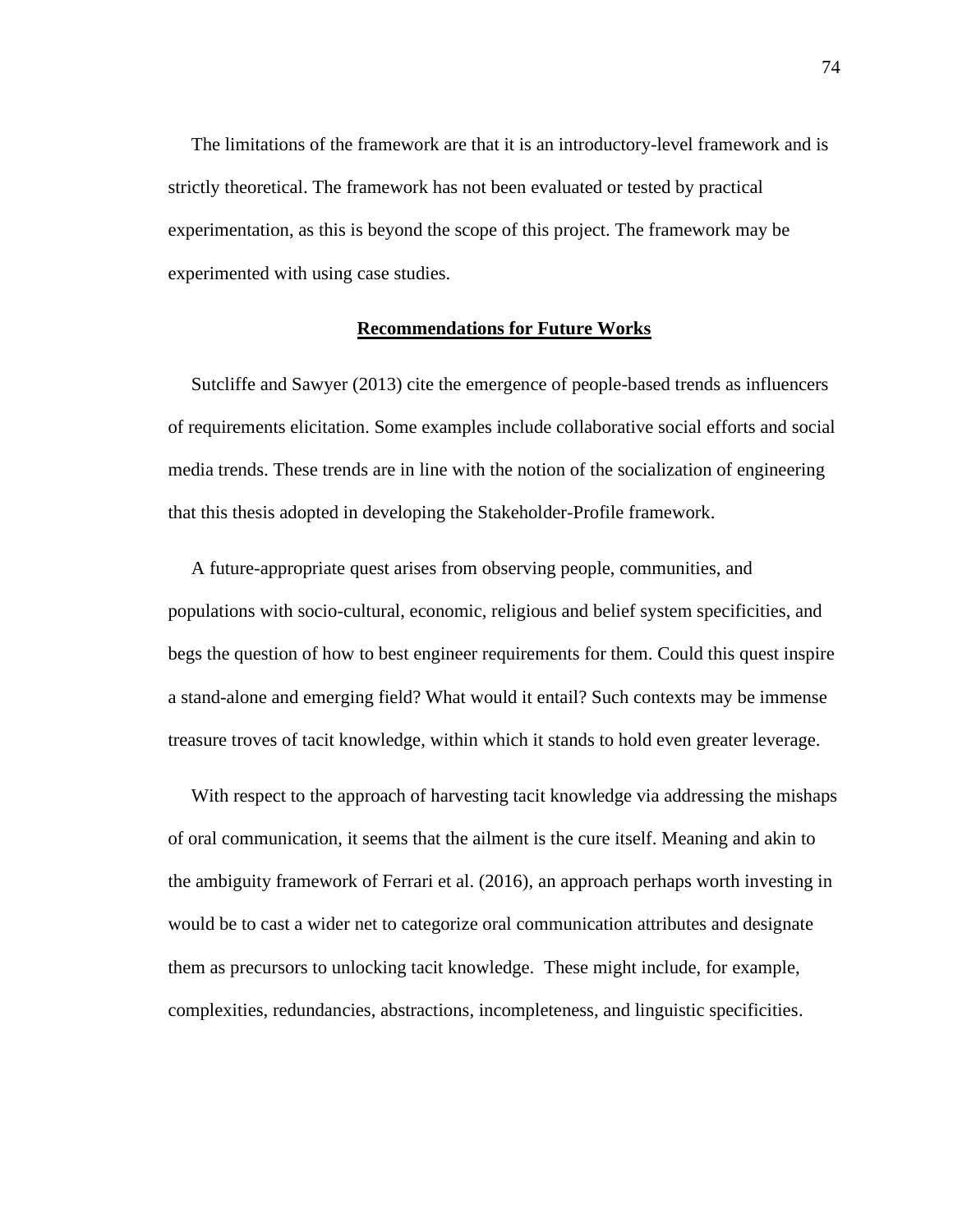The limitations of the framework are that it is an introductory-level framework and is strictly theoretical. The framework has not been evaluated or tested by practical experimentation, as this is beyond the scope of this project. The framework may be experimented with using case studies.

## **Recommendations for Future Works**

Sutcliffe and Sawyer (2013) cite the emergence of people-based trends as influencers of requirements elicitation. Some examples include collaborative social efforts and social media trends. These trends are in line with the notion of the socialization of engineering that this thesis adopted in developing the Stakeholder-Profile framework.

A future-appropriate quest arises from observing people, communities, and populations with socio-cultural, economic, religious and belief system specificities, and begs the question of how to best engineer requirements for them. Could this quest inspire a stand-alone and emerging field? What would it entail? Such contexts may be immense treasure troves of tacit knowledge, within which it stands to hold even greater leverage.

With respect to the approach of harvesting tacit knowledge via addressing the mishaps of oral communication, it seems that the ailment is the cure itself. Meaning and akin to the ambiguity framework of Ferrari et al. (2016), an approach perhaps worth investing in would be to cast a wider net to categorize oral communication attributes and designate them as precursors to unlocking tacit knowledge. These might include, for example, complexities, redundancies, abstractions, incompleteness, and linguistic specificities.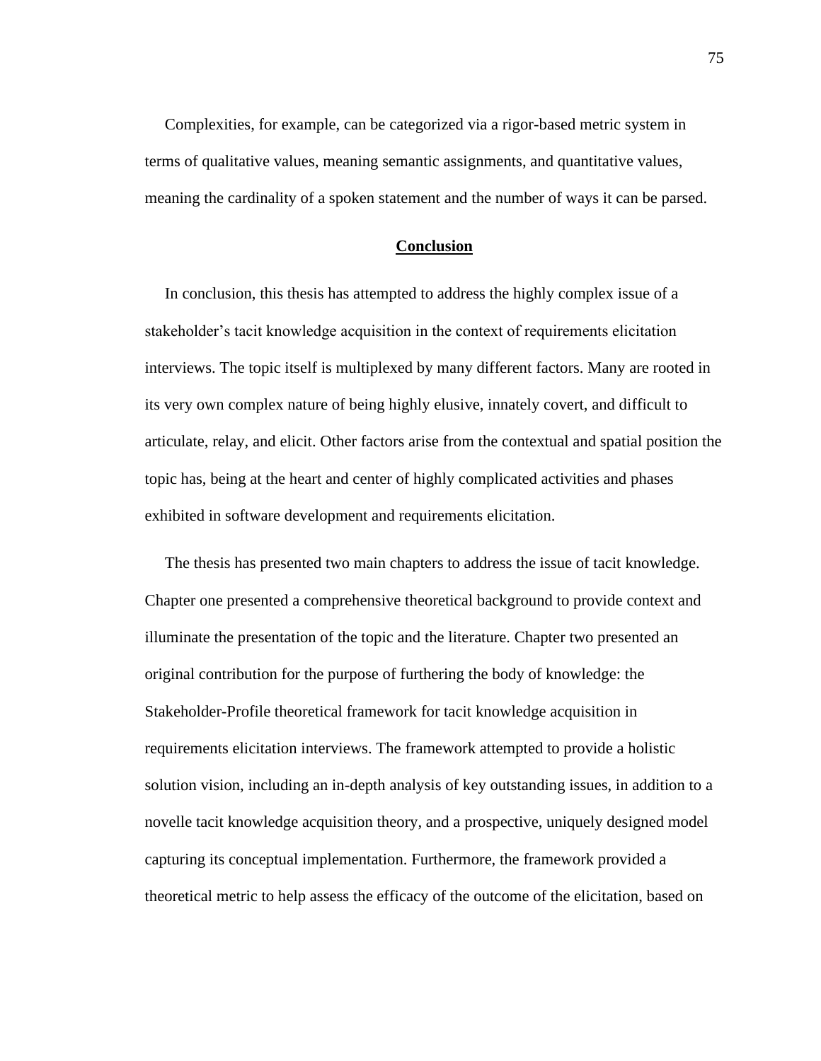Complexities, for example, can be categorized via a rigor-based metric system in terms of qualitative values, meaning semantic assignments, and quantitative values, meaning the cardinality of a spoken statement and the number of ways it can be parsed.

## Conclusion

In conclusion, this thesis has attempted to address the highly complex issue of a stakeholder's tacit knowledge acquisition in the context of requirements elicitation interviews. The topic itself is multiplexed by many different factors. Many are rooted in its very own complex nature of being highly elusive, innately covert, and difficult to articulate, relay, and elicit. Other factors arise from the contextual and spatial position the topic has, being at the heart and center of highly complicated activities and phases exhibited in software development and requirements elicitation.

The thesis has presented two main chapters to address the issue of tacit knowledge. Chapter one presented a comprehensive theoretical background to provide context and illuminate the presentation of the topic and the literature. Chapter two presented an original contribution for the purpose of furthering the body of knowledge: the Stakeholder-Profile theoretical framework for tacit knowledge acquisition in requirements elicitation interviews. The framework attempted to provide a holistic solution vision, including an in-depth analysis of key outstanding issues, in addition to a novelle tacit knowledge acquisition theory, and a prospective, uniquely designed model capturing its conceptual implementation. Furthermore, the framework provided a theoretical metric to help assess the efficacy of the outcome of the elicitation, based on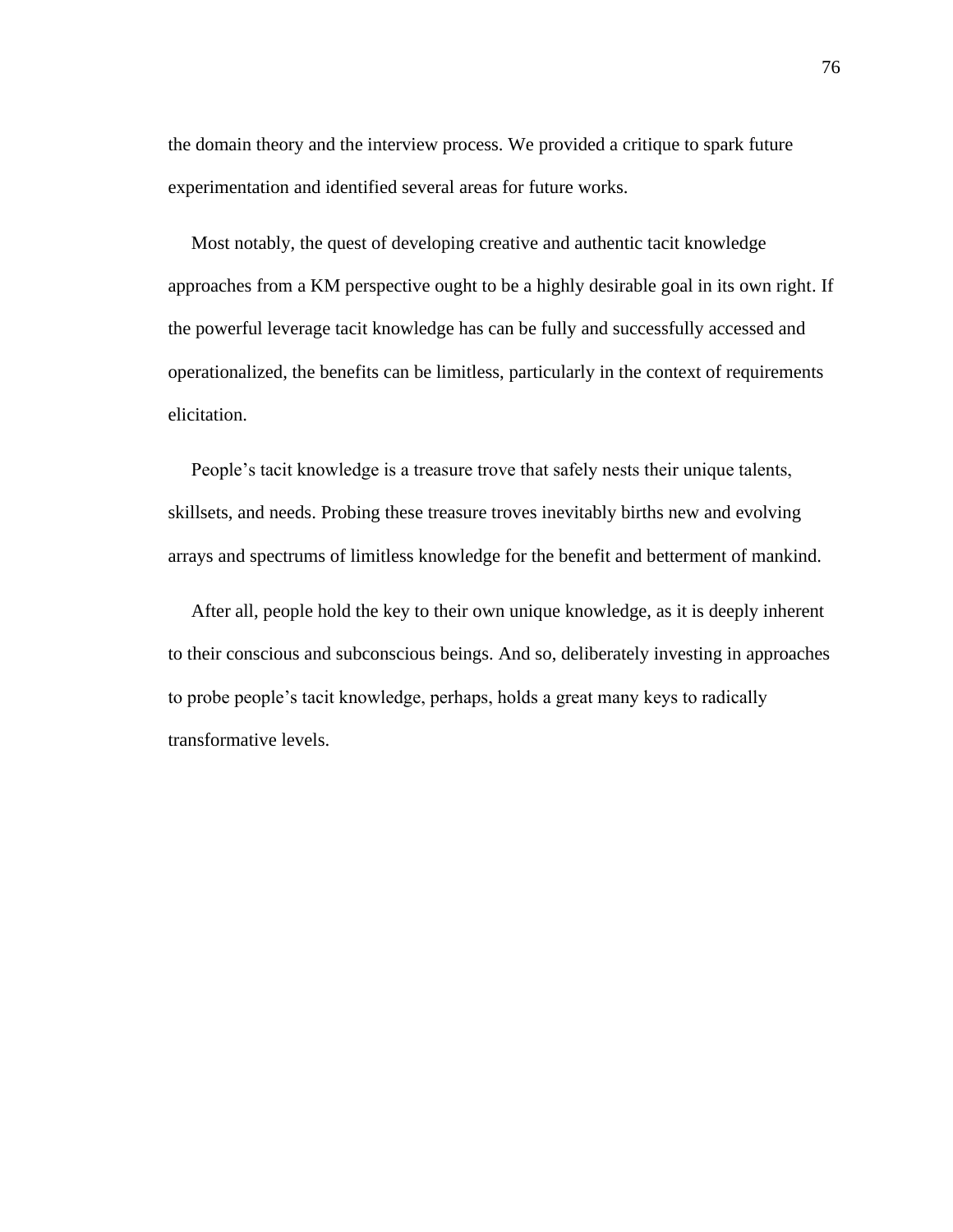the domain theory and the interview process. We provided a critique to spark future experimentation and identified several areas for future works.

Most notably, the quest of developing creative and authentic tacit knowledge approaches from a KM perspective ought to be a highly desirable goal in its own right. If the powerful leverage tacit knowledge has can be fully and successfully accessed and operationalized, the benefits can be limitless, particularly in the context of requirements elicitation.

People's tacit knowledge is a treasure trove that safely nests their unique talents, skillsets, and needs. Probing these treasure troves inevitably births new and evolving arrays and spectrums of limitless knowledge for the benefit and betterment of mankind.

After all, people hold the key to their own unique knowledge, as it is deeply inherent to their conscious and subconscious beings. And so, deliberately investing in approaches to probe people's tacit knowledge, perhaps, holds a great many keys to radically transformative levels.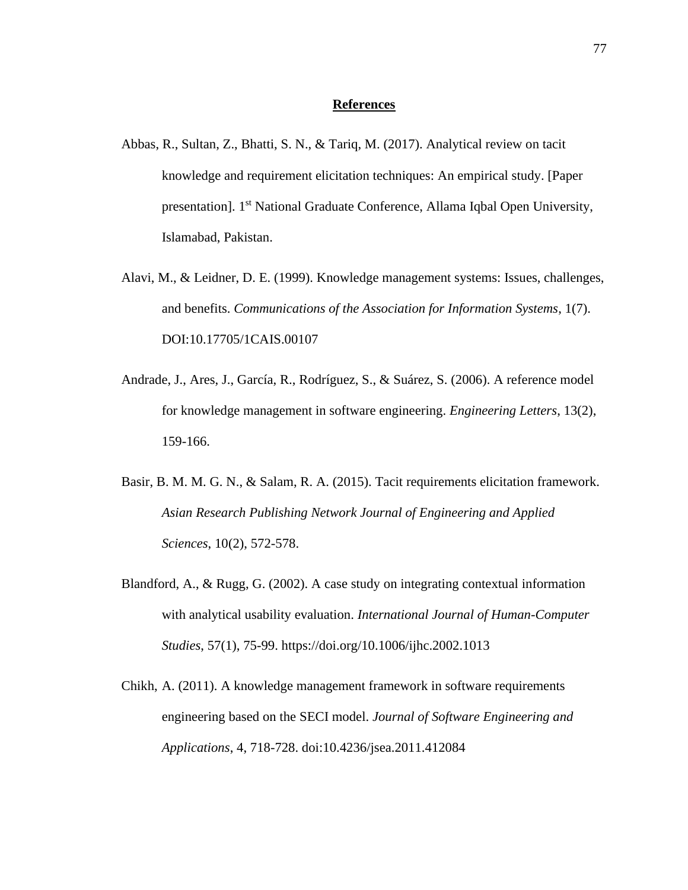## References

Abbas, R., Sultan, Z., Bhatti, S. N., & Tariq, M. (2017). Analytical review on tacit knowledge and requirement elicitation techniques: An empirical study. [Paper presentation]. 1st National Graduate Conference, Allama Iqbal Open University, Islamabad, Pakistan.

Alavi, M., & Leidner, D. E. (1999). Knowledge management systems: Issues, challenges, and benefits. *Communications of the Association for Information Systems*, 1(7). DOI:10.17705/1CAIS.00107

Andrade, J., Ares, J., García, R., Rodríguez, S., & Suárez, S. (2006). A reference model for knowledge management in software engineering. *Engineering Letters*, 13(2), 159-166.

Basir, B. M. M. G. N., & Salam, R. A. (2015). Tacit requirements elicitation framework. *Asian Research Publishing Network Journal of Engineering and Applied Sciences*, 10(2), 572-578.

Blandford, A., & Rugg, G. (2002). A case study on integrating contextual information with analytical usability evaluation. *International Journal of Human-Computer Studies*, 57(1), 75-99. https://doi.org/10.1006/ijhc.2002.1013

Chikh, A. (2011). A knowledge management framework in software requirements engineering based on the SECI model. *Journal of Software Engineering and Applications*, 4, 718-728. doi:10.4236/jsea.2011.412084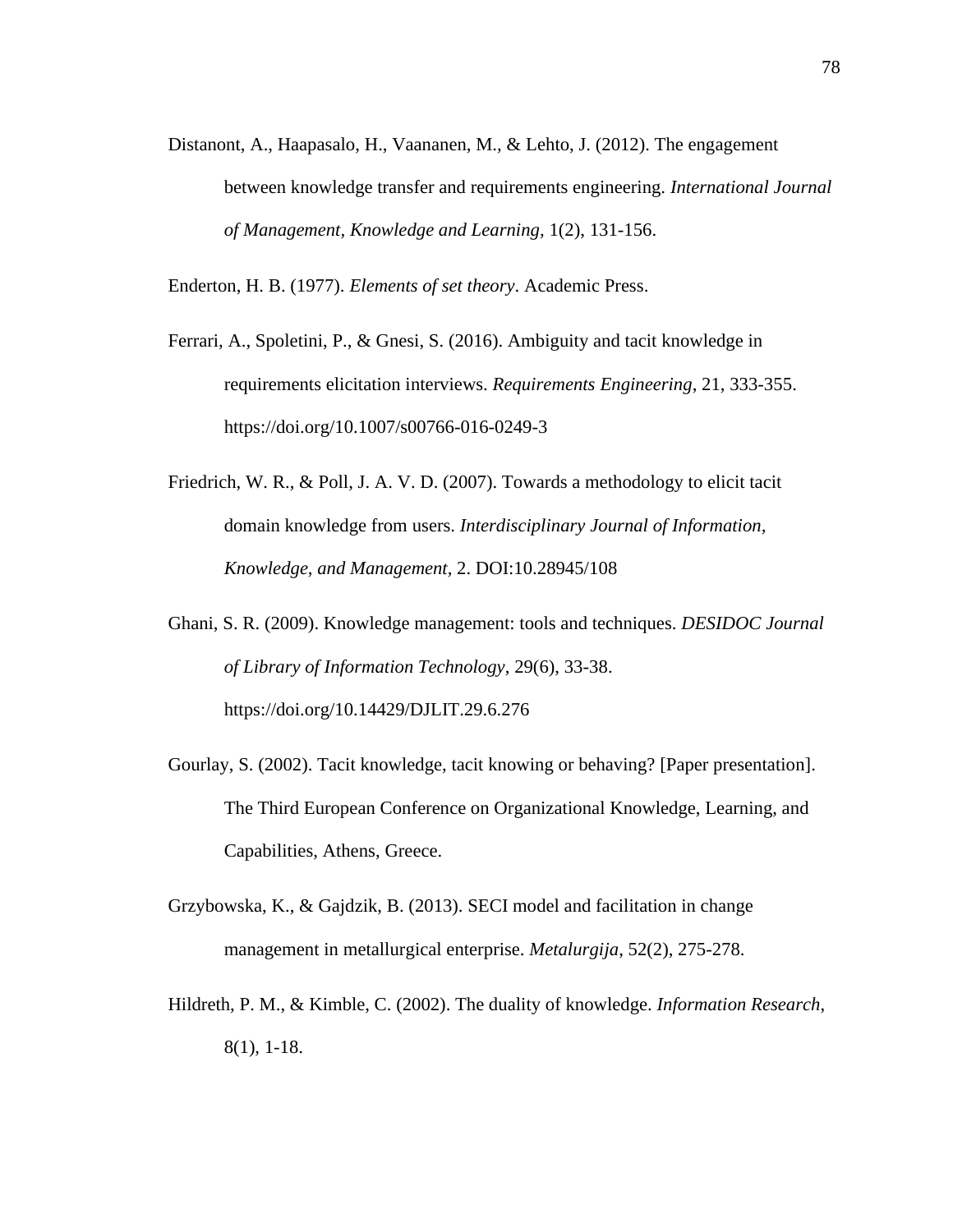Distanont, A., Haapasalo, H., Vaananen, M., & Lehto, J. (2012). The engagement between knowledge transfer and requirements engineering. *International Journal of Management, Knowledge and Learning*, 1(2), 131-156.

Enderton, H. B. (1977). *Elements of set theory*. Academic Press.

Ferrari, A., Spoletini, P., & Gnesi, S. (2016). Ambiguity and tacit knowledge in requirements elicitation interviews. *Requirements Engineering*, 21, 333-355. https://doi.org/10.1007/s00766-016-0249-3

Friedrich, W. R., & Poll, J. A. V. D. (2007). Towards a methodology to elicit tacit domain knowledge from users. *Interdisciplinary Journal of Information, Knowledge, and Management*, 2. DOI:10.28945/108

Ghani, S. R. (2009). Knowledge management: tools and techniques. *DESIDOC Journal of Library of Information Technology*, 29(6), 33-38. https://doi.org/10.14429/DJLIT.29.6.276

Gourlay, S. (2002). Tacit knowledge, tacit knowing or behaving? [Paper presentation]. The Third European Conference on Organizational Knowledge, Learning, and Capabilities, Athens, Greece.

Grzybowska, K., & Gajdzik, B. (2013). SECI model and facilitation in change management in metallurgical enterprise. *Metalurgija*, 52(2), 275-278.

Hildreth, P. M., & Kimble, C. (2002). The duality of knowledge. *Information Research*, 8(1), 1-18.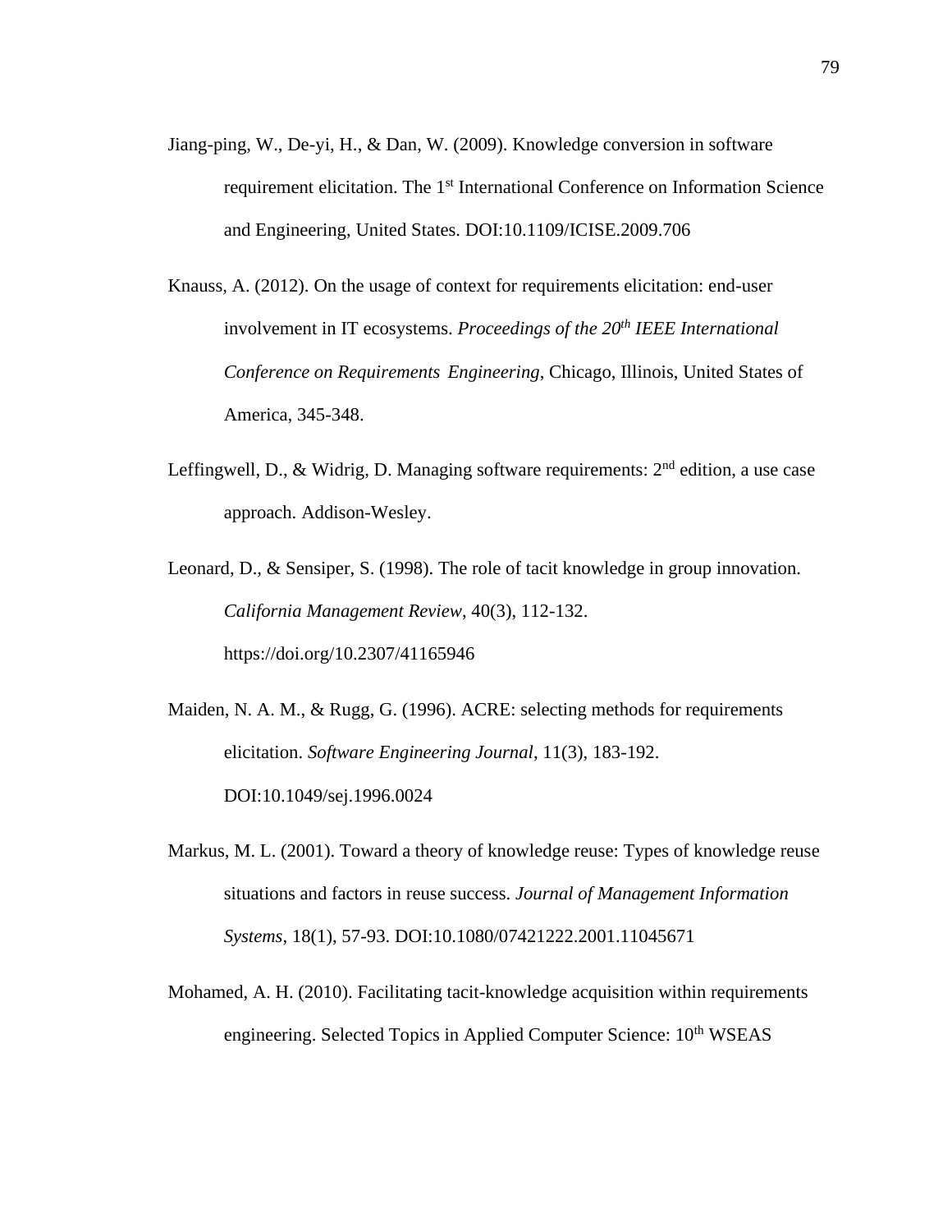Jiang-ping, W., De-yi, H., & Dan, W. (2009). Knowledge conversion in software requirement elicitation. The 1st International Conference on Information Science and Engineering, United States. DOI:10.1109/ICISE.2009.706

Knauss, A. (2012). On the usage of context for requirements elicitation: end-user involvement in IT ecosystems. *Proceedings of the 20th IEEE International Conference on Requirements Engineering*, Chicago, Illinois, United States of America, 345-348.

Leffingwell, D., & Widrig, D. Managing software requirements: 2nd edition, a use case approach. Addison-Wesley.

Leonard, D., & Sensiper, S. (1998). The role of tacit knowledge in group innovation. *California Management Review*, 40(3), 112-132. https://doi.org/10.2307/41165946

Maiden, N. A. M., & Rugg, G. (1996). ACRE: selecting methods for requirements elicitation. *Software Engineering Journal*, 11(3), 183-192. DOI:10.1049/sej.1996.0024

Markus, M. L. (2001). Toward a theory of knowledge reuse: Types of knowledge reuse situations and factors in reuse success. *Journal of Management Information Systems*, 18(1), 57-93. DOI:10.1080/07421222.2001.11045671

Mohamed, A. H. (2010). Facilitating tacit-knowledge acquisition within requirements engineering. Selected Topics in Applied Computer Science: 10th WSEAS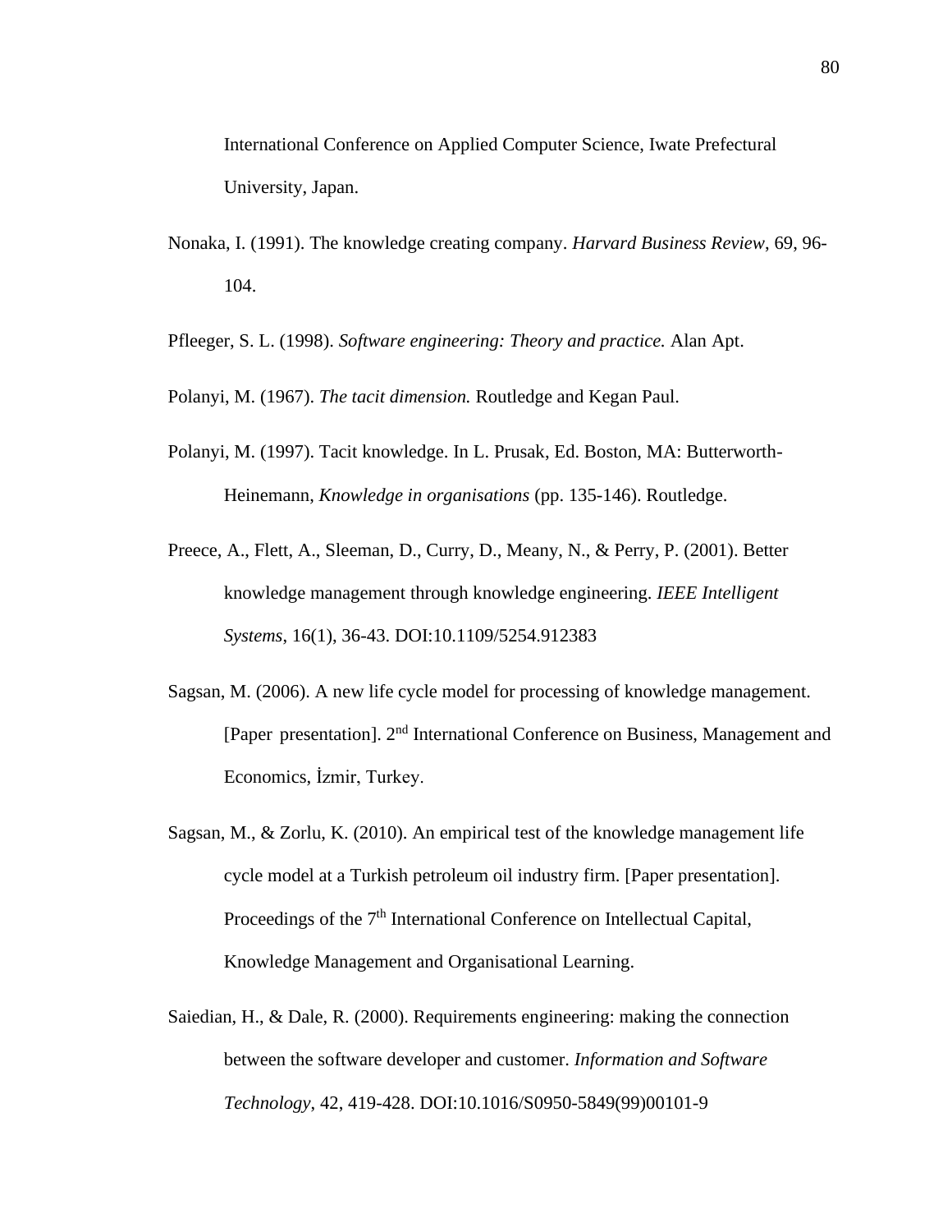International Conference on Applied Computer Science, Iwate Prefectural University, Japan.

Nonaka, I. (1991). The knowledge creating company. *Harvard Business Review*, 69, 96-104.

Pfleeger, S. L. (1998). *Software engineering: Theory and practice.* Alan Apt.

Polanyi, M. (1967). *The tacit dimension.* Routledge and Kegan Paul.

Polanyi, M. (1997). Tacit knowledge. In L. Prusak, Ed. Boston, MA: Butterworth-Heinemann, *Knowledge in organisations* (pp. 135-146). Routledge.

Preece, A., Flett, A., Sleeman, D., Curry, D., Meany, N., & Perry, P. (2001). Better knowledge management through knowledge engineering. *IEEE Intelligent Systems*, 16(1), 36-43. DOI:10.1109/5254.912383

Sagsan, M. (2006). A new life cycle model for processing of knowledge management. [Paper presentation]. 2nd International Conference on Business, Management and Economics, İzmir, Turkey.

Sagsan, M., & Zorlu, K. (2010). An empirical test of the knowledge management life cycle model at a Turkish petroleum oil industry firm. [Paper presentation]. Proceedings of the 7th International Conference on Intellectual Capital, Knowledge Management and Organisational Learning.

Saiedian, H., & Dale, R. (2000). Requirements engineering: making the connection between the software developer and customer. *Information and Software Technology*, 42, 419-428. DOI:10.1016/S0950-5849(99)00101-9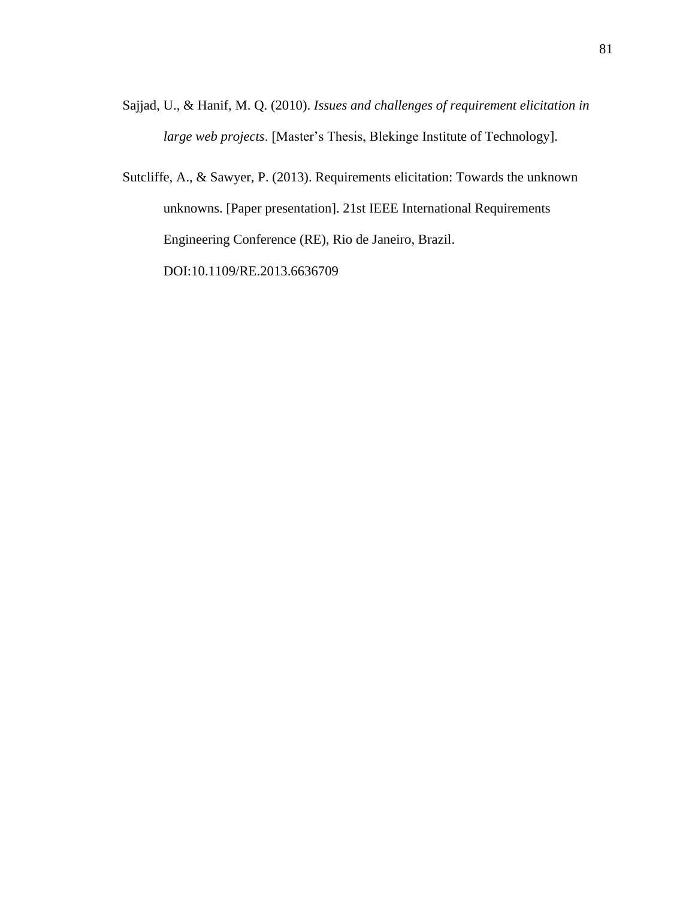Sajjad, U., & Hanif, M. Q. (2010). *Issues and challenges of requirement elicitation in large web projects*. [Master's Thesis, Blekinge Institute of Technology].

Sutcliffe, A., & Sawyer, P. (2013). Requirements elicitation: Towards the unknown unknowns. [Paper presentation]. 21st IEEE International Requirements Engineering Conference (RE), Rio de Janeiro, Brazil. DOI:10.1109/RE.2013.6636709